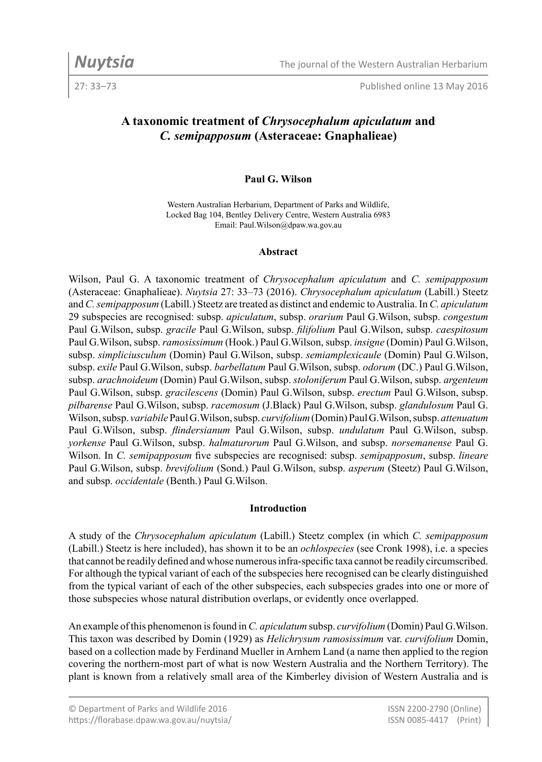# A taxonomic treatment of *Chrysocephalum apiculatum* and *C. semipapposum* (Asteraceae: Gnaphalieae)

**Paul G. Wilson**

Western Australian Herbarium, Department of Parks and Wildlife,
Locked Bag 104, Bentley Delivery Centre, Western Australia 6983
Email: Paul.Wilson@dpaw.wa.gov.au

## Abstract

Wilson, Paul G. A taxonomic treatment of *Chrysocephalum apiculatum* and *C. semipapposum* (Asteraceae: Gnaphalieae). *Nuytsia* 27: 33–73 (2016). *Chrysocephalum apiculatum* (Labill.) Steetz and *C. semipapposum* (Labill.) Steetz are treated as distinct and endemic to Australia. In *C. apiculatum* 29 subspecies are recognised: subsp. *apiculatum*, subsp. *orarium* Paul G.Wilson, subsp. *congestum* Paul G.Wilson, subsp. *gracile* Paul G.Wilson, subsp. *filifolium* Paul G.Wilson, subsp. *caespitosum* Paul G.Wilson, subsp. *ramosissimum* (Hook.) Paul G.Wilson, subsp. *insigne* (Domin) Paul G.Wilson, subsp. *simpliciusculum* (Domin) Paul G.Wilson, subsp. *semiamplexicaule* (Domin) Paul G.Wilson, subsp. *exile* Paul G.Wilson, subsp. *barbellatum* Paul G.Wilson, subsp. *odorum* (DC.) Paul G.Wilson, subsp. *arachnoideum* (Domin) Paul G.Wilson, subsp. *stoloniferum* Paul G.Wilson, subsp. *argenteum* Paul G.Wilson, subsp. *gracilescens* (Domin) Paul G.Wilson, subsp. *erectum* Paul G.Wilson, subsp. *pilbarense* Paul G.Wilson, subsp. *racemosum* (J.Black) Paul G.Wilson, subsp. *glandulosum* Paul G. Wilson, subsp. *variabile* Paul G.Wilson, subsp. *curvifolium* (Domin) Paul G.Wilson, subsp. *attenuatum* Paul G.Wilson, subsp. *flindersianum* Paul G.Wilson, subsp. *undulatum* Paul G.Wilson, subsp. *yorkense* Paul G.Wilson, subsp. *halmaturorum* Paul G.Wilson, and subsp. *norsemanense* Paul G. Wilson. In *C. semipapposum* five subspecies are recognised: subsp. *semipapposum*, subsp. *lineare* Paul G.Wilson, subsp. *brevifolium* (Sond.) Paul G.Wilson, subsp. *asperum* (Steetz) Paul G.Wilson, and subsp. *occidentale* (Benth.) Paul G.Wilson.

## Introduction

A study of the *Chrysocephalum apiculatum* (Labill.) Steetz complex (in which *C. semipapposum* (Labill.) Steetz is here included), has shown it to be an *ochlospecies* (see Cronk 1998), i.e. a species that cannot be readily defined and whose numerous infra-specific taxa cannot be readily circumscribed. For although the typical variant of each of the subspecies here recognised can be clearly distinguished from the typical variant of each of the other subspecies, each subspecies grades into one or more of those subspecies whose natural distribution overlaps, or evidently once overlapped.

An example of this phenomenon is found in *C. apiculatum* subsp. *curvifolium* (Domin) Paul G.Wilson. This taxon was described by Domin (1929) as *Helichrysum ramosissimum* var. *curvifolium* Domin, based on a collection made by Ferdinand Mueller in Arnhem Land (a name then applied to the region covering the northern-most part of what is now Western Australia and the Northern Territory). The plant is known from a relatively small area of the Kimberley division of Western Australia and is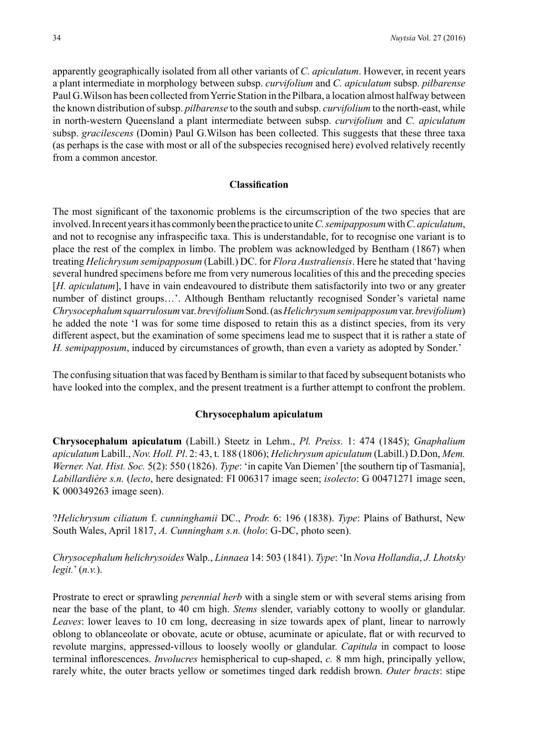apparently geographically isolated from all other variants of *C. apiculatum*. However, in recent years a plant intermediate in morphology between subsp. *curvifolium* and *C. apiculatum* subsp. *pilbarense* Paul G.Wilson has been collected from Yerrie Station in the Pilbara, a location almost halfway between the known distribution of subsp. *pilbarense* to the south and subsp. *curvifolium* to the north-east, while in north-western Queensland a plant intermediate between subsp. *curvifolium* and *C. apiculatum* subsp. *gracilescens* (Domin) Paul G.Wilson has been collected. This suggests that these three taxa (as perhaps is the case with most or all of the subspecies recognised here) evolved relatively recently from a common ancestor.

## Classification

The most significant of the taxonomic problems is the circumscription of the two species that are involved. In recent years it has commonly been the practice to unite *C. semipapposum* with *C. apiculatum*, and not to recognise any infraspecific taxa. This is understandable, for to recognise one variant is to place the rest of the complex in limbo. The problem was acknowledged by Bentham (1867) when treating *Helichrysum semipapposum* (Labill.) DC. for *Flora Australiensis*. Here he stated that 'having several hundred specimens before me from very numerous localities of this and the preceding species [*H. apiculatum*], I have in vain endeavoured to distribute them satisfactorily into two or any greater number of distinct groups…'. Although Bentham reluctantly recognised Sonder's varietal name *Chrysocephalum squarrulosum* var. *brevifolium* Sond. (as *Helichrysum semipapposum* var. *brevifolium*) he added the note 'I was for some time disposed to retain this as a distinct species, from its very different aspect, but the examination of some specimens lead me to suspect that it is rather a state of *H. semipapposum*, induced by circumstances of growth, than even a variety as adopted by Sonder.'

The confusing situation that was faced by Bentham is similar to that faced by subsequent botanists who have looked into the complex, and the present treatment is a further attempt to confront the problem.

## Chrysocephalum apiculatum

**Chrysocephalum apiculatum** (Labill.) Steetz in Lehm., *Pl. Preiss.* 1: 474 (1845); *Gnaphalium apiculatum* Labill., *Nov. Holl. Pl*. 2: 43, t. 188 (1806); *Helichrysum apiculatum* (Labill.) D.Don, *Mem. Werner. Nat. Hist. Soc.* 5(2): 550 (1826). *Type*: 'in capite Van Diemen' [the southern tip of Tasmania], *Labillardière s.n.* (*lecto*, here designated: FI 006317 image seen; *isolecto*: G 00471271 image seen, K 000349263 image seen).

?*Helichrysum ciliatum* f. *cunninghamii* DC., *Prodr.* 6: 196 (1838). *Type*: Plains of Bathurst, New South Wales, April 1817, *A. Cunningham s.n.* (*holo*: G-DC, photo seen).

*Chrysocephalum helichrysoides* Walp., *Linnaea* 14: 503 (1841). *Type*: 'In *Nova Hollandia*, *J. Lhotsky legit.*' (*n.v.*).

Prostrate to erect or sprawling *perennial herb* with a single stem or with several stems arising from near the base of the plant, to 40 cm high. *Stems* slender, variably cottony to woolly or glandular. *Leaves*: lower leaves to 10 cm long, decreasing in size towards apex of plant, linear to narrowly oblong to oblanceolate or obovate, acute or obtuse, acuminate or apiculate, flat or with recurved to revolute margins, appressed-villous to loosely woolly or glandular. *Capitula* in compact to loose terminal inflorescences. *Involucres* hemispherical to cup-shaped, *c.* 8 mm high, principally yellow, rarely white, the outer bracts yellow or sometimes tinged dark reddish brown. *Outer bracts*: stipe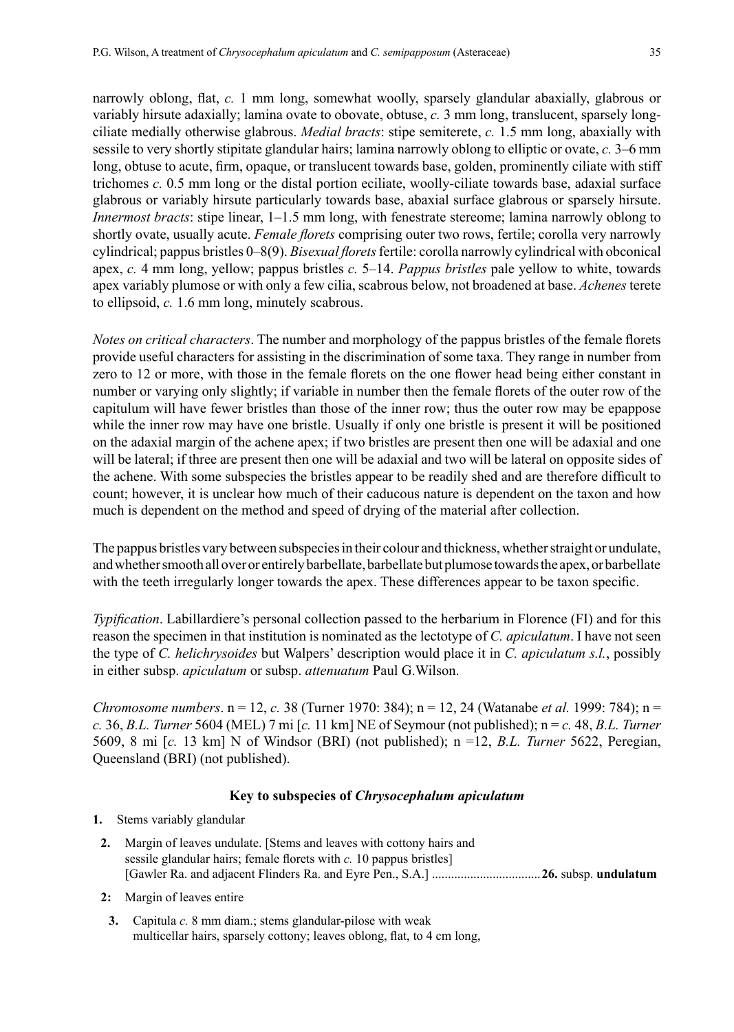narrowly oblong, flat, *c.* 1 mm long, somewhat woolly, sparsely glandular abaxially, glabrous or variably hirsute adaxially; lamina ovate to obovate, obtuse, *c.* 3 mm long, translucent, sparsely long-ciliate medially otherwise glabrous. *Medial bracts*: stipe semiterete, *c.* 1.5 mm long, abaxially with sessile to very shortly stipitate glandular hairs; lamina narrowly oblong to elliptic or ovate, *c.* 3–6 mm long, obtuse to acute, firm, opaque, or translucent towards base, golden, prominently ciliate with stiff trichomes *c.* 0.5 mm long or the distal portion eciliate, woolly-ciliate towards base, adaxial surface glabrous or variably hirsute particularly towards base, abaxial surface glabrous or sparsely hirsute. *Innermost bracts*: stipe linear, 1–1.5 mm long, with fenestrate stereome; lamina narrowly oblong to shortly ovate, usually acute. *Female florets* comprising outer two rows, fertile; corolla very narrowly cylindrical; pappus bristles 0–8(9). *Bisexual florets* fertile: corolla narrowly cylindrical with obconical apex, *c.* 4 mm long, yellow; pappus bristles *c.* 5–14. *Pappus bristles* pale yellow to white, towards apex variably plumose or with only a few cilia, scabrous below, not broadened at base. *Achenes* terete to ellipsoid, *c.* 1.6 mm long, minutely scabrous.

*Notes on critical characters*. The number and morphology of the pappus bristles of the female florets provide useful characters for assisting in the discrimination of some taxa. They range in number from zero to 12 or more, with those in the female florets on the one flower head being either constant in number or varying only slightly; if variable in number then the female florets of the outer row of the capitulum will have fewer bristles than those of the inner row; thus the outer row may be epappose while the inner row may have one bristle. Usually if only one bristle is present it will be positioned on the adaxial margin of the achene apex; if two bristles are present then one will be adaxial and one will be lateral; if three are present then one will be adaxial and two will be lateral on opposite sides of the achene. With some subspecies the bristles appear to be readily shed and are therefore difficult to count; however, it is unclear how much of their caducous nature is dependent on the taxon and how much is dependent on the method and speed of drying of the material after collection.

The pappus bristles vary between subspecies in their colour and thickness, whether straight or undulate, and whether smooth all over or entirely barbellate, barbellate but plumose towards the apex, or barbellate with the teeth irregularly longer towards the apex. These differences appear to be taxon specific.

*Typification*. Labillardiere's personal collection passed to the herbarium in Florence (FI) and for this reason the specimen in that institution is nominated as the lectotype of *C. apiculatum*. I have not seen the type of *C. helichrysoides* but Walpers' description would place it in *C. apiculatum s.l.*, possibly in either subsp. *apiculatum* or subsp. *attenuatum* Paul G.Wilson.

*Chromosome numbers*. n = 12, *c.* 38 (Turner 1970: 384); n = 12, 24 (Watanabe *et al.* 1999: 784); n = *c.* 36, *B.L. Turner* 5604 (MEL) 7 mi [*c.* 11 km] NE of Seymour (not published); n = *c.* 48, *B.L. Turner* 5609, 8 mi [*c.* 13 km] N of Windsor (BRI) (not published); n =12, *B.L. Turner* 5622, Peregian, Queensland (BRI) (not published).

### Key to subspecies of *Chrysocephalum apiculatum*

**1.** Stems variably glandular

**2.** Margin of leaves undulate. [Stems and leaves with cottony hairs and sessile glandular hairs; female florets with *c.* 10 pappus bristles] [Gawler Ra. and adjacent Flinders Ra. and Eyre Pen., S.A.] .................................. **26.** subsp. **undulatum**

**2:** Margin of leaves entire

**3.** Capitula *c.* 8 mm diam.; stems glandular-pilose with weak multicellar hairs, sparsely cottony; leaves oblong, flat, to 4 cm long,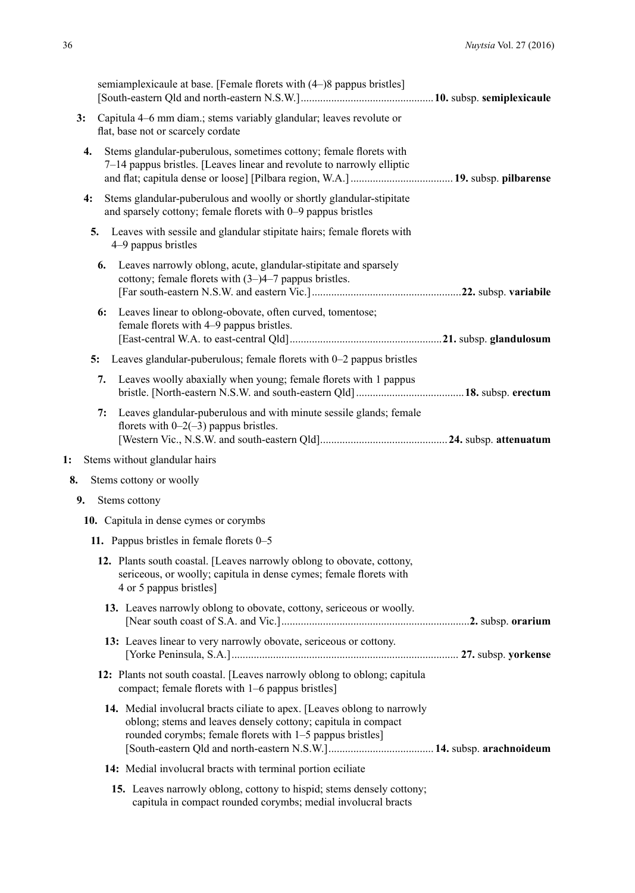semiamplexicaule at base. [Female florets with (4–)8 pappus bristles] [South-eastern Qld and north-eastern N.S.W.] ................................................ **10.** subsp. **semiplexicaule**

**3:** Capitula 4–6 mm diam.; stems variably glandular; leaves revolute or flat, base not or scarcely cordate

**4.** Stems glandular-puberulous, sometimes cottony; female florets with 7–14 pappus bristles. [Leaves linear and revolute to narrowly elliptic and flat; capitula dense or loose] [Pilbara region, W.A.] ..................................... **19.** subsp. **pilbarense**

**4:** Stems glandular-puberulous and woolly or shortly glandular-stipitate and sparsely cottony; female florets with 0–9 pappus bristles

**5.** Leaves with sessile and glandular stipitate hairs; female florets with 4–9 pappus bristles

**6.** Leaves narrowly oblong, acute, glandular-stipitate and sparsely cottony; female florets with (3–)4–7 pappus bristles. [Far south-eastern N.S.W. and eastern Vic.] ...................................................... **22.** subsp. **variabile**

**6:** Leaves linear to oblong-obovate, often curved, tomentose; female florets with 4–9 pappus bristles. [East-central W.A. to east-central Qld] ....................................................... **21.** subsp. **glandulosum**

**5:** Leaves glandular-puberulous; female florets with 0–2 pappus bristles

**7.** Leaves woolly abaxially when young; female florets with 1 pappus bristle. [North-eastern N.S.W. and south-eastern Qld] ....................................... **18.** subsp. **erectum**

**7:** Leaves glandular-puberulous and with minute sessile glands; female florets with 0–2(–3) pappus bristles. [Western Vic., N.S.W. and south-eastern Qld] .............................................. **24.** subsp. **attenuatum**

**1:** Stems without glandular hairs

**8.** Stems cottony or woolly

**9.** Stems cottony

**10.** Capitula in dense cymes or corymbs

**11.** Pappus bristles in female florets 0–5

**12.** Plants south coastal. [Leaves narrowly oblong to obovate, cottony, sericeous, or woolly; capitula in dense cymes; female florets with 4 or 5 pappus bristles]

**13.** Leaves narrowly oblong to obovate, cottony, sericeous or woolly. [Near south coast of S.A. and Vic.] .................................................................... **2.** subsp. **orarium**

**13:** Leaves linear to very narrowly obovate, sericeous or cottony. [Yorke Peninsula, S.A.] .................................................................................. **27.** subsp. **yorkense**

**12:** Plants not south coastal. [Leaves narrowly oblong to oblong; capitula compact; female florets with 1–6 pappus bristles]

**14.** Medial involucral bracts ciliate to apex. [Leaves oblong to narrowly oblong; stems and leaves densely cottony; capitula in compact rounded corymbs; female florets with 1–5 pappus bristles] [South-eastern Qld and north-eastern N.S.W.] ...................................... **14.** subsp. **arachnoideum**

**14:** Medial involucral bracts with terminal portion eciliate

**15.** Leaves narrowly oblong, cottony to hispid; stems densely cottony; capitula in compact rounded corymbs; medial involucral bracts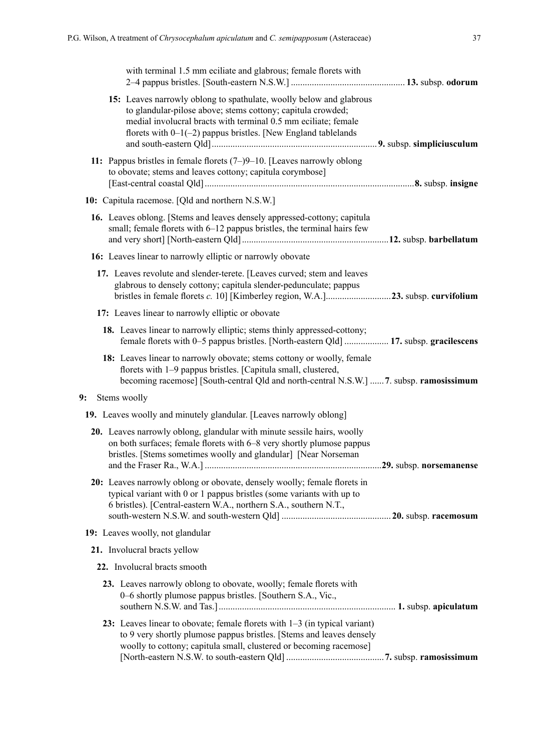with terminal 1.5 mm eciliate and glabrous; female florets with 2–4 pappus bristles. [South-eastern N.S.W.] ................................................ **13.** subsp. **odorum**

**15:** Leaves narrowly oblong to spathulate, woolly below and glabrous to glandular-pilose above; stems cottony; capitula crowded; medial involucral bracts with terminal 0.5 mm eciliate; female florets with 0–1(–2) pappus bristles. [New England tablelands and south-eastern Qld] ...................................................................... **9.** subsp. **simpliciusculum**

**11:** Pappus bristles in female florets (7–)9–10. [Leaves narrowly oblong to obovate; stems and leaves cottony; capitula corymbose] [East-central coastal Qld] ........................................................................................ **8.** subsp. **insigne**

**10:** Capitula racemose. [Qld and northern N.S.W.]

**16.** Leaves oblong. [Stems and leaves densely appressed-cottony; capitula small; female florets with 6–12 pappus bristles, the terminal hairs few and very short] [North-eastern Qld] .............................................................. **12.** subsp. **barbellatum**

**16:** Leaves linear to narrowly elliptic or narrowly obovate

**17.** Leaves revolute and slender-terete. [Leaves curved; stem and leaves glabrous to densely cottony; capitula slender-pedunculate; pappus bristles in female florets *c.* 10] [Kimberley region, W.A.] ........................... **23.** subsp. **curvifolium**

**17:** Leaves linear to narrowly elliptic or obovate

**18.** Leaves linear to narrowly elliptic; stems thinly appressed-cottony; female florets with 0–5 pappus bristles. [North-eastern Qld] ................... **17.** subsp. **gracilescens**

**18:** Leaves linear to narrowly obovate; stems cottony or woolly, female florets with 1–9 pappus bristles. [Capitula small, clustered, becoming racemose] [South-central Qld and north-central N.S.W.] ...... **7**. subsp. **ramosissimum**

**9:** Stems woolly

**19.** Leaves woolly and minutely glandular. [Leaves narrowly oblong]

**20.** Leaves narrowly oblong, glandular with minute sessile hairs, woolly on both surfaces; female florets with 6–8 very shortly plumose pappus bristles. [Stems sometimes woolly and glandular] [Near Norseman and the Fraser Ra., W.A.] ........................................................................... **29.** subsp. **norsemanense**

**20:** Leaves narrowly oblong or obovate, densely woolly; female florets in typical variant with 0 or 1 pappus bristles (some variants with up to 6 bristles). [Central-eastern W.A., northern S.A., southern N.T., south-western N.S.W. and south-western Qld] .............................................. **20.** subsp. **racemosum**

**19:** Leaves woolly, not glandular

**21.** Involucral bracts yellow

**22.** Involucral bracts smooth

**23.** Leaves narrowly oblong to obovate, woolly; female florets with 0–6 shortly plumose pappus bristles. [Southern S.A., Vic., southern N.S.W. and Tas.] ........................................................................... **1.** subsp. **apiculatum**

**23:** Leaves linear to obovate; female florets with 1–3 (in typical variant) to 9 very shortly plumose pappus bristles. [Stems and leaves densely woolly to cottony; capitula small, clustered or becoming racemose] [North-eastern N.S.W. to south-eastern Qld] .......................................... **7.** subsp. **ramosissimum**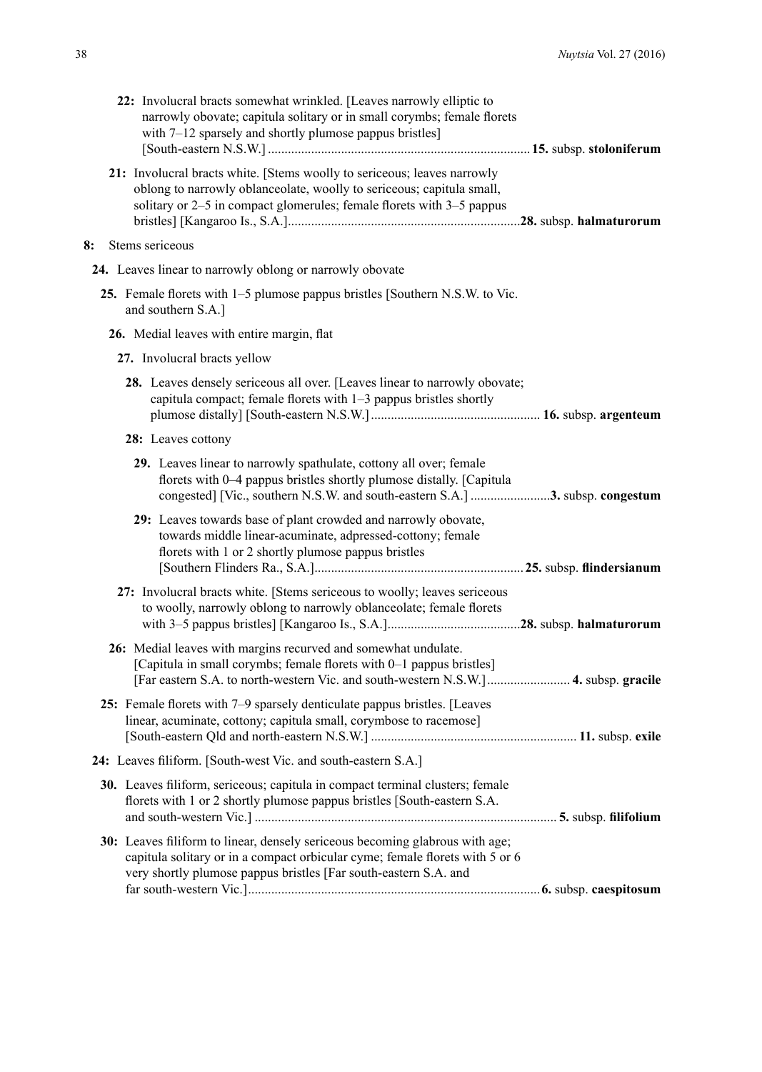**22:** Involucral bracts somewhat wrinkled. [Leaves narrowly elliptic to narrowly obovate; capitula solitary or in small corymbs; female florets with 7–12 sparsely and shortly plumose pappus bristles] [South-eastern N.S.W.] .............................................................................. **15.** subsp. **stoloniferum**

**21:** Involucral bracts white. [Stems woolly to sericeous; leaves narrowly oblong to narrowly oblanceolate, woolly to sericeous; capitula small, solitary or 2–5 in compact glomerules; female florets with 3–5 pappus bristles] [Kangaroo Is., S.A.]......................................................................**28.** subsp. **halmaturorum**

**8:** Stems sericeous

**24.** Leaves linear to narrowly oblong or narrowly obovate

**25.** Female florets with 1–5 plumose pappus bristles [Southern N.S.W. to Vic. and southern S.A.]

**26.** Medial leaves with entire margin, flat

**27.** Involucral bracts yellow

**28.** Leaves densely sericeous all over. [Leaves linear to narrowly obovate; capitula compact; female florets with 1–3 pappus bristles shortly plumose distally] [South-eastern N.S.W.] ................................................... **16.** subsp. **argenteum**

**28:** Leaves cottony

**29.** Leaves linear to narrowly spathulate, cottony all over; female florets with 0–4 pappus bristles shortly plumose distally. [Capitula congested] [Vic., southern N.S.W. and south-eastern S.A.] ........................**3.** subsp. **congestum**

**29:** Leaves towards base of plant crowded and narrowly obovate, towards middle linear-acuminate, adpressed-cottony; female florets with 1 or 2 shortly plumose pappus bristles [Southern Flinders Ra., S.A.]............................................................... **25.** subsp. **flindersianum**

**27:** Involucral bracts white. [Stems sericeous to woolly; leaves sericeous to woolly, narrowly oblong to narrowly oblanceolate; female florets with 3–5 pappus bristles] [Kangaroo Is., S.A.]........................................**28.** subsp. **halmaturorum**

**26:** Medial leaves with margins recurved and somewhat undulate. [Capitula in small corymbs; female florets with 0–1 pappus bristles] [Far eastern S.A. to north-western Vic. and south-western N.S.W.]......................... **4.** subsp. **gracile**

**25:** Female florets with 7–9 sparsely denticulate pappus bristles. [Leaves linear, acuminate, cottony; capitula small, corymbose to racemose] [South-eastern Qld and north-eastern N.S.W.] ............................................................. **11.** subsp. **exile**

**24:** Leaves filiform. [South-west Vic. and south-eastern S.A.]

**30.** Leaves filiform, sericeous; capitula in compact terminal clusters; female florets with 1 or 2 shortly plumose pappus bristles [South-eastern S.A. and south-western Vic.] .......................................................................................... **5.** subsp. **filifolium**

**30:** Leaves filiform to linear, densely sericeous becoming glabrous with age; capitula solitary or in a compact orbicular cyme; female florets with 5 or 6 very shortly plumose pappus bristles [Far south-eastern S.A. and far south-western Vic.]....................................................................................... **6.** subsp. **caespitosum**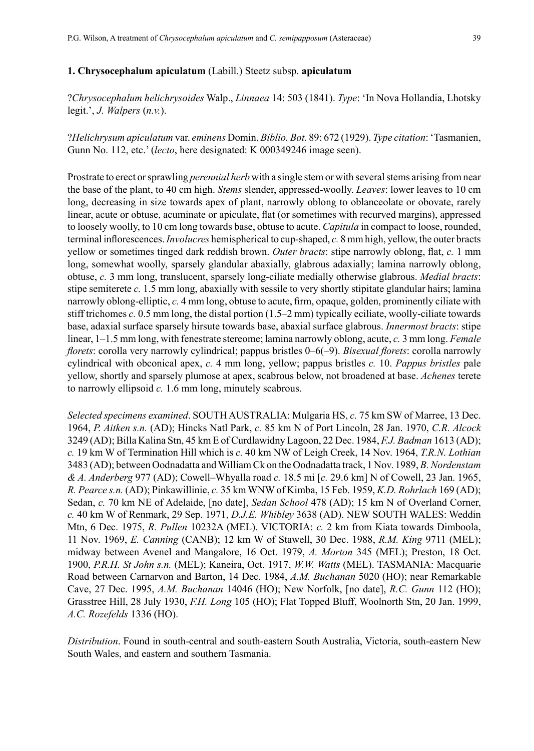## 1. Chrysocephalum apiculatum (Labill.) Steetz subsp. apiculatum

?*Chrysocephalum helichrysoides* Walp., *Linnaea* 14: 503 (1841). *Type*: 'In Nova Hollandia, Lhotsky legit.', *J. Walpers* (*n.v.*).

?*Helichrysum apiculatum* var. *eminens* Domin, *Biblio. Bot.* 89: 672 (1929). *Type citation*: 'Tasmanien, Gunn No. 112, etc.' (*lecto*, here designated: K 000349246 image seen).

Prostrate to erect or sprawling *perennial herb* with a single stem or with several stems arising from near the base of the plant, to 40 cm high. *Stems* slender, appressed-woolly. *Leaves*: lower leaves to 10 cm long, decreasing in size towards apex of plant, narrowly oblong to oblanceolate or obovate, rarely linear, acute or obtuse, acuminate or apiculate, flat (or sometimes with recurved margins), appressed to loosely woolly, to 10 cm long towards base, obtuse to acute. *Capitula* in compact to loose, rounded, terminal inflorescences. *Involucres* hemispherical to cup-shaped, *c.* 8 mm high, yellow, the outer bracts yellow or sometimes tinged dark reddish brown. *Outer bracts*: stipe narrowly oblong, flat, *c.* 1 mm long, somewhat woolly, sparsely glandular abaxially, glabrous adaxially; lamina narrowly oblong, obtuse, *c.* 3 mm long, translucent, sparsely long-ciliate medially otherwise glabrous. *Medial bracts*: stipe semiterete *c.* 1.5 mm long, abaxially with sessile to very shortly stipitate glandular hairs; lamina narrowly oblong-elliptic, *c.* 4 mm long, obtuse to acute, firm, opaque, golden, prominently ciliate with stiff trichomes *c.* 0.5 mm long, the distal portion (1.5–2 mm) typically eciliate, woolly-ciliate towards base, adaxial surface sparsely hirsute towards base, abaxial surface glabrous. *Innermost bracts*: stipe linear, 1–1.5 mm long, with fenestrate stereome; lamina narrowly oblong, acute, *c.* 3 mm long. *Female florets*: corolla very narrowly cylindrical; pappus bristles 0–6(–9). *Bisexual florets*: corolla narrowly cylindrical with obconical apex, *c.* 4 mm long, yellow; pappus bristles *c.* 10. *Pappus bristles* pale yellow, shortly and sparsely plumose at apex, scabrous below, not broadened at base. *Achenes* terete to narrowly ellipsoid *c.* 1.6 mm long, minutely scabrous.

*Selected specimens examined*. SOUTH AUSTRALIA: Mulgaria HS, *c.* 75 km SW of Marree, 13 Dec. 1964, *P. Aitken s.n.* (AD); Hincks Natl Park, *c.* 85 km N of Port Lincoln, 28 Jan. 1970, *C.R. Alcock* 3249 (AD); Billa Kalina Stn, 45 km E of Curdlawidny Lagoon, 22 Dec. 1984, *F.J. Badman* 1613 (AD); *c.* 19 km W of Termination Hill which is *c.* 40 km NW of Leigh Creek, 14 Nov. 1964, *T.R.N. Lothian* 3483 (AD); between Oodnadatta and William Ck on the Oodnadatta track, 1 Nov. 1989, *B. Nordenstam & A. Anderberg* 977 (AD); Cowell–Whyalla road *c.* 18.5 mi [*c.* 29.6 km] N of Cowell, 23 Jan. 1965, *R. Pearce s.n.* (AD); Pinkawillinie, *c.* 35 km WNW of Kimba, 15 Feb. 1959, *K.D. Rohrlach* 169 (AD); Sedan, *c.* 70 km NE of Adelaide, [no date], *Sedan School* 478 (AD); 15 km N of Overland Corner, *c.* 40 km W of Renmark, 29 Sep. 1971, *D.J.E. Whibley* 3638 (AD). NEW SOUTH WALES: Weddin Mtn, 6 Dec. 1975, *R. Pullen* 10232A (MEL). VICTORIA: *c.* 2 km from Kiata towards Dimboola, 11 Nov. 1969, *E. Canning* (CANB); 12 km W of Stawell, 30 Dec. 1988, *R.M. King* 9711 (MEL); midway between Avenel and Mangalore, 16 Oct. 1979, *A. Morton* 345 (MEL); Preston, 18 Oct. 1900, *P.R.H. St John s.n.* (MEL); Kaneira, Oct. 1917, *W.W. Watts* (MEL). TASMANIA: Macquarie Road between Carnarvon and Barton, 14 Dec. 1984, *A.M. Buchanan* 5020 (HO); near Remarkable Cave, 27 Dec. 1995, *A.M. Buchanan* 14046 (HO); New Norfolk, [no date], *R.C. Gunn* 112 (HO); Grasstree Hill, 28 July 1930, *F.H. Long* 105 (HO); Flat Topped Bluff, Woolnorth Stn, 20 Jan. 1999, *A.C. Rozefelds* 1336 (HO).

*Distribution*. Found in south-central and south-eastern South Australia, Victoria, south-eastern New South Wales, and eastern and southern Tasmania.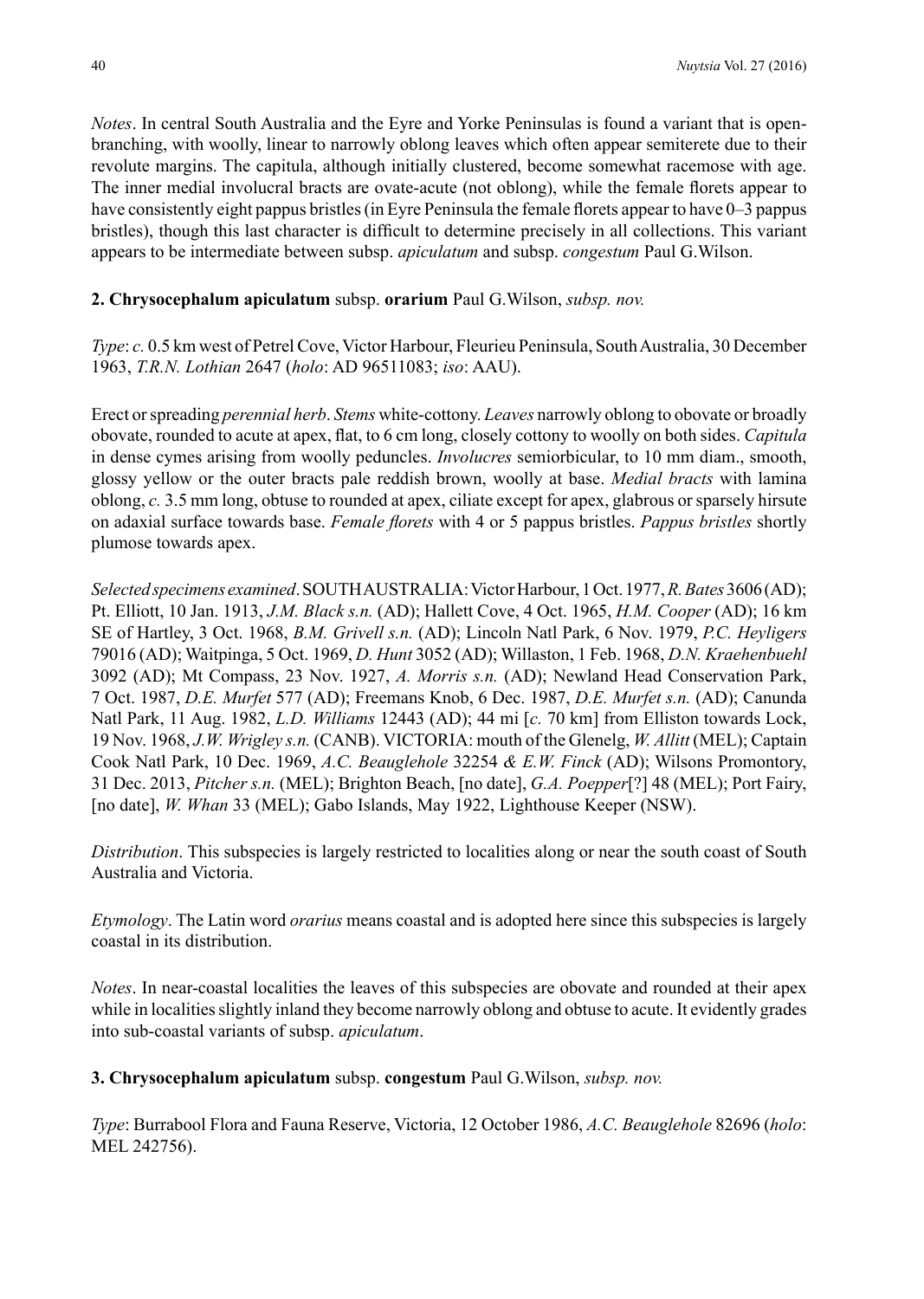*Notes*. In central South Australia and the Eyre and Yorke Peninsulas is found a variant that is open-branching, with woolly, linear to narrowly oblong leaves which often appear semiterete due to their revolute margins. The capitula, although initially clustered, become somewhat racemose with age. The inner medial involucral bracts are ovate-acute (not oblong), while the female florets appear to have consistently eight pappus bristles (in Eyre Peninsula the female florets appear to have 0–3 pappus bristles), though this last character is difficult to determine precisely in all collections. This variant appears to be intermediate between subsp. *apiculatum* and subsp. *congestum* Paul G.Wilson.

**2. Chrysocephalum apiculatum** subsp. **orarium** Paul G.Wilson, *subsp. nov.*

*Type*: *c.* 0.5 km west of Petrel Cove, Victor Harbour, Fleurieu Peninsula, South Australia, 30 December 1963, *T.R.N. Lothian* 2647 (*holo*: AD 96511083; *iso*: AAU).

Erect or spreading *perennial herb*. *Stems* white-cottony. *Leaves* narrowly oblong to obovate or broadly obovate, rounded to acute at apex, flat, to 6 cm long, closely cottony to woolly on both sides. *Capitula* in dense cymes arising from woolly peduncles. *Involucres* semiorbicular, to 10 mm diam., smooth, glossy yellow or the outer bracts pale reddish brown, woolly at base. *Medial bracts* with lamina oblong, *c.* 3.5 mm long, obtuse to rounded at apex, ciliate except for apex, glabrous or sparsely hirsute on adaxial surface towards base. *Female florets* with 4 or 5 pappus bristles. *Pappus bristles* shortly plumose towards apex.

*Selected specimens examined*. SOUTH AUSTRALIA: Victor Harbour, 1 Oct. 1977, *R. Bates* 3606 (AD); Pt. Elliott, 10 Jan. 1913, *J.M. Black s.n.* (AD); Hallett Cove, 4 Oct. 1965, *H.M. Cooper* (AD); 16 km SE of Hartley, 3 Oct. 1968, *B.M. Grivell s.n.* (AD); Lincoln Natl Park, 6 Nov. 1979, *P.C. Heyligers* 79016 (AD); Waitpinga, 5 Oct. 1969, *D. Hunt* 3052 (AD); Willaston, 1 Feb. 1968, *D.N. Kraehenbuehl* 3092 (AD); Mt Compass, 23 Nov. 1927, *A. Morris s.n.* (AD); Newland Head Conservation Park, 7 Oct. 1987, *D.E. Murfet* 577 (AD); Freemans Knob, 6 Dec. 1987, *D.E. Murfet s.n.* (AD); Canunda Natl Park, 11 Aug. 1982, *L.D. Williams* 12443 (AD); 44 mi [*c.* 70 km] from Elliston towards Lock, 19 Nov. 1968, *J.W. Wrigley s.n.* (CANB). VICTORIA: mouth of the Glenelg, *W. Allitt* (MEL); Captain Cook Natl Park, 10 Dec. 1969, *A.C. Beauglehole* 32254 *& E.W. Finck* (AD); Wilsons Promontory, 31 Dec. 2013, *Pitcher s.n.* (MEL); Brighton Beach, [no date], *G.A. Poepper*[?] 48 (MEL); Port Fairy, [no date], *W. Whan* 33 (MEL); Gabo Islands, May 1922, Lighthouse Keeper (NSW).

*Distribution*. This subspecies is largely restricted to localities along or near the south coast of South Australia and Victoria.

*Etymology*. The Latin word *orarius* means coastal and is adopted here since this subspecies is largely coastal in its distribution.

*Notes*. In near-coastal localities the leaves of this subspecies are obovate and rounded at their apex while in localities slightly inland they become narrowly oblong and obtuse to acute. It evidently grades into sub-coastal variants of subsp. *apiculatum*.

**3. Chrysocephalum apiculatum** subsp. **congestum** Paul G.Wilson, *subsp. nov.*

*Type*: Burrabool Flora and Fauna Reserve, Victoria, 12 October 1986, *A.C. Beauglehole* 82696 (*holo*: MEL 242756).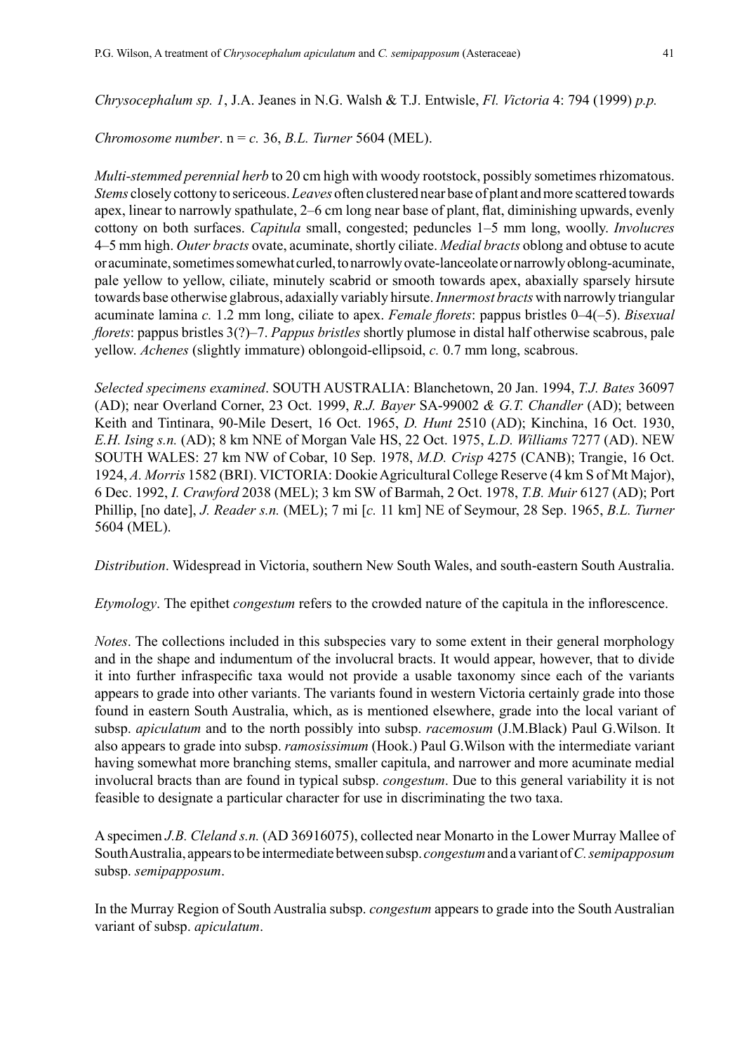*Chrysocephalum sp. 1*, J.A. Jeanes in N.G. Walsh & T.J. Entwisle, *Fl. Victoria* 4: 794 (1999) *p.p.*

*Chromosome number*. n = *c.* 36, *B.L. Turner* 5604 (MEL).

*Multi-stemmed perennial herb* to 20 cm high with woody rootstock, possibly sometimes rhizomatous. *Stems* closely cottony to sericeous. *Leaves* often clustered near base of plant and more scattered towards apex, linear to narrowly spathulate, 2–6 cm long near base of plant, flat, diminishing upwards, evenly cottony on both surfaces. *Capitula* small, congested; peduncles 1–5 mm long, woolly. *Involucres* 4–5 mm high. *Outer bracts* ovate, acuminate, shortly ciliate. *Medial bracts* oblong and obtuse to acute or acuminate, sometimes somewhat curled, to narrowly ovate-lanceolate or narrowly oblong-acuminate, pale yellow to yellow, ciliate, minutely scabrid or smooth towards apex, abaxially sparsely hirsute towards base otherwise glabrous, adaxially variably hirsute. *Innermost bracts* with narrowly triangular acuminate lamina *c.* 1.2 mm long, ciliate to apex. *Female florets*: pappus bristles 0–4(–5). *Bisexual florets*: pappus bristles 3(?)–7. *Pappus bristles* shortly plumose in distal half otherwise scabrous, pale yellow. *Achenes* (slightly immature) oblongoid-ellipsoid, *c.* 0.7 mm long, scabrous.

*Selected specimens examined*. SOUTH AUSTRALIA: Blanchetown, 20 Jan. 1994, *T.J. Bates* 36097 (AD); near Overland Corner, 23 Oct. 1999, *R.J. Bayer* SA-99002 *& G.T. Chandler* (AD); between Keith and Tintinara, 90-Mile Desert, 16 Oct. 1965, *D. Hunt* 2510 (AD); Kinchina, 16 Oct. 1930, *E.H. Ising s.n.* (AD); 8 km NNE of Morgan Vale HS, 22 Oct. 1975, *L.D. Williams* 7277 (AD). NEW SOUTH WALES: 27 km NW of Cobar, 10 Sep. 1978, *M.D. Crisp* 4275 (CANB); Trangie, 16 Oct. 1924, *A. Morris* 1582 (BRI). VICTORIA: Dookie Agricultural College Reserve (4 km S of Mt Major), 6 Dec. 1992, *I. Crawford* 2038 (MEL); 3 km SW of Barmah, 2 Oct. 1978, *T.B. Muir* 6127 (AD); Port Phillip, [no date], *J. Reader s.n.* (MEL); 7 mi [*c.* 11 km] NE of Seymour, 28 Sep. 1965, *B.L. Turner* 5604 (MEL).

*Distribution*. Widespread in Victoria, southern New South Wales, and south-eastern South Australia.

*Etymology*. The epithet *congestum* refers to the crowded nature of the capitula in the inflorescence.

*Notes*. The collections included in this subspecies vary to some extent in their general morphology and in the shape and indumentum of the involucral bracts. It would appear, however, that to divide it into further infraspecific taxa would not provide a usable taxonomy since each of the variants appears to grade into other variants. The variants found in western Victoria certainly grade into those found in eastern South Australia, which, as is mentioned elsewhere, grade into the local variant of subsp. *apiculatum* and to the north possibly into subsp. *racemosum* (J.M.Black) Paul G.Wilson. It also appears to grade into subsp. *ramosissimum* (Hook.) Paul G.Wilson with the intermediate variant having somewhat more branching stems, smaller capitula, and narrower and more acuminate medial involucral bracts than are found in typical subsp. *congestum*. Due to this general variability it is not feasible to designate a particular character for use in discriminating the two taxa.

A specimen *J.B. Cleland s.n.* (AD 36916075), collected near Monarto in the Lower Murray Mallee of South Australia, appears to be intermediate between subsp. *congestum* and a variant of *C. semipapposum* subsp. *semipapposum*.

In the Murray Region of South Australia subsp. *congestum* appears to grade into the South Australian variant of subsp. *apiculatum*.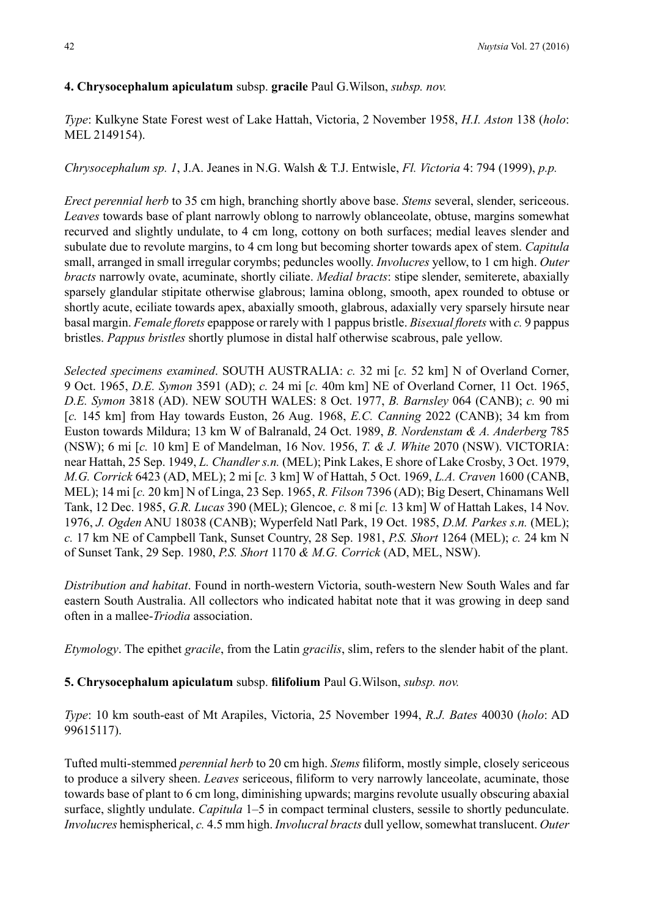**4. Chrysocephalum apiculatum** subsp. **gracile** Paul G.Wilson, *subsp. nov.*

*Type*: Kulkyne State Forest west of Lake Hattah, Victoria, 2 November 1958, *H.I. Aston* 138 (*holo*: MEL 2149154).

*Chrysocephalum sp. 1*, J.A. Jeanes in N.G. Walsh & T.J. Entwisle, *Fl. Victoria* 4: 794 (1999), *p.p.*

*Erect perennial herb* to 35 cm high, branching shortly above base. *Stems* several, slender, sericeous. *Leaves* towards base of plant narrowly oblong to narrowly oblanceolate, obtuse, margins somewhat recurved and slightly undulate, to 4 cm long, cottony on both surfaces; medial leaves slender and subulate due to revolute margins, to 4 cm long but becoming shorter towards apex of stem. *Capitula* small, arranged in small irregular corymbs; peduncles woolly. *Involucres* yellow, to 1 cm high. *Outer bracts* narrowly ovate, acuminate, shortly ciliate. *Medial bracts*: stipe slender, semiterete, abaxially sparsely glandular stipitate otherwise glabrous; lamina oblong, smooth, apex rounded to obtuse or shortly acute, eciliate towards apex, abaxially smooth, glabrous, adaxially very sparsely hirsute near basal margin. *Female florets* epappose or rarely with 1 pappus bristle. *Bisexual florets* with *c.* 9 pappus bristles. *Pappus bristles* shortly plumose in distal half otherwise scabrous, pale yellow.

*Selected specimens examined*. SOUTH AUSTRALIA: *c.* 32 mi [*c.* 52 km] N of Overland Corner, 9 Oct. 1965, *D.E. Symon* 3591 (AD); *c.* 24 mi [*c.* 40m km] NE of Overland Corner, 11 Oct. 1965, *D.E. Symon* 3818 (AD). NEW SOUTH WALES: 8 Oct. 1977, *B. Barnsley* 064 (CANB); *c.* 90 mi [*c.* 145 km] from Hay towards Euston, 26 Aug. 1968, *E.C. Canning* 2022 (CANB); 34 km from Euston towards Mildura; 13 km W of Balranald, 24 Oct. 1989, *B. Nordenstam & A. Anderberg* 785 (NSW); 6 mi [*c.* 10 km] E of Mandelman, 16 Nov. 1956, *T. & J. White* 2070 (NSW). VICTORIA: near Hattah, 25 Sep. 1949, *L. Chandler s.n.* (MEL); Pink Lakes, E shore of Lake Crosby, 3 Oct. 1979, *M.G. Corrick* 6423 (AD, MEL); 2 mi [*c.* 3 km] W of Hattah, 5 Oct. 1969, *L.A. Craven* 1600 (CANB, MEL); 14 mi [*c.* 20 km] N of Linga, 23 Sep. 1965, *R. Filson* 7396 (AD); Big Desert, Chinamans Well Tank, 12 Dec. 1985, *G.R. Lucas* 390 (MEL); Glencoe, *c.* 8 mi [*c.* 13 km] W of Hattah Lakes, 14 Nov. 1976, *J. Ogden* ANU 18038 (CANB); Wyperfeld Natl Park, 19 Oct. 1985, *D.M. Parkes s.n.* (MEL); *c.* 17 km NE of Campbell Tank, Sunset Country, 28 Sep. 1981, *P.S. Short* 1264 (MEL); *c.* 24 km N of Sunset Tank, 29 Sep. 1980, *P.S. Short* 1170 *& M.G. Corrick* (AD, MEL, NSW).

*Distribution and habitat*. Found in north-western Victoria, south-western New South Wales and far eastern South Australia. All collectors who indicated habitat note that it was growing in deep sand often in a mallee-*Triodia* association.

*Etymology*. The epithet *gracile*, from the Latin *gracilis*, slim, refers to the slender habit of the plant.

**5. Chrysocephalum apiculatum** subsp. **filifolium** Paul G.Wilson, *subsp. nov.*

*Type*: 10 km south-east of Mt Arapiles, Victoria, 25 November 1994, *R.J. Bates* 40030 (*holo*: AD 99615117).

Tufted multi-stemmed *perennial herb* to 20 cm high. *Stems* filiform, mostly simple, closely sericeous to produce a silvery sheen. *Leaves* sericeous, filiform to very narrowly lanceolate, acuminate, those towards base of plant to 6 cm long, diminishing upwards; margins revolute usually obscuring abaxial surface, slightly undulate. *Capitula* 1–5 in compact terminal clusters, sessile to shortly pedunculate. *Involucres* hemispherical, *c.* 4.5 mm high. *Involucral bracts* dull yellow, somewhat translucent. *Outer*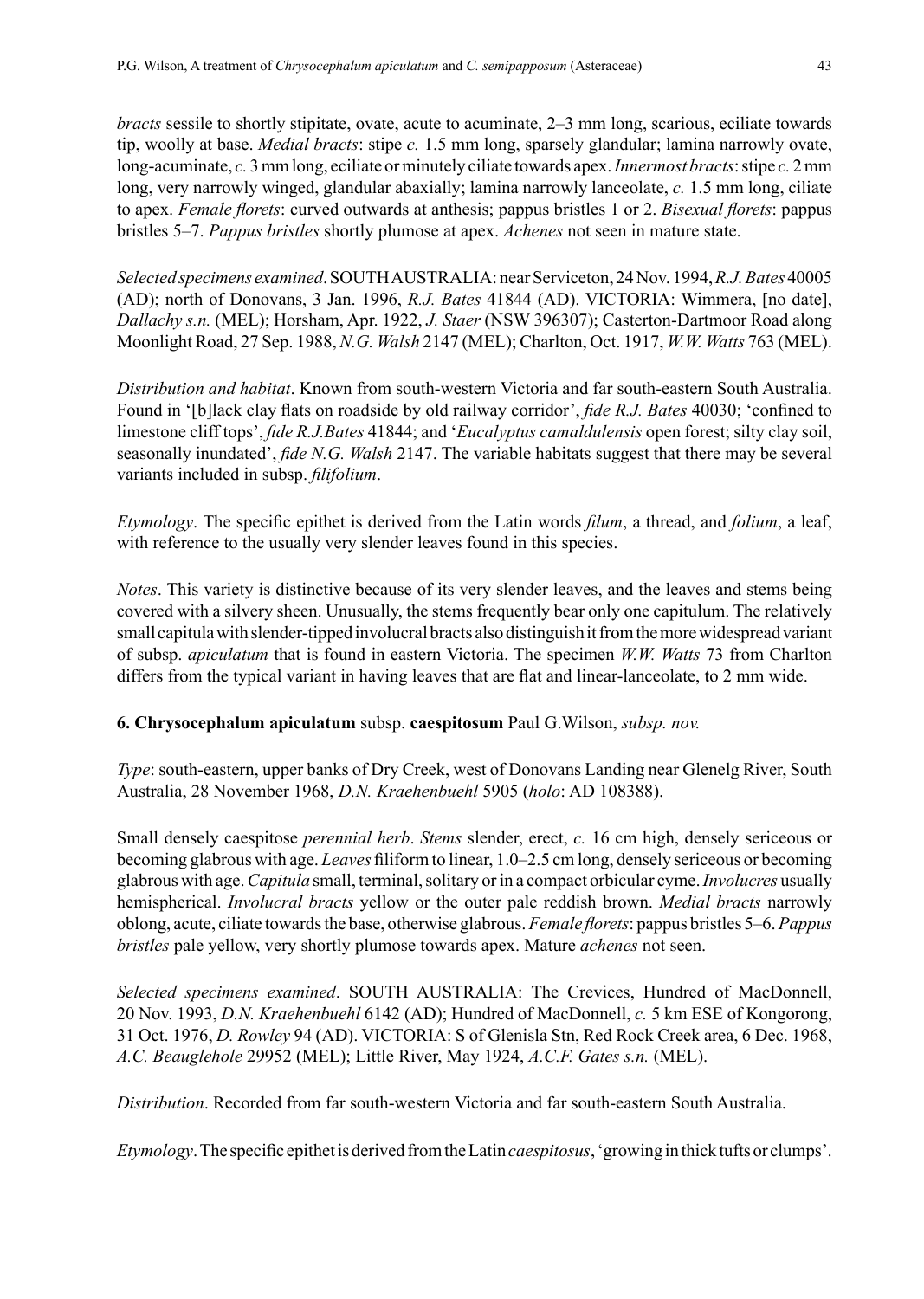*bracts* sessile to shortly stipitate, ovate, acute to acuminate, 2–3 mm long, scarious, eciliate towards tip, woolly at base. *Medial bracts*: stipe *c.* 1.5 mm long, sparsely glandular; lamina narrowly ovate, long-acuminate, *c.* 3 mm long, eciliate or minutely ciliate towards apex. *Innermost bracts*: stipe *c.* 2 mm long, very narrowly winged, glandular abaxially; lamina narrowly lanceolate, *c.* 1.5 mm long, ciliate to apex. *Female florets*: curved outwards at anthesis; pappus bristles 1 or 2. *Bisexual florets*: pappus bristles 5–7. *Pappus bristles* shortly plumose at apex. *Achenes* not seen in mature state.

*Selected specimens examined*. SOUTH AUSTRALIA: near Serviceton, 24 Nov. 1994, *R.J. Bates* 40005 (AD); north of Donovans, 3 Jan. 1996, *R.J. Bates* 41844 (AD). VICTORIA: Wimmera, [no date], *Dallachy s.n.* (MEL); Horsham, Apr. 1922, *J. Staer* (NSW 396307); Casterton-Dartmoor Road along Moonlight Road, 27 Sep. 1988, *N.G. Walsh* 2147 (MEL); Charlton, Oct. 1917, *W.W. Watts* 763 (MEL).

*Distribution and habitat*. Known from south-western Victoria and far south-eastern South Australia. Found in '[b]lack clay flats on roadside by old railway corridor', *fide R.J. Bates* 40030; 'confined to limestone cliff tops', *fide R.J.Bates* 41844; and '*Eucalyptus camaldulensis* open forest; silty clay soil, seasonally inundated', *fide N.G. Walsh* 2147. The variable habitats suggest that there may be several variants included in subsp. *filifolium*.

*Etymology*. The specific epithet is derived from the Latin words *filum*, a thread, and *folium*, a leaf, with reference to the usually very slender leaves found in this species.

*Notes*. This variety is distinctive because of its very slender leaves, and the leaves and stems being covered with a silvery sheen. Unusually, the stems frequently bear only one capitulum. The relatively small capitula with slender-tipped involucral bracts also distinguish it from the more widespread variant of subsp. *apiculatum* that is found in eastern Victoria. The specimen *W.W. Watts* 73 from Charlton differs from the typical variant in having leaves that are flat and linear-lanceolate, to 2 mm wide.

**6. Chrysocephalum apiculatum** subsp. **caespitosum** Paul G.Wilson, *subsp. nov.*

*Type*: south-eastern, upper banks of Dry Creek, west of Donovans Landing near Glenelg River, South Australia, 28 November 1968, *D.N. Kraehenbuehl* 5905 (*holo*: AD 108388).

Small densely caespitose *perennial herb*. *Stems* slender, erect, *c.* 16 cm high, densely sericeous or becoming glabrous with age. *Leaves* filiform to linear, 1.0–2.5 cm long, densely sericeous or becoming glabrous with age. *Capitula* small, terminal, solitary or in a compact orbicular cyme. *Involucres* usually hemispherical. *Involucral bracts* yellow or the outer pale reddish brown. *Medial bracts* narrowly oblong, acute, ciliate towards the base, otherwise glabrous. *Female florets*: pappus bristles 5–6. *Pappus bristles* pale yellow, very shortly plumose towards apex. Mature *achenes* not seen.

*Selected specimens examined*. SOUTH AUSTRALIA: The Crevices, Hundred of MacDonnell, 20 Nov. 1993, *D.N. Kraehenbuehl* 6142 (AD); Hundred of MacDonnell, *c.* 5 km ESE of Kongorong, 31 Oct. 1976, *D. Rowley* 94 (AD). VICTORIA: S of Glenisla Stn, Red Rock Creek area, 6 Dec. 1968, *A.C. Beauglehole* 29952 (MEL); Little River, May 1924, *A.C.F. Gates s.n.* (MEL).

*Distribution*. Recorded from far south-western Victoria and far south-eastern South Australia.

*Etymology*. The specific epithet is derived from the Latin *caespitosus*, 'growing in thick tufts or clumps'.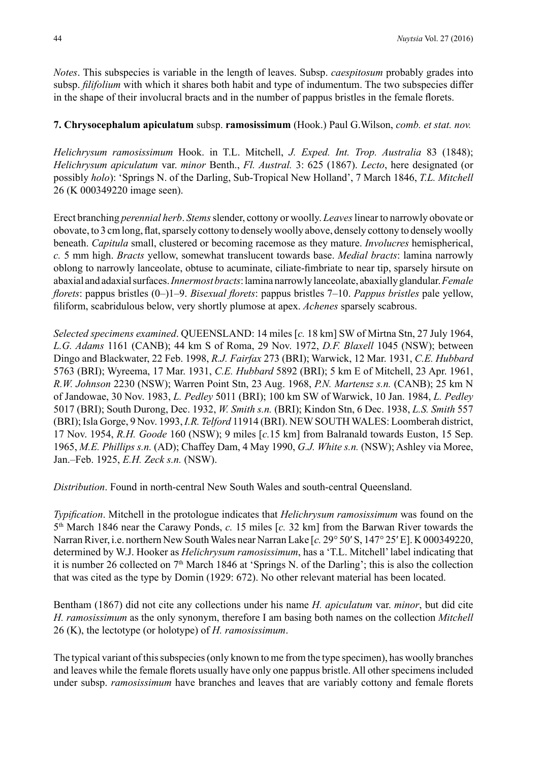*Notes*. This subspecies is variable in the length of leaves. Subsp. *caespitosum* probably grades into subsp. *filifolium* with which it shares both habit and type of indumentum. The two subspecies differ in the shape of their involucral bracts and in the number of pappus bristles in the female florets.

**7. Chrysocephalum apiculatum** subsp. **ramosissimum** (Hook.) Paul G.Wilson, *comb. et stat. nov.*

*Helichrysum ramosissimum* Hook. in T.L. Mitchell, *J. Exped. Int. Trop. Australia* 83 (1848); *Helichrysum apiculatum* var. *minor* Benth., *Fl. Austral.* 3: 625 (1867). *Lecto*, here designated (or possibly *holo*): 'Springs N. of the Darling, Sub-Tropical New Holland', 7 March 1846, *T.L. Mitchell* 26 (K 000349220 image seen).

Erect branching *perennial herb*. *Stems* slender, cottony or woolly. *Leaves* linear to narrowly obovate or obovate, to 3 cm long, flat, sparsely cottony to densely woolly above, densely cottony to densely woolly beneath. *Capitula* small, clustered or becoming racemose as they mature. *Involucres* hemispherical, *c.* 5 mm high. *Bracts* yellow, somewhat translucent towards base. *Medial bracts*: lamina narrowly oblong to narrowly lanceolate, obtuse to acuminate, ciliate-fimbriate to near tip, sparsely hirsute on abaxial and adaxial surfaces. *Innermost bracts*: lamina narrowly lanceolate, abaxially glandular. *Female florets*: pappus bristles (0–)1–9. *Bisexual florets*: pappus bristles 7–10. *Pappus bristles* pale yellow, filiform, scabridulous below, very shortly plumose at apex. *Achenes* sparsely scabrous.

*Selected specimens examined*. QUEENSLAND: 14 miles [*c.* 18 km] SW of Mirtna Stn, 27 July 1964, *L.G. Adams* 1161 (CANB); 44 km S of Roma, 29 Nov. 1972, *D.F. Blaxell* 1045 (NSW); between Dingo and Blackwater, 22 Feb. 1998, *R.J. Fairfax* 273 (BRI); Warwick, 12 Mar. 1931, *C.E. Hubbard* 5763 (BRI); Wyreema, 17 Mar. 1931, *C.E. Hubbard* 5892 (BRI); 5 km E of Mitchell, 23 Apr. 1961, *R.W. Johnson* 2230 (NSW); Warren Point Stn, 23 Aug. 1968, *P.N. Martensz s.n.* (CANB); 25 km N of Jandowae, 30 Nov. 1983, *L. Pedley* 5011 (BRI); 100 km SW of Warwick, 10 Jan. 1984, *L. Pedley* 5017 (BRI); South Durong, Dec. 1932, *W. Smith s.n.* (BRI); Kindon Stn, 6 Dec. 1938, *L.S. Smith* 557 (BRI); Isla Gorge, 9 Nov. 1993, *I.R. Telford* 11914 (BRI). NEW SOUTH WALES: Loomberah district, 17 Nov. 1954, *R.H. Goode* 160 (NSW); 9 miles [*c.*15 km] from Balranald towards Euston, 15 Sep. 1965, *M.E. Phillips s.n.* (AD); Chaffey Dam, 4 May 1990, *G.J. White s.n.* (NSW); Ashley via Moree, Jan.–Feb. 1925, *E.H. Zeck s.n.* (NSW).

*Distribution*. Found in north-central New South Wales and south-central Queensland.

*Typification*. Mitchell in the protologue indicates that *Helichrysum ramosissimum* was found on the 5th March 1846 near the Carawy Ponds, *c.* 15 miles [*c.* 32 km] from the Barwan River towards the Narran River, i.e. northern New South Wales near Narran Lake [*c.* 29° 50′ S, 147° 25′ E]. K 000349220, determined by W.J. Hooker as *Helichrysum ramosissimum*, has a 'T.L. Mitchell' label indicating that it is number 26 collected on 7th March 1846 at 'Springs N. of the Darling'; this is also the collection that was cited as the type by Domin (1929: 672). No other relevant material has been located.

Bentham (1867) did not cite any collections under his name *H. apiculatum* var. *minor*, but did cite *H. ramosissimum* as the only synonym, therefore I am basing both names on the collection *Mitchell* 26 (K), the lectotype (or holotype) of *H. ramosissimum*.

The typical variant of this subspecies (only known to me from the type specimen), has woolly branches and leaves while the female florets usually have only one pappus bristle. All other specimens included under subsp. *ramosissimum* have branches and leaves that are variably cottony and female florets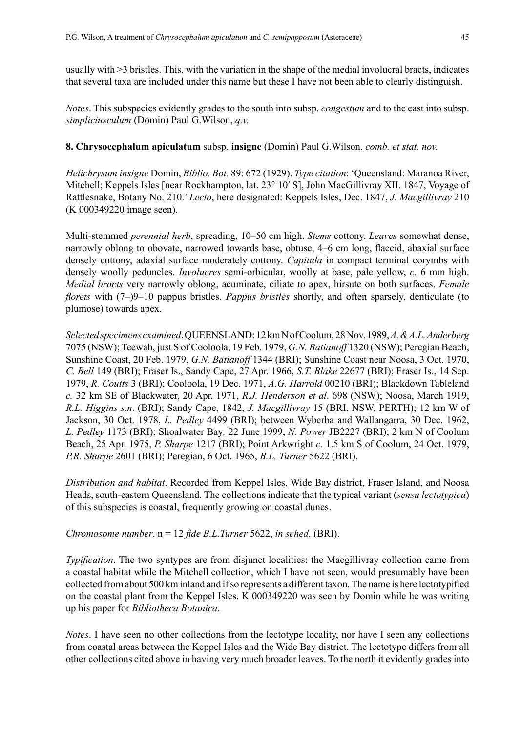usually with >3 bristles. This, with the variation in the shape of the medial involucral bracts, indicates that several taxa are included under this name but these I have not been able to clearly distinguish.

*Notes*. This subspecies evidently grades to the south into subsp. *congestum* and to the east into subsp. *simpliciusculum* (Domin) Paul G.Wilson, *q.v.*

**8. Chrysocephalum apiculatum** subsp. **insigne** (Domin) Paul G.Wilson, *comb. et stat. nov.*

*Helichrysum insigne* Domin, *Biblio. Bot.* 89: 672 (1929). *Type citation*: 'Queensland: Maranoa River, Mitchell; Keppels Isles [near Rockhampton, lat. 23° 10′ S], John MacGillivray XII. 1847, Voyage of Rattlesnake, Botany No. 210.' *Lecto*, here designated: Keppels Isles, Dec. 1847, *J. Macgillivray* 210 (K 000349220 image seen).

Multi-stemmed *perennial herb*, spreading, 10–50 cm high. *Stems* cottony. *Leaves* somewhat dense, narrowly oblong to obovate, narrowed towards base, obtuse, 4–6 cm long, flaccid, abaxial surface densely cottony, adaxial surface moderately cottony. *Capitula* in compact terminal corymbs with densely woolly peduncles. *Involucres* semi-orbicular, woolly at base, pale yellow, *c.* 6 mm high. *Medial bracts* very narrowly oblong, acuminate, ciliate to apex, hirsute on both surfaces. *Female florets* with (7–)9–10 pappus bristles. *Pappus bristles* shortly, and often sparsely, denticulate (to plumose) towards apex.

*Selected specimens examined*. QUEENSLAND: 12 km N of Coolum, 28 Nov. 1989, *A. & A.L. Anderberg* 7075 (NSW); Teewah, just S of Cooloola, 19 Feb. 1979, *G.N. Batianoff* 1320 (NSW); Peregian Beach, Sunshine Coast, 20 Feb. 1979, *G.N. Batianoff* 1344 (BRI); Sunshine Coast near Noosa, 3 Oct. 1970, *C. Bell* 149 (BRI); Fraser Is., Sandy Cape, 27 Apr. 1966, *S.T. Blake* 22677 (BRI); Fraser Is., 14 Sep. 1979, *R. Coutts* 3 (BRI); Cooloola, 19 Dec. 1971, *A.G. Harrold* 00210 (BRI); Blackdown Tableland *c.* 32 km SE of Blackwater, 20 Apr. 1971, *R.J. Henderson et al*. 698 (NSW); Noosa, March 1919, *R.L. Higgins s.n*. (BRI); Sandy Cape, 1842, *J. Macgillivray* 15 (BRI, NSW, PERTH); 12 km W of Jackson, 30 Oct. 1978, *L. Pedley* 4499 (BRI); between Wyberba and Wallangarra, 30 Dec. 1962, *L. Pedley* 1173 (BRI); Shoalwater Bay*,* 22 June 1999, *N. Power* JB2227 (BRI); 2 km N of Coolum Beach, 25 Apr. 1975, *P. Sharpe* 1217 (BRI); Point Arkwright *c.* 1.5 km S of Coolum, 24 Oct. 1979, *P.R. Sharpe* 2601 (BRI); Peregian, 6 Oct. 1965, *B.L. Turner* 5622 (BRI).

*Distribution and habitat*. Recorded from Keppel Isles, Wide Bay district, Fraser Island, and Noosa Heads, south-eastern Queensland. The collections indicate that the typical variant (*sensu lectotypica*) of this subspecies is coastal, frequently growing on coastal dunes.

*Chromosome number*. n = 12 *fide B.L.Turner* 5622, *in sched.* (BRI).

*Typification*. The two syntypes are from disjunct localities: the Macgillivray collection came from a coastal habitat while the Mitchell collection, which I have not seen, would presumably have been collected from about 500 km inland and if so represents a different taxon. The name is here lectotypified on the coastal plant from the Keppel Isles. K 000349220 was seen by Domin while he was writing up his paper for *Bibliotheca Botanica*.

*Notes*. I have seen no other collections from the lectotype locality, nor have I seen any collections from coastal areas between the Keppel Isles and the Wide Bay district. The lectotype differs from all other collections cited above in having very much broader leaves. To the north it evidently grades into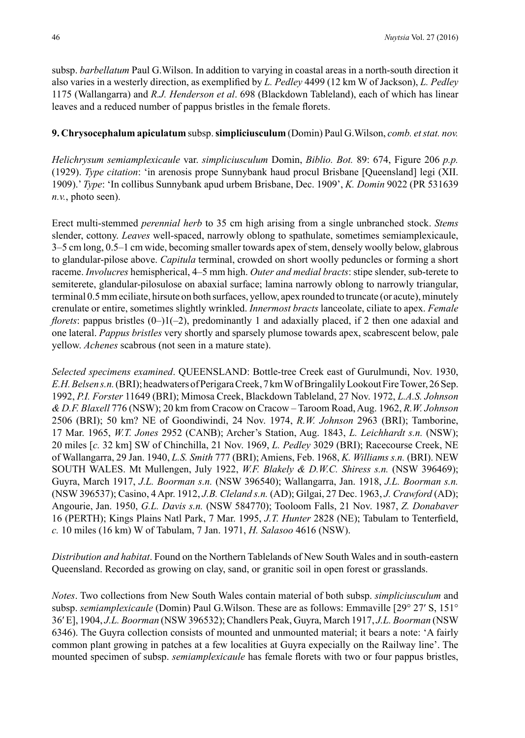subsp. *barbellatum* Paul G.Wilson. In addition to varying in coastal areas in a north-south direction it also varies in a westerly direction, as exemplified by *L. Pedley* 4499 (12 km W of Jackson), *L. Pedley* 1175 (Wallangarra) and *R.J. Henderson et al*. 698 (Blackdown Tableland), each of which has linear leaves and a reduced number of pappus bristles in the female florets.

**9. Chrysocephalum apiculatum** subsp. **simpliciusculum** (Domin) Paul G.Wilson, *comb. et stat. nov.*

*Helichrysum semiamplexicaule* var. *simpliciusculum* Domin, *Biblio. Bot.* 89: 674, Figure 206 *p.p.* (1929). *Type citation*: 'in arenosis prope Sunnybank haud procul Brisbane [Queensland] legi (XII. 1909).' *Type*: 'In collibus Sunnybank apud urbem Brisbane, Dec. 1909', *K. Domin* 9022 (PR 531639 *n.v.*, photo seen).

Erect multi-stemmed *perennial herb* to 35 cm high arising from a single unbranched stock. *Stems* slender, cottony. *Leaves* well-spaced, narrowly oblong to spathulate, sometimes semiamplexicaule, 3–5 cm long, 0.5–1 cm wide, becoming smaller towards apex of stem, densely woolly below, glabrous to glandular-pilose above. *Capitula* terminal, crowded on short woolly peduncles or forming a short raceme. *Involucres* hemispherical, 4–5 mm high. *Outer and medial bracts*: stipe slender, sub-terete to semiterete, glandular-pilosulose on abaxial surface; lamina narrowly oblong to narrowly triangular, terminal 0.5 mm eciliate, hirsute on both surfaces, yellow, apex rounded to truncate (or acute), minutely crenulate or entire, sometimes slightly wrinkled. *Innermost bracts* lanceolate, ciliate to apex. *Female florets*: pappus bristles (0–)1(–2), predominantly 1 and adaxially placed, if 2 then one adaxial and one lateral. *Pappus bristles* very shortly and sparsely plumose towards apex, scabrescent below, pale yellow. *Achenes* scabrous (not seen in a mature state).

*Selected specimens examined*. QUEENSLAND: Bottle-tree Creek east of Gurulmundi, Nov. 1930, *E.H. Belsen s.n.* (BRI); headwaters of Perigara Creek, 7 km W of Bringalily Lookout Fire Tower, 26 Sep. 1992, *P.I. Forster* 11649 (BRI); Mimosa Creek, Blackdown Tableland, 27 Nov. 1972, *L.A.S. Johnson & D.F. Blaxell* 776 (NSW); 20 km from Cracow on Cracow – Taroom Road, Aug. 1962, *R.W. Johnson* 2506 (BRI); 50 km? NE of Goondiwindi, 24 Nov. 1974, *R.W. Johnson* 2963 (BRI); Tamborine, 17 Mar. 1965, *W.T. Jones* 2952 (CANB); Archer's Station, Aug. 1843, *L. Leichhardt s.n.* (NSW); 20 miles [*c.* 32 km] SW of Chinchilla, 21 Nov. 1969, *L. Pedley* 3029 (BRI); Racecourse Creek, NE of Wallangarra, 29 Jan. 1940, *L.S. Smith* 777 (BRI); Amiens, Feb. 1968, *K. Williams s.n.* (BRI). NEW SOUTH WALES. Mt Mullengen, July 1922, *W.F. Blakely & D.W.C. Shiress s.n.* (NSW 396469); Guyra, March 1917, *J.L. Boorman s.n.* (NSW 396540); Wallangarra, Jan. 1918, *J.L. Boorman s.n.* (NSW 396537); Casino, 4 Apr. 1912, *J.B. Cleland s.n.* (AD); Gilgai, 27 Dec. 1963, *J. Crawford* (AD); Angourie, Jan. 1950, *G.L. Davis s.n.* (NSW 584770); Tooloom Falls, 21 Nov. 1987, *Z. Donabaver* 16 (PERTH); Kings Plains Natl Park, 7 Mar. 1995, *J.T. Hunter* 2828 (NE); Tabulam to Tenterfield, *c.* 10 miles (16 km) W of Tabulam, 7 Jan. 1971, *H. Salasoo* 4616 (NSW).

*Distribution and habitat*. Found on the Northern Tablelands of New South Wales and in south-eastern Queensland. Recorded as growing on clay, sand, or granitic soil in open forest or grasslands.

*Notes*. Two collections from New South Wales contain material of both subsp. *simpliciusculum* and subsp. *semiamplexicaule* (Domin) Paul G.Wilson. These are as follows: Emmaville [29° 27′ S, 151° 36′ E], 1904, *J.L. Boorman* (NSW 396532); Chandlers Peak, Guyra, March 1917, *J.L. Boorman* (NSW 6346). The Guyra collection consists of mounted and unmounted material; it bears a note: 'A fairly common plant growing in patches at a few localities at Guyra expecially on the Railway line'. The mounted specimen of subsp. *semiamplexicaule* has female florets with two or four pappus bristles,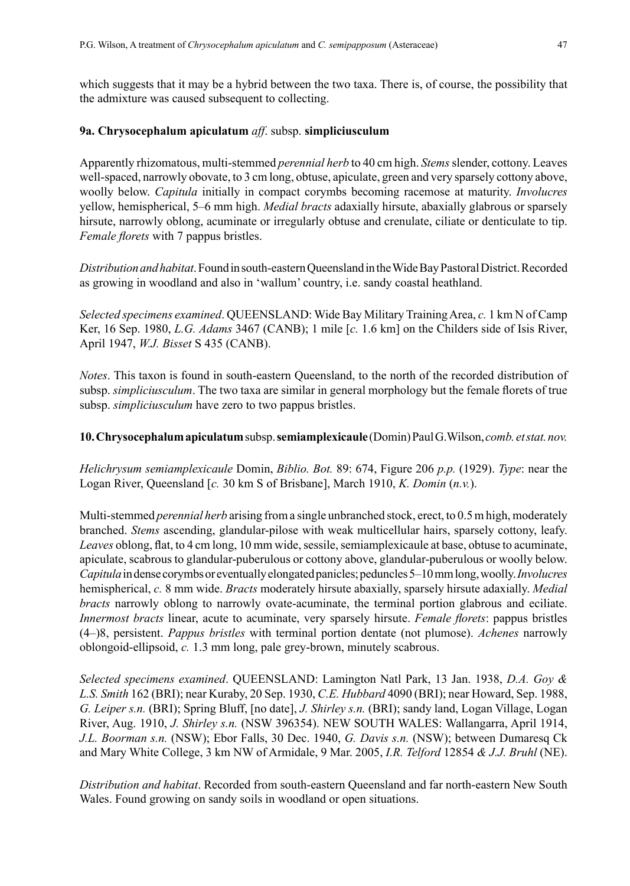which suggests that it may be a hybrid between the two taxa. There is, of course, the possibility that the admixture was caused subsequent to collecting.

### 9a. Chrysocephalum apiculatum *aff.* subsp. simpliciusculum

Apparently rhizomatous, multi-stemmed *perennial herb* to 40 cm high. *Stems* slender, cottony. Leaves well-spaced, narrowly obovate, to 3 cm long, obtuse, apiculate, green and very sparsely cottony above, woolly below. *Capitula* initially in compact corymbs becoming racemose at maturity. *Involucres* yellow, hemispherical, 5–6 mm high. *Medial bracts* adaxially hirsute, abaxially glabrous or sparsely hirsute, narrowly oblong, acuminate or irregularly obtuse and crenulate, ciliate or denticulate to tip. *Female florets* with 7 pappus bristles.

*Distribution and habitat*. Found in south-eastern Queensland in the Wide Bay Pastoral District. Recorded as growing in woodland and also in 'wallum' country, i.e. sandy coastal heathland.

*Selected specimens examined*. QUEENSLAND: Wide Bay Military Training Area, *c.* 1 km N of Camp Ker, 16 Sep. 1980, *L.G. Adams* 3467 (CANB); 1 mile [*c.* 1.6 km] on the Childers side of Isis River, April 1947, *W.J. Bisset* S 435 (CANB).

*Notes*. This taxon is found in south-eastern Queensland, to the north of the recorded distribution of subsp. *simpliciusculum*. The two taxa are similar in general morphology but the female florets of true subsp. *simpliciusculum* have zero to two pappus bristles.

### 10. Chrysocephalum apiculatum subsp. semiamplexicaule (Domin) Paul G.Wilson, *comb. et stat. nov.*

*Helichrysum semiamplexicaule* Domin, *Biblio. Bot.* 89: 674, Figure 206 *p.p.* (1929). *Type*: near the Logan River, Queensland [*c.* 30 km S of Brisbane], March 1910, *K. Domin* (*n.v.*).

Multi-stemmed *perennial herb* arising from a single unbranched stock, erect, to 0.5 m high, moderately branched. *Stems* ascending, glandular-pilose with weak multicellular hairs, sparsely cottony, leafy. *Leaves* oblong, flat, to 4 cm long, 10 mm wide, sessile, semiamplexicaule at base, obtuse to acuminate, apiculate, scabrous to glandular-puberulous or cottony above, glandular-puberulous or woolly below. *Capitula* in dense corymbs or eventually elongated panicles; peduncles 5–10 mm long, woolly. *Involucres* hemispherical, *c.* 8 mm wide. *Bracts* moderately hirsute abaxially, sparsely hirsute adaxially. *Medial bracts* narrowly oblong to narrowly ovate-acuminate, the terminal portion glabrous and eciliate. *Innermost bracts* linear, acute to acuminate, very sparsely hirsute. *Female florets*: pappus bristles (4–)8, persistent. *Pappus bristles* with terminal portion dentate (not plumose). *Achenes* narrowly oblongoid-ellipsoid, *c.* 1.3 mm long, pale grey-brown, minutely scabrous.

*Selected specimens examined*. QUEENSLAND: Lamington Natl Park, 13 Jan. 1938, *D.A. Goy & L.S. Smith* 162 (BRI); near Kuraby, 20 Sep. 1930, *C.E. Hubbard* 4090 (BRI); near Howard, Sep. 1988, *G. Leiper s.n.* (BRI); Spring Bluff, [no date], *J. Shirley s.n.* (BRI); sandy land, Logan Village, Logan River, Aug. 1910, *J. Shirley s.n.* (NSW 396354). NEW SOUTH WALES: Wallangarra, April 1914, *J.L. Boorman s.n.* (NSW); Ebor Falls, 30 Dec. 1940, *G. Davis s.n.* (NSW); between Dumaresq Ck and Mary White College, 3 km NW of Armidale, 9 Mar. 2005, *I.R. Telford* 12854 *& J.J. Bruhl* (NE).

*Distribution and habitat*. Recorded from south-eastern Queensland and far north-eastern New South Wales. Found growing on sandy soils in woodland or open situations.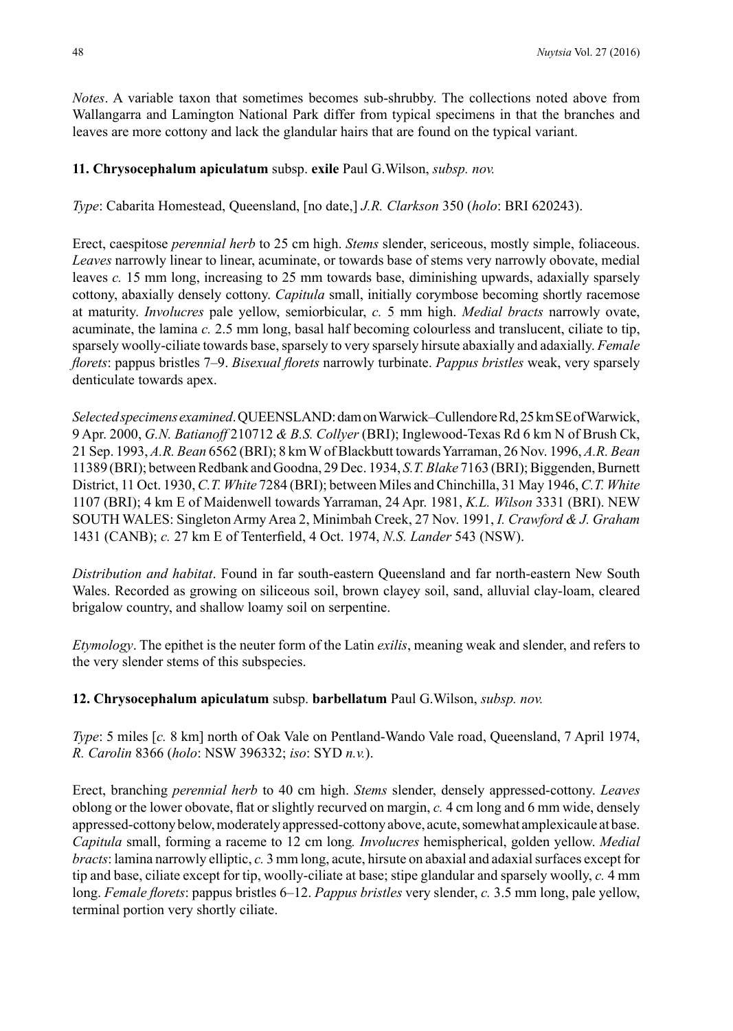*Notes*. A variable taxon that sometimes becomes sub-shrubby. The collections noted above from Wallangarra and Lamington National Park differ from typical specimens in that the branches and leaves are more cottony and lack the glandular hairs that are found on the typical variant.

**11. Chrysocephalum apiculatum** subsp. **exile** Paul G.Wilson, *subsp. nov.*

*Type*: Cabarita Homestead, Queensland, [no date,] *J.R. Clarkson* 350 (*holo*: BRI 620243).

Erect, caespitose *perennial herb* to 25 cm high. *Stems* slender, sericeous, mostly simple, foliaceous. *Leaves* narrowly linear to linear, acuminate, or towards base of stems very narrowly obovate, medial leaves *c.* 15 mm long, increasing to 25 mm towards base, diminishing upwards, adaxially sparsely cottony, abaxially densely cottony. *Capitula* small, initially corymbose becoming shortly racemose at maturity. *Involucres* pale yellow, semiorbicular, *c.* 5 mm high. *Medial bracts* narrowly ovate, acuminate, the lamina *c.* 2.5 mm long, basal half becoming colourless and translucent, ciliate to tip, sparsely woolly-ciliate towards base, sparsely to very sparsely hirsute abaxially and adaxially. *Female florets*: pappus bristles 7–9. *Bisexual florets* narrowly turbinate. *Pappus bristles* weak, very sparsely denticulate towards apex.

*Selected specimens examined*. QUEENSLAND: dam on Warwick–Cullendore Rd, 25 km SE of Warwick, 9 Apr. 2000, *G.N. Batianoff* 210712 *& B.S. Collyer* (BRI); Inglewood-Texas Rd 6 km N of Brush Ck, 21 Sep. 1993, *A.R. Bean* 6562 (BRI); 8 km W of Blackbutt towards Yarraman, 26 Nov. 1996, *A.R. Bean* 11389 (BRI); between Redbank and Goodna, 29 Dec. 1934, *S.T. Blake* 7163 (BRI); Biggenden, Burnett District, 11 Oct. 1930, *C.T. White* 7284 (BRI); between Miles and Chinchilla, 31 May 1946, *C.T. White* 1107 (BRI); 4 km E of Maidenwell towards Yarraman, 24 Apr. 1981, *K.L. Wilson* 3331 (BRI). NEW SOUTH WALES: Singleton Army Area 2, Minimbah Creek, 27 Nov. 1991, *I. Crawford & J. Graham* 1431 (CANB); *c.* 27 km E of Tenterfield, 4 Oct. 1974, *N.S. Lander* 543 (NSW).

*Distribution and habitat*. Found in far south-eastern Queensland and far north-eastern New South Wales. Recorded as growing on siliceous soil, brown clayey soil, sand, alluvial clay-loam, cleared brigalow country, and shallow loamy soil on serpentine.

*Etymology*. The epithet is the neuter form of the Latin *exilis*, meaning weak and slender, and refers to the very slender stems of this subspecies.

**12. Chrysocephalum apiculatum** subsp. **barbellatum** Paul G.Wilson, *subsp. nov.*

*Type*: 5 miles [*c.* 8 km] north of Oak Vale on Pentland-Wando Vale road, Queensland, 7 April 1974, *R. Carolin* 8366 (*holo*: NSW 396332; *iso*: SYD *n.v.*).

Erect, branching *perennial herb* to 40 cm high. *Stems* slender, densely appressed-cottony. *Leaves* oblong or the lower obovate, flat or slightly recurved on margin, *c.* 4 cm long and 6 mm wide, densely appressed-cottony below, moderately appressed-cottony above, acute, somewhat amplexicaule at base. *Capitula* small, forming a raceme to 12 cm long*. Involucres* hemispherical, golden yellow. *Medial bracts*: lamina narrowly elliptic, *c.* 3 mm long, acute, hirsute on abaxial and adaxial surfaces except for tip and base, ciliate except for tip, woolly-ciliate at base; stipe glandular and sparsely woolly, *c.* 4 mm long. *Female florets*: pappus bristles 6–12. *Pappus bristles* very slender, *c.* 3.5 mm long, pale yellow, terminal portion very shortly ciliate.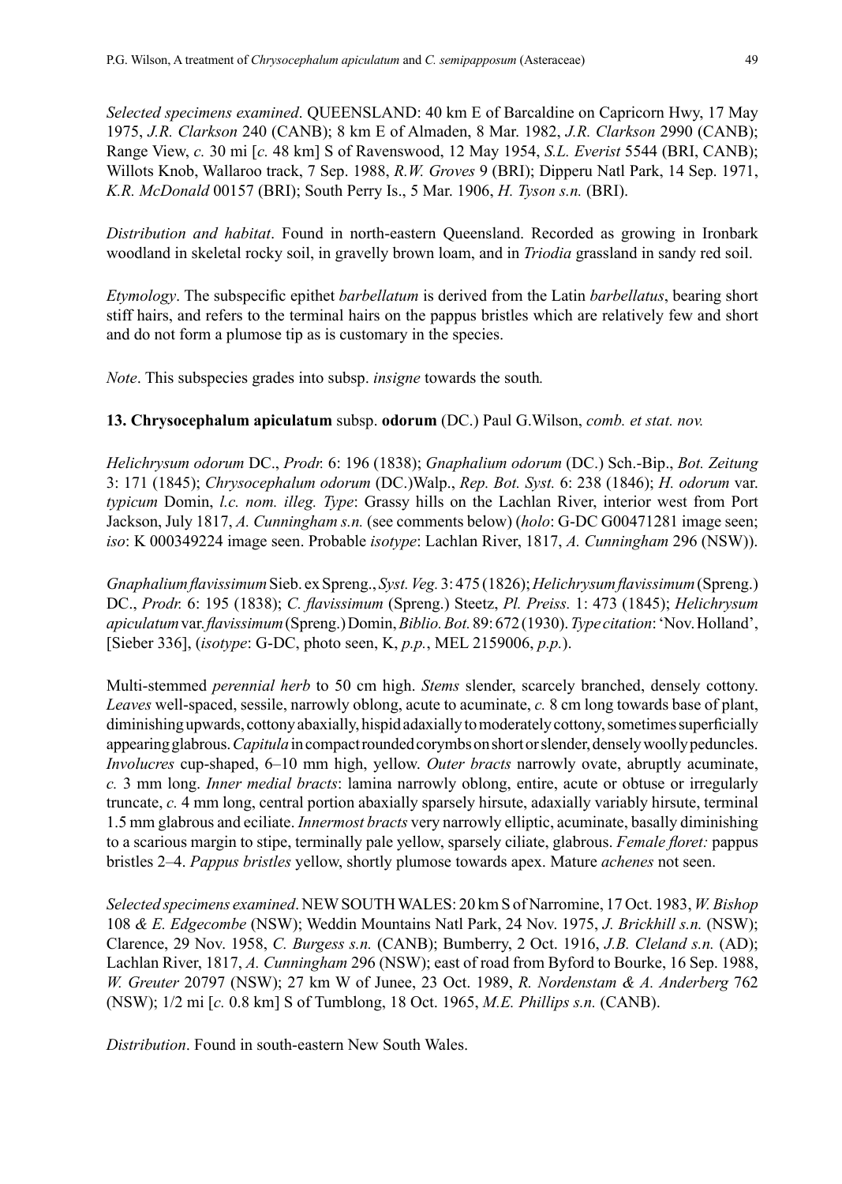*Selected specimens examined*. QUEENSLAND: 40 km E of Barcaldine on Capricorn Hwy, 17 May 1975, *J.R. Clarkson* 240 (CANB); 8 km E of Almaden, 8 Mar. 1982, *J.R. Clarkson* 2990 (CANB); Range View, *c.* 30 mi [*c.* 48 km] S of Ravenswood, 12 May 1954, *S.L. Everist* 5544 (BRI, CANB); Willots Knob, Wallaroo track, 7 Sep. 1988, *R.W. Groves* 9 (BRI); Dipperu Natl Park, 14 Sep. 1971, *K.R. McDonald* 00157 (BRI); South Perry Is., 5 Mar. 1906, *H. Tyson s.n.* (BRI).

*Distribution and habitat*. Found in north-eastern Queensland. Recorded as growing in Ironbark woodland in skeletal rocky soil, in gravelly brown loam, and in *Triodia* grassland in sandy red soil.

*Etymology*. The subspecific epithet *barbellatum* is derived from the Latin *barbellatus*, bearing short stiff hairs, and refers to the terminal hairs on the pappus bristles which are relatively few and short and do not form a plumose tip as is customary in the species.

*Note*. This subspecies grades into subsp. *insigne* towards the south.

**13. Chrysocephalum apiculatum** subsp. **odorum** (DC.) Paul G.Wilson, *comb. et stat. nov.*

*Helichrysum odorum* DC., *Prodr.* 6: 196 (1838); *Gnaphalium odorum* (DC.) Sch.-Bip., *Bot. Zeitung* 3: 171 (1845); *Chrysocephalum odorum* (DC.)Walp., *Rep. Bot. Syst.* 6: 238 (1846); *H. odorum* var. *typicum* Domin, *l.c. nom. illeg. Type*: Grassy hills on the Lachlan River, interior west from Port Jackson, July 1817, *A. Cunningham s.n.* (see comments below) (*holo*: G-DC G00471281 image seen; *iso*: K 000349224 image seen. Probable *isotype*: Lachlan River, 1817, *A. Cunningham* 296 (NSW)).

*Gnaphalium flavissimum* Sieb. ex Spreng., *Syst. Veg.* 3: 475 (1826); *Helichrysum flavissimum* (Spreng.) DC., *Prodr.* 6: 195 (1838); *C. flavissimum* (Spreng.) Steetz, *Pl. Preiss.* 1: 473 (1845); *Helichrysum apiculatum* var. *flavissimum* (Spreng.) Domin, *Biblio. Bot.* 89: 672 (1930). *Type citation*: 'Nov. Holland', [Sieber 336], (*isotype*: G-DC, photo seen, K, *p.p.*, MEL 2159006, *p.p.*).

Multi-stemmed *perennial herb* to 50 cm high. *Stems* slender, scarcely branched, densely cottony. *Leaves* well-spaced, sessile, narrowly oblong, acute to acuminate, *c.* 8 cm long towards base of plant, diminishing upwards, cottony abaxially, hispid adaxially to moderately cottony, sometimes superficially appearing glabrous. *Capitula* in compact rounded corymbs on short or slender, densely woolly peduncles. *Involucres* cup-shaped, 6–10 mm high, yellow. *Outer bracts* narrowly ovate, abruptly acuminate, *c.* 3 mm long. *Inner medial bracts*: lamina narrowly oblong, entire, acute or obtuse or irregularly truncate, *c.* 4 mm long, central portion abaxially sparsely hirsute, adaxially variably hirsute, terminal 1.5 mm glabrous and eciliate. *Innermost bracts* very narrowly elliptic, acuminate, basally diminishing to a scarious margin to stipe, terminally pale yellow, sparsely ciliate, glabrous. *Female floret:* pappus bristles 2–4. *Pappus bristles* yellow, shortly plumose towards apex. Mature *achenes* not seen.

*Selected specimens examined*. NEW SOUTH WALES: 20 km S of Narromine, 17 Oct. 1983, *W. Bishop* 108 *& E. Edgecombe* (NSW); Weddin Mountains Natl Park, 24 Nov. 1975, *J. Brickhill s.n.* (NSW); Clarence, 29 Nov. 1958, *C. Burgess s.n.* (CANB); Bumberry, 2 Oct. 1916, *J.B. Cleland s.n.* (AD); Lachlan River, 1817, *A. Cunningham* 296 (NSW); east of road from Byford to Bourke, 16 Sep. 1988, *W. Greuter* 20797 (NSW); 27 km W of Junee, 23 Oct. 1989, *R. Nordenstam & A. Anderberg* 762 (NSW); 1/2 mi [*c.* 0.8 km] S of Tumblong, 18 Oct. 1965, *M.E. Phillips s.n.* (CANB).

*Distribution*. Found in south-eastern New South Wales.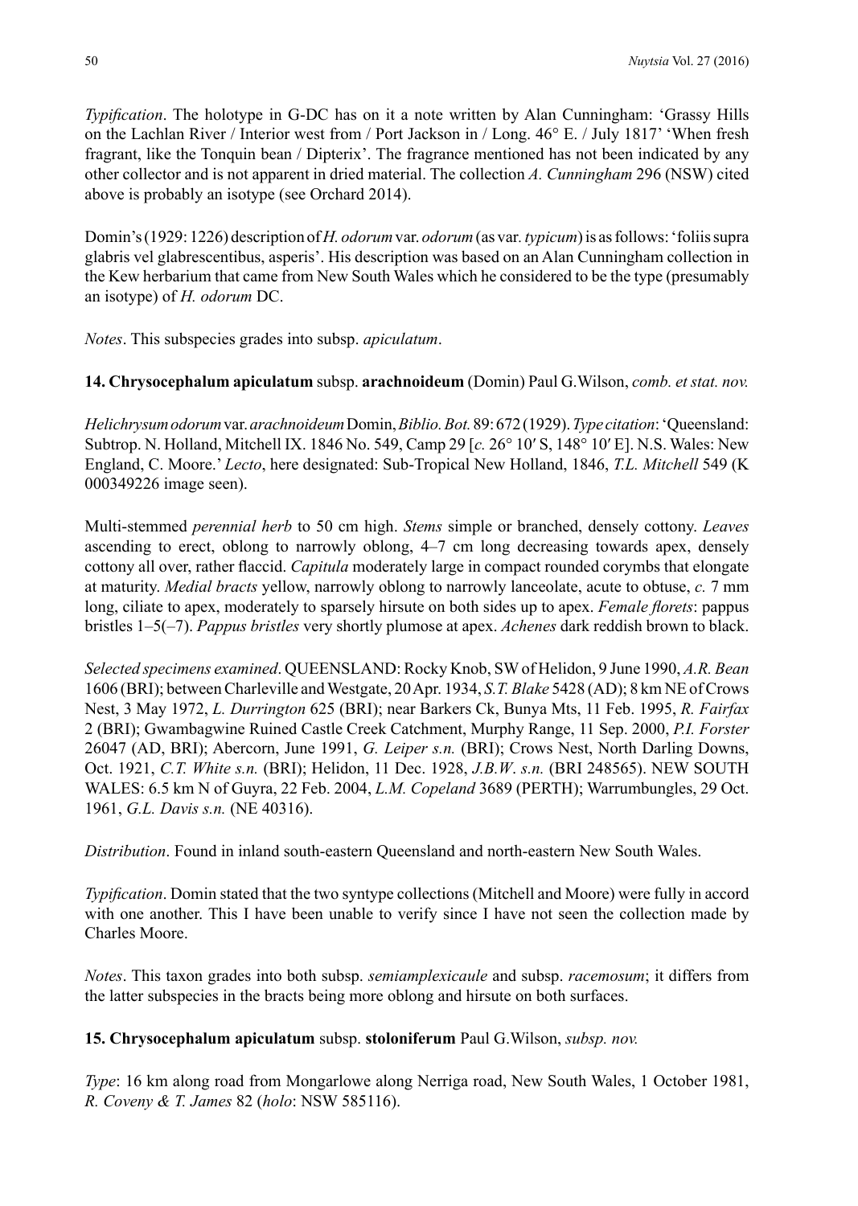*Typification*. The holotype in G-DC has on it a note written by Alan Cunningham: 'Grassy Hills on the Lachlan River / Interior west from / Port Jackson in / Long. 46° E. / July 1817' 'When fresh fragrant, like the Tonquin bean / Dipterix'. The fragrance mentioned has not been indicated by any other collector and is not apparent in dried material. The collection *A. Cunningham* 296 (NSW) cited above is probably an isotype (see Orchard 2014).

Domin's (1929: 1226) description of *H. odorum* var. *odorum* (as var. *typicum*) is as follows: 'foliis supra glabris vel glabrescentibus, asperis'. His description was based on an Alan Cunningham collection in the Kew herbarium that came from New South Wales which he considered to be the type (presumably an isotype) of *H. odorum* DC.

*Notes*. This subspecies grades into subsp. *apiculatum*.

**14. Chrysocephalum apiculatum** subsp. **arachnoideum** (Domin) Paul G.Wilson, *comb. et stat. nov.*

*Helichrysum odorum* var. *arachnoideum* Domin, *Biblio. Bot.* 89: 672 (1929). *Type citation*: 'Queensland: Subtrop. N. Holland, Mitchell IX. 1846 No. 549, Camp 29 [*c.* 26° 10′ S, 148° 10′ E]. N.S. Wales: New England, C. Moore.' *Lecto*, here designated: Sub-Tropical New Holland, 1846, *T.L. Mitchell* 549 (K 000349226 image seen).

Multi-stemmed *perennial herb* to 50 cm high. *Stems* simple or branched, densely cottony. *Leaves* ascending to erect, oblong to narrowly oblong, 4–7 cm long decreasing towards apex, densely cottony all over, rather flaccid. *Capitula* moderately large in compact rounded corymbs that elongate at maturity. *Medial bracts* yellow, narrowly oblong to narrowly lanceolate, acute to obtuse, *c.* 7 mm long, ciliate to apex, moderately to sparsely hirsute on both sides up to apex. *Female florets*: pappus bristles 1–5(–7). *Pappus bristles* very shortly plumose at apex. *Achenes* dark reddish brown to black.

*Selected specimens examined*. QUEENSLAND: Rocky Knob, SW of Helidon, 9 June 1990, *A.R. Bean* 1606 (BRI); between Charleville and Westgate, 20 Apr. 1934, *S.T. Blake* 5428 (AD); 8 km NE of Crows Nest, 3 May 1972, *L. Durrington* 625 (BRI); near Barkers Ck, Bunya Mts, 11 Feb. 1995, *R. Fairfax* 2 (BRI); Gwambagwine Ruined Castle Creek Catchment, Murphy Range, 11 Sep. 2000, *P.I. Forster* 26047 (AD, BRI); Abercorn, June 1991, *G. Leiper s.n.* (BRI); Crows Nest, North Darling Downs, Oct. 1921, *C.T. White s.n.* (BRI); Helidon, 11 Dec. 1928, *J.B.W*. *s.n.* (BRI 248565). NEW SOUTH WALES: 6.5 km N of Guyra, 22 Feb. 2004, *L.M. Copeland* 3689 (PERTH); Warrumbungles, 29 Oct. 1961, *G.L. Davis s.n.* (NE 40316).

*Distribution*. Found in inland south-eastern Queensland and north-eastern New South Wales.

*Typification*. Domin stated that the two syntype collections (Mitchell and Moore) were fully in accord with one another. This I have been unable to verify since I have not seen the collection made by Charles Moore.

*Notes*. This taxon grades into both subsp. *semiamplexicaule* and subsp. *racemosum*; it differs from the latter subspecies in the bracts being more oblong and hirsute on both surfaces.

**15. Chrysocephalum apiculatum** subsp. **stoloniferum** Paul G.Wilson, *subsp. nov.*

*Type*: 16 km along road from Mongarlowe along Nerriga road, New South Wales, 1 October 1981, *R. Coveny & T. James* 82 (*holo*: NSW 585116).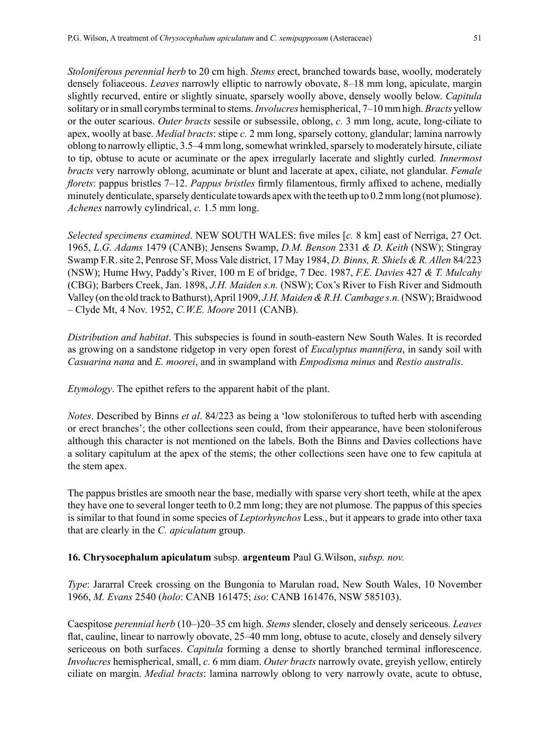*Stoloniferous perennial herb* to 20 cm high. *Stems* erect, branched towards base, woolly, moderately densely foliaceous. *Leaves* narrowly elliptic to narrowly obovate, 8–18 mm long, apiculate, margin slightly recurved, entire or slightly sinuate, sparsely woolly above, densely woolly below. *Capitula* solitary or in small corymbs terminal to stems. *Involucres* hemispherical, 7–10 mm high. *Bracts* yellow or the outer scarious. *Outer bracts* sessile or subsessile, oblong, *c.* 3 mm long, acute, long-ciliate to apex, woolly at base. *Medial bracts*: stipe *c.* 2 mm long, sparsely cottony, glandular; lamina narrowly oblong to narrowly elliptic, 3.5–4 mm long, somewhat wrinkled, sparsely to moderately hirsute, ciliate to tip, obtuse to acute or acuminate or the apex irregularly lacerate and slightly curled. *Innermost bracts* very narrowly oblong, acuminate or blunt and lacerate at apex, ciliate, not glandular. *Female florets*: pappus bristles 7–12. *Pappus bristles* firmly filamentous, firmly affixed to achene, medially minutely denticulate, sparsely denticulate towards apex with the teeth up to 0.2 mm long (not plumose). *Achenes* narrowly cylindrical, *c.* 1.5 mm long.

*Selected specimens examined*. NEW SOUTH WALES: five miles [*c.* 8 km] east of Nerriga, 27 Oct. 1965, *L.G. Adams* 1479 (CANB); Jensens Swamp, *D.M. Benson* 2331 *& D. Keith* (NSW); Stingray Swamp F.R. site 2, Penrose SF, Moss Vale district, 17 May 1984, *D. Binns, R. Shiels & R. Allen* 84/223 (NSW); Hume Hwy, Paddy's River, 100 m E of bridge, 7 Dec. 1987, *F.E. Davies* 427 *& T. Mulcahy* (CBG); Barbers Creek, Jan. 1898, *J.H. Maiden s.n.* (NSW); Cox's River to Fish River and Sidmouth Valley (on the old track to Bathurst), April 1909, *J.H. Maiden & R.H. Cambage s.n.* (NSW); Braidwood – Clyde Mt, 4 Nov. 1952, *C.W.E. Moore* 2011 (CANB).

*Distribution and habitat*. This subspecies is found in south-eastern New South Wales. It is recorded as growing on a sandstone ridgetop in very open forest of *Eucalyptus mannifera*, in sandy soil with *Casuarina nana* and *E. moorei*, and in swampland with *Empodisma minus* and *Restio australis*.

*Etymology*. The epithet refers to the apparent habit of the plant.

*Notes*. Described by Binns *et al*. 84/223 as being a 'low stoloniferous to tufted herb with ascending or erect branches'; the other collections seen could, from their appearance, have been stoloniferous although this character is not mentioned on the labels. Both the Binns and Davies collections have a solitary capitulum at the apex of the stems; the other collections seen have one to few capitula at the stem apex.

The pappus bristles are smooth near the base, medially with sparse very short teeth, while at the apex they have one to several longer teeth to 0.2 mm long; they are not plumose. The pappus of this species is similar to that found in some species of *Leptorhynchos* Less., but it appears to grade into other taxa that are clearly in the *C. apiculatum* group.

**16. Chrysocephalum apiculatum** subsp. **argenteum** Paul G.Wilson, *subsp. nov.*

*Type*: Jararral Creek crossing on the Bungonia to Marulan road, New South Wales, 10 November 1966, *M. Evans* 2540 (*holo*: CANB 161475; *iso*: CANB 161476, NSW 585103).

Caespitose *perennial herb* (10–)20–35 cm high. *Stems* slender, closely and densely sericeous. *Leaves* flat, cauline, linear to narrowly obovate, 25–40 mm long, obtuse to acute, closely and densely silvery sericeous on both surfaces. *Capitula* forming a dense to shortly branched terminal inflorescence. *Involucres* hemispherical, small, *c.* 6 mm diam. *Outer bracts* narrowly ovate, greyish yellow, entirely ciliate on margin. *Medial bracts*: lamina narrowly oblong to very narrowly ovate, acute to obtuse,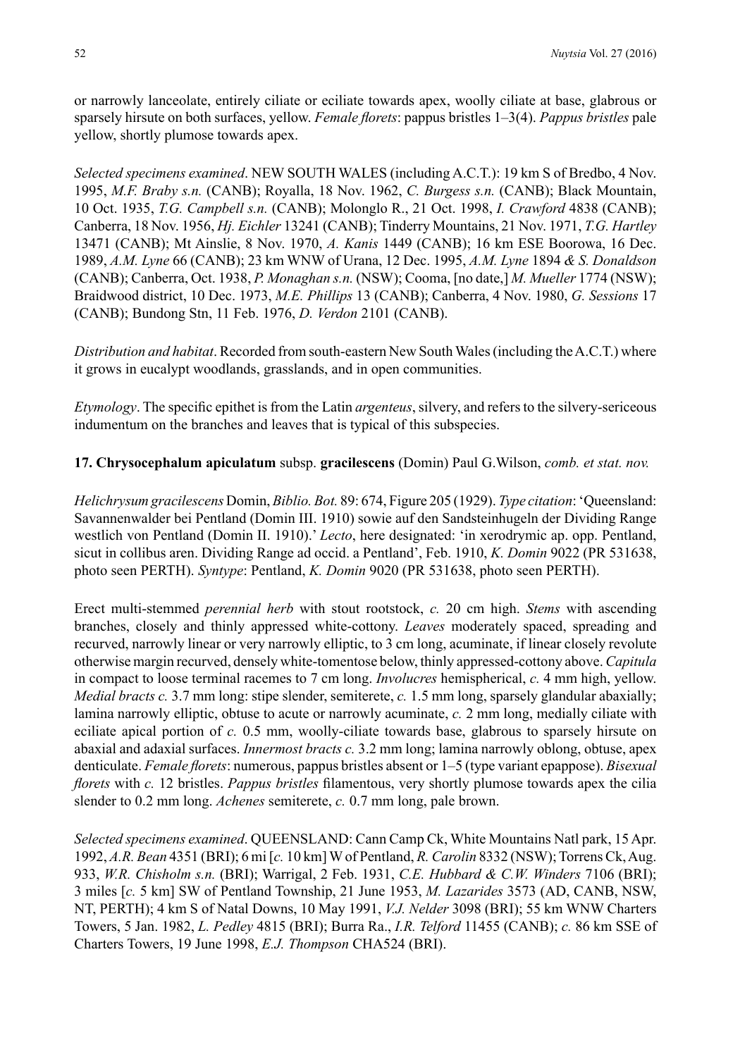or narrowly lanceolate, entirely ciliate or eciliate towards apex, woolly ciliate at base, glabrous or sparsely hirsute on both surfaces, yellow. *Female florets*: pappus bristles 1–3(4). *Pappus bristles* pale yellow, shortly plumose towards apex.

*Selected specimens examined*. NEW SOUTH WALES (including A.C.T.): 19 km S of Bredbo, 4 Nov. 1995, *M.F. Braby s.n.* (CANB); Royalla, 18 Nov. 1962, *C. Burgess s.n.* (CANB); Black Mountain, 10 Oct. 1935, *T.G. Campbell s.n.* (CANB); Molonglo R., 21 Oct. 1998, *I. Crawford* 4838 (CANB); Canberra, 18 Nov. 1956, *Hj. Eichler* 13241 (CANB); Tinderry Mountains, 21 Nov. 1971, *T.G. Hartley* 13471 (CANB); Mt Ainslie, 8 Nov. 1970, *A. Kanis* 1449 (CANB); 16 km ESE Boorowa, 16 Dec. 1989, *A.M. Lyne* 66 (CANB); 23 km WNW of Urana, 12 Dec. 1995, *A.M. Lyne* 1894 *& S. Donaldson* (CANB); Canberra, Oct. 1938, *P. Monaghan s.n.* (NSW); Cooma, [no date,] *M. Mueller* 1774 (NSW); Braidwood district, 10 Dec. 1973, *M.E. Phillips* 13 (CANB); Canberra, 4 Nov. 1980, *G. Sessions* 17 (CANB); Bundong Stn, 11 Feb. 1976, *D. Verdon* 2101 (CANB).

*Distribution and habitat*. Recorded from south-eastern New South Wales (including the A.C.T.) where it grows in eucalypt woodlands, grasslands, and in open communities.

*Etymology*. The specific epithet is from the Latin *argenteus*, silvery, and refers to the silvery-sericeous indumentum on the branches and leaves that is typical of this subspecies.

**17. Chrysocephalum apiculatum** subsp. **gracilescens** (Domin) Paul G.Wilson, *comb. et stat. nov.*

*Helichrysum gracilescens* Domin, *Biblio. Bot.* 89: 674, Figure 205 (1929). *Type citation*: 'Queensland: Savannenwalder bei Pentland (Domin III. 1910) sowie auf den Sandsteinhugeln der Dividing Range westlich von Pentland (Domin II. 1910).' *Lecto*, here designated: 'in xerodrymic ap. opp. Pentland, sicut in collibus aren. Dividing Range ad occid. a Pentland', Feb. 1910, *K. Domin* 9022 (PR 531638, photo seen PERTH). *Syntype*: Pentland, *K. Domin* 9020 (PR 531638, photo seen PERTH).

Erect multi-stemmed *perennial herb* with stout rootstock, *c.* 20 cm high. *Stems* with ascending branches, closely and thinly appressed white-cottony. *Leaves* moderately spaced, spreading and recurved, narrowly linear or very narrowly elliptic, to 3 cm long, acuminate, if linear closely revolute otherwise margin recurved, densely white-tomentose below, thinly appressed-cottony above. *Capitula* in compact to loose terminal racemes to 7 cm long. *Involucres* hemispherical, *c.* 4 mm high, yellow. *Medial bracts c.* 3.7 mm long: stipe slender, semiterete, *c.* 1.5 mm long, sparsely glandular abaxially; lamina narrowly elliptic, obtuse to acute or narrowly acuminate, *c.* 2 mm long, medially ciliate with eciliate apical portion of *c.* 0.5 mm, woolly-ciliate towards base, glabrous to sparsely hirsute on abaxial and adaxial surfaces. *Innermost bracts c.* 3.2 mm long; lamina narrowly oblong, obtuse, apex denticulate. *Female florets*: numerous, pappus bristles absent or 1–5 (type variant epappose). *Bisexual florets* with *c.* 12 bristles. *Pappus bristles* filamentous, very shortly plumose towards apex the cilia slender to 0.2 mm long. *Achenes* semiterete, *c.* 0.7 mm long, pale brown.

*Selected specimens examined*. QUEENSLAND: Cann Camp Ck, White Mountains Natl park, 15 Apr. 1992, *A.R. Bean* 4351 (BRI); 6 mi [*c.* 10 km] W of Pentland, *R. Carolin* 8332 (NSW); Torrens Ck, Aug. 933, *W.R. Chisholm s.n.* (BRI); Warrigal, 2 Feb. 1931, *C.E. Hubbard & C.W. Winders* 7106 (BRI); 3 miles [*c.* 5 km] SW of Pentland Township, 21 June 1953, *M. Lazarides* 3573 (AD, CANB, NSW, NT, PERTH); 4 km S of Natal Downs, 10 May 1991, *V.J. Nelder* 3098 (BRI); 55 km WNW Charters Towers, 5 Jan. 1982, *L. Pedley* 4815 (BRI); Burra Ra., *I.R. Telford* 11455 (CANB); *c.* 86 km SSE of Charters Towers, 19 June 1998, *E.J. Thompson* CHA524 (BRI).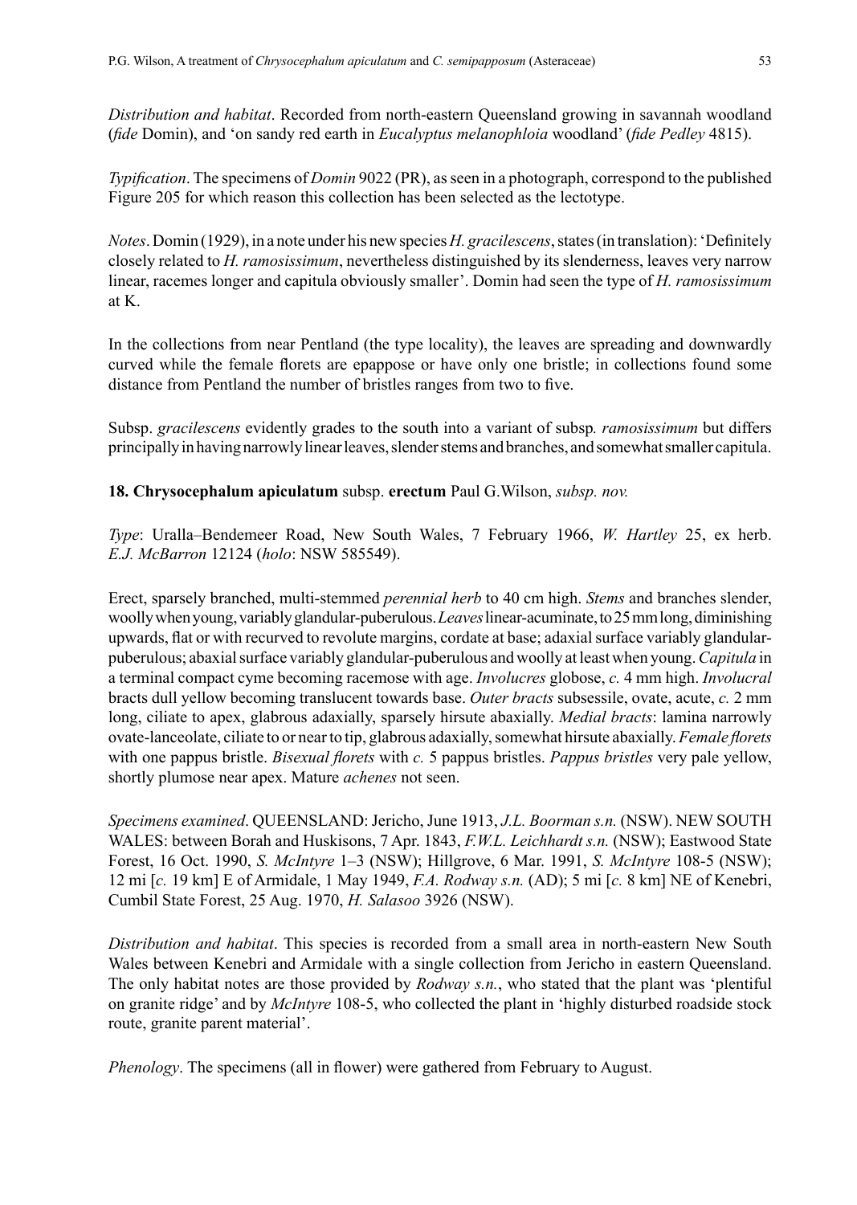*Distribution and habitat*. Recorded from north-eastern Queensland growing in savannah woodland (*fide* Domin), and 'on sandy red earth in *Eucalyptus melanophloia* woodland' (*fide Pedley* 4815).

*Typification*. The specimens of *Domin* 9022 (PR), as seen in a photograph, correspond to the published Figure 205 for which reason this collection has been selected as the lectotype.

*Notes*. Domin (1929), in a note under his new species *H. gracilescens*, states (in translation): 'Definitely closely related to *H. ramosissimum*, nevertheless distinguished by its slenderness, leaves very narrow linear, racemes longer and capitula obviously smaller'. Domin had seen the type of *H. ramosissimum* at K.

In the collections from near Pentland (the type locality), the leaves are spreading and downwardly curved while the female florets are epappose or have only one bristle; in collections found some distance from Pentland the number of bristles ranges from two to five.

Subsp. *gracilescens* evidently grades to the south into a variant of subsp. *ramosissimum* but differs principally in having narrowly linear leaves, slender stems and branches, and somewhat smaller capitula.

**18. Chrysocephalum apiculatum** subsp. **erectum** Paul G.Wilson, *subsp. nov.*

*Type*: Uralla–Bendemeer Road, New South Wales, 7 February 1966, *W. Hartley* 25, ex herb. *E.J. McBarron* 12124 (*holo*: NSW 585549).

Erect, sparsely branched, multi-stemmed *perennial herb* to 40 cm high. *Stems* and branches slender, woolly when young, variably glandular-puberulous. *Leaves* linear-acuminate, to 25 mm long, diminishing upwards, flat or with recurved to revolute margins, cordate at base; adaxial surface variably glandular-puberulous; abaxial surface variably glandular-puberulous and woolly at least when young. *Capitula* in a terminal compact cyme becoming racemose with age. *Involucres* globose, *c.* 4 mm high. *Involucral* bracts dull yellow becoming translucent towards base. *Outer bracts* subsessile, ovate, acute, *c.* 2 mm long, ciliate to apex, glabrous adaxially, sparsely hirsute abaxially. *Medial bracts*: lamina narrowly ovate-lanceolate, ciliate to or near to tip, glabrous adaxially, somewhat hirsute abaxially. *Female florets* with one pappus bristle. *Bisexual florets* with *c.* 5 pappus bristles. *Pappus bristles* very pale yellow, shortly plumose near apex. Mature *achenes* not seen.

*Specimens examined*. QUEENSLAND: Jericho, June 1913, *J.L. Boorman s.n.* (NSW). NEW SOUTH WALES: between Borah and Huskisons, 7 Apr. 1843, *F.W.L. Leichhardt s.n.* (NSW); Eastwood State Forest, 16 Oct. 1990, *S. McIntyre* 1–3 (NSW); Hillgrove, 6 Mar. 1991, *S. McIntyre* 108-5 (NSW); 12 mi [*c.* 19 km] E of Armidale, 1 May 1949, *F.A. Rodway s.n.* (AD); 5 mi [*c.* 8 km] NE of Kenebri, Cumbil State Forest, 25 Aug. 1970, *H. Salasoo* 3926 (NSW).

*Distribution and habitat*. This species is recorded from a small area in north-eastern New South Wales between Kenebri and Armidale with a single collection from Jericho in eastern Queensland. The only habitat notes are those provided by *Rodway s.n.*, who stated that the plant was 'plentiful on granite ridge' and by *McIntyre* 108-5, who collected the plant in 'highly disturbed roadside stock route, granite parent material'.

*Phenology*. The specimens (all in flower) were gathered from February to August.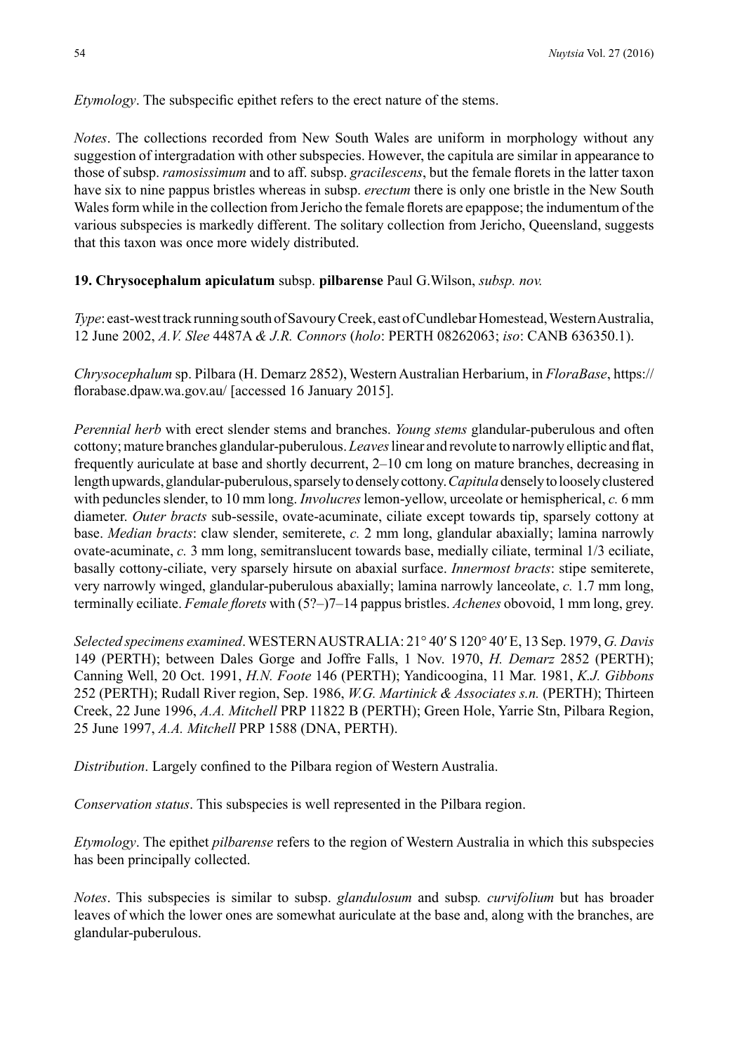*Etymology*. The subspecific epithet refers to the erect nature of the stems.

*Notes*. The collections recorded from New South Wales are uniform in morphology without any suggestion of intergradation with other subspecies. However, the capitula are similar in appearance to those of subsp. *ramosissimum* and to aff. subsp. *gracilescens*, but the female florets in the latter taxon have six to nine pappus bristles whereas in subsp. *erectum* there is only one bristle in the New South Wales form while in the collection from Jericho the female florets are epappose; the indumentum of the various subspecies is markedly different. The solitary collection from Jericho, Queensland, suggests that this taxon was once more widely distributed.

**19. Chrysocephalum apiculatum** subsp. **pilbarense** Paul G.Wilson, *subsp. nov.*

*Type*: east-west track running south of Savoury Creek, east of Cundlebar Homestead, Western Australia, 12 June 2002, *A.V. Slee* 4487A *& J.R. Connors* (*holo*: PERTH 08262063; *iso*: CANB 636350.1).

*Chrysocephalum* sp. Pilbara (H. Demarz 2852), Western Australian Herbarium, in *FloraBase*, https://florabase.dpaw.wa.gov.au/ [accessed 16 January 2015].

*Perennial herb* with erect slender stems and branches. *Young stems* glandular-puberulous and often cottony; mature branches glandular-puberulous. *Leaves* linear and revolute to narrowly elliptic and flat, frequently auriculate at base and shortly decurrent, 2–10 cm long on mature branches, decreasing in length upwards, glandular-puberulous, sparsely to densely cottony. *Capitula* densely to loosely clustered with peduncles slender, to 10 mm long. *Involucres* lemon-yellow, urceolate or hemispherical, *c.* 6 mm diameter. *Outer bracts* sub-sessile, ovate-acuminate, ciliate except towards tip, sparsely cottony at base. *Median bracts*: claw slender, semiterete, *c.* 2 mm long, glandular abaxially; lamina narrowly ovate-acuminate, *c.* 3 mm long, semitranslucent towards base, medially ciliate, terminal 1/3 eciliate, basally cottony-ciliate, very sparsely hirsute on abaxial surface. *Innermost bracts*: stipe semiterete, very narrowly winged, glandular-puberulous abaxially; lamina narrowly lanceolate, *c.* 1.7 mm long, terminally eciliate. *Female florets* with (5?–)7–14 pappus bristles. *Achenes* obovoid, 1 mm long, grey.

*Selected specimens examined*. WESTERN AUSTRALIA: 21° 40′ S 120° 40′ E, 13 Sep. 1979, *G. Davis* 149 (PERTH); between Dales Gorge and Joffre Falls, 1 Nov. 1970, *H. Demarz* 2852 (PERTH); Canning Well, 20 Oct. 1991, *H.N. Foote* 146 (PERTH); Yandicoogina, 11 Mar. 1981, *K.J. Gibbons* 252 (PERTH); Rudall River region, Sep. 1986, *W.G. Martinick & Associates s.n.* (PERTH); Thirteen Creek, 22 June 1996, *A.A. Mitchell* PRP 11822 B (PERTH); Green Hole, Yarrie Stn, Pilbara Region, 25 June 1997, *A.A. Mitchell* PRP 1588 (DNA, PERTH).

*Distribution*. Largely confined to the Pilbara region of Western Australia.

*Conservation status*. This subspecies is well represented in the Pilbara region.

*Etymology*. The epithet *pilbarense* refers to the region of Western Australia in which this subspecies has been principally collected.

*Notes*. This subspecies is similar to subsp. *glandulosum* and subsp*. curvifolium* but has broader leaves of which the lower ones are somewhat auriculate at the base and, along with the branches, are glandular-puberulous.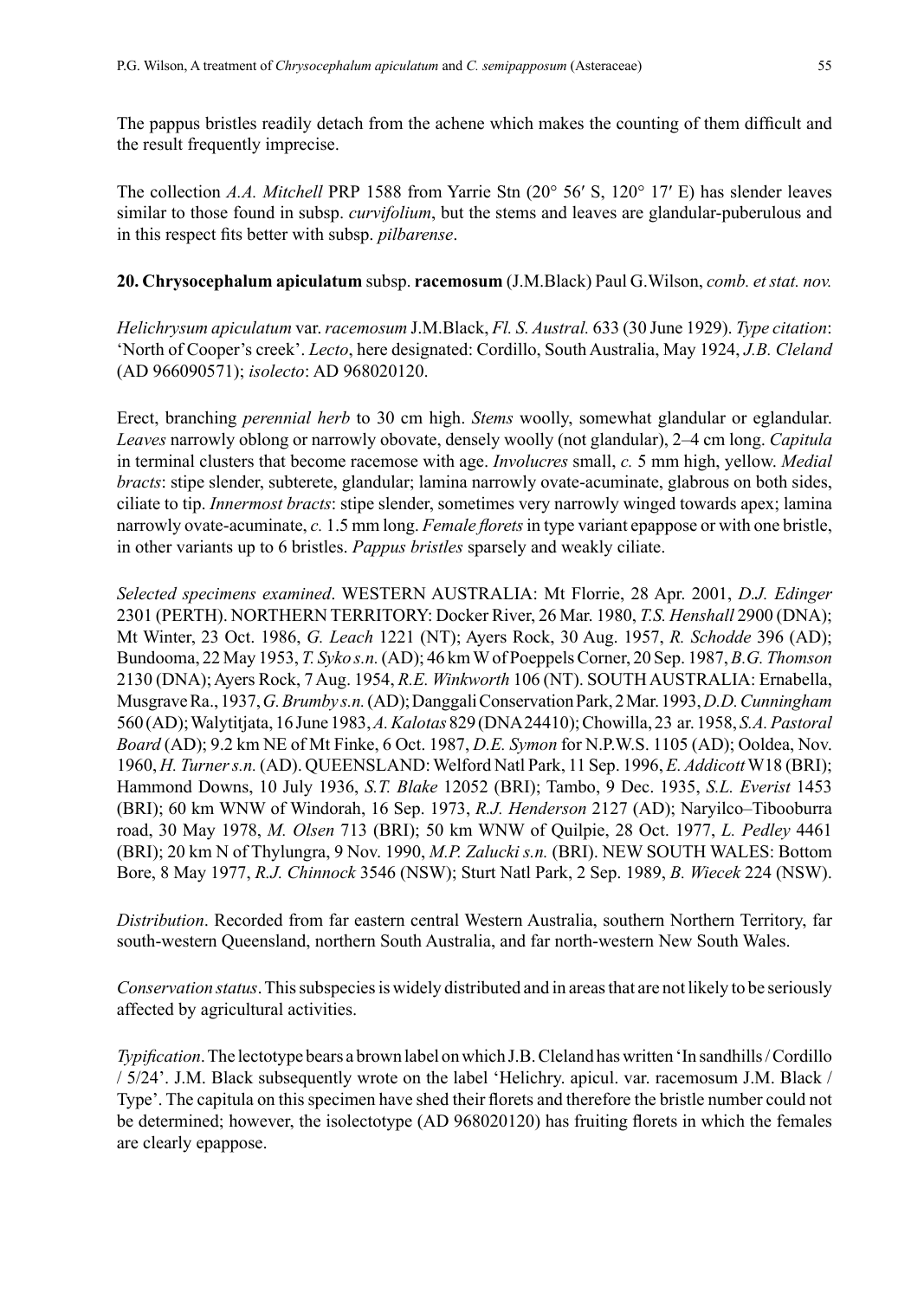The pappus bristles readily detach from the achene which makes the counting of them difficult and the result frequently imprecise.

The collection *A.A. Mitchell* PRP 1588 from Yarrie Stn (20° 56′ S, 120° 17′ E) has slender leaves similar to those found in subsp. *curvifolium*, but the stems and leaves are glandular-puberulous and in this respect fits better with subsp. *pilbarense*.

**20. Chrysocephalum apiculatum** subsp. **racemosum** (J.M.Black) Paul G.Wilson, *comb. et stat. nov.*

*Helichrysum apiculatum* var. *racemosum* J.M.Black, *Fl. S. Austral.* 633 (30 June 1929). *Type citation*: 'North of Cooper's creek'. *Lecto*, here designated: Cordillo, South Australia, May 1924, *J.B. Cleland* (AD 966090571); *isolecto*: AD 968020120.

Erect, branching *perennial herb* to 30 cm high. *Stems* woolly, somewhat glandular or eglandular. *Leaves* narrowly oblong or narrowly obovate, densely woolly (not glandular), 2–4 cm long. *Capitula* in terminal clusters that become racemose with age. *Involucres* small, *c.* 5 mm high, yellow. *Medial bracts*: stipe slender, subterete, glandular; lamina narrowly ovate-acuminate, glabrous on both sides, ciliate to tip. *Innermost bracts*: stipe slender, sometimes very narrowly winged towards apex; lamina narrowly ovate-acuminate, *c.* 1.5 mm long. *Female florets* in type variant epappose or with one bristle, in other variants up to 6 bristles. *Pappus bristles* sparsely and weakly ciliate.

*Selected specimens examined*. WESTERN AUSTRALIA: Mt Florrie, 28 Apr. 2001, *D.J. Edinger* 2301 (PERTH). NORTHERN TERRITORY: Docker River, 26 Mar. 1980, *T.S. Henshall* 2900 (DNA); Mt Winter, 23 Oct. 1986, *G. Leach* 1221 (NT); Ayers Rock, 30 Aug. 1957, *R. Schodde* 396 (AD); Bundooma, 22 May 1953, *T. Syko s.n.* (AD); 46 km W of Poeppels Corner, 20 Sep. 1987, *B.G. Thomson* 2130 (DNA); Ayers Rock, 7 Aug. 1954, *R.E. Winkworth* 106 (NT). SOUTH AUSTRALIA: Ernabella, Musgrave Ra., 1937, *G. Brumby s.n.* (AD); Danggali Conservation Park, 2 Mar. 1993, *D.D. Cunningham* 560 (AD); Walytitjata, 16 June 1983, *A. Kalotas* 829 (DNA 24410); Chowilla, 23 ar. 1958, *S.A. Pastoral Board* (AD); 9.2 km NE of Mt Finke, 6 Oct. 1987, *D.E. Symon* for N.P.W.S. 1105 (AD); Ooldea, Nov. 1960, *H. Turner s.n.* (AD). QUEENSLAND: Welford Natl Park, 11 Sep. 1996, *E. Addicott* W18 (BRI); Hammond Downs, 10 July 1936, *S.T. Blake* 12052 (BRI); Tambo, 9 Dec. 1935, *S.L. Everist* 1453 (BRI); 60 km WNW of Windorah, 16 Sep. 1973, *R.J. Henderson* 2127 (AD); Naryilco–Tibooburra road, 30 May 1978, *M. Olsen* 713 (BRI); 50 km WNW of Quilpie, 28 Oct. 1977, *L. Pedley* 4461 (BRI); 20 km N of Thylungra, 9 Nov. 1990, *M.P. Zalucki s.n.* (BRI). NEW SOUTH WALES: Bottom Bore, 8 May 1977, *R.J. Chinnock* 3546 (NSW); Sturt Natl Park, 2 Sep. 1989, *B. Wiecek* 224 (NSW).

*Distribution*. Recorded from far eastern central Western Australia, southern Northern Territory, far south-western Queensland, northern South Australia, and far north-western New South Wales.

*Conservation status*. This subspecies is widely distributed and in areas that are not likely to be seriously affected by agricultural activities.

*Typification*. The lectotype bears a brown label on which J.B. Cleland has written 'In sandhills / Cordillo / 5/24'. J.M. Black subsequently wrote on the label 'Helichry. apicul. var. racemosum J.M. Black / Type'. The capitula on this specimen have shed their florets and therefore the bristle number could not be determined; however, the isolectotype (AD 968020120) has fruiting florets in which the females are clearly epappose.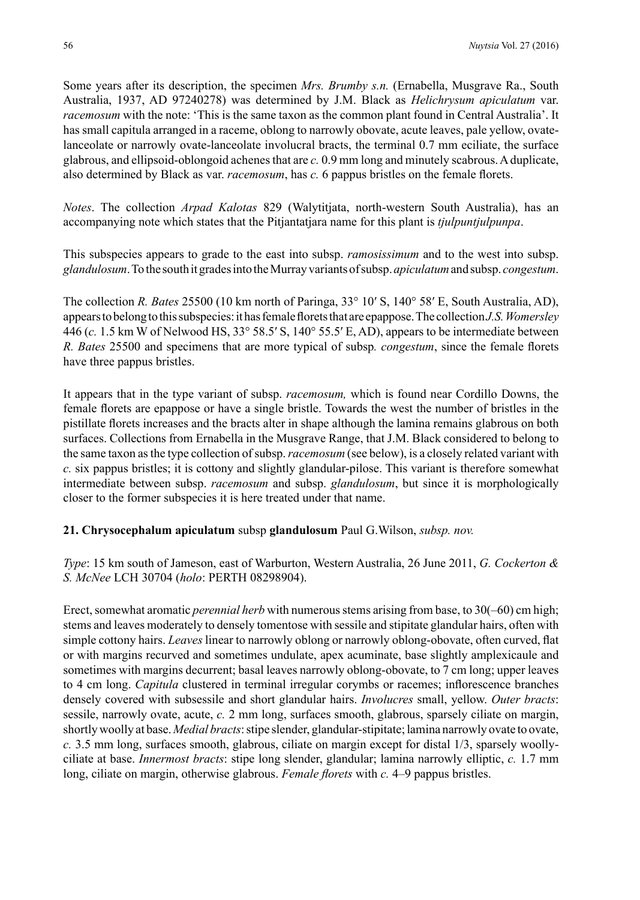Some years after its description, the specimen *Mrs. Brumby s.n.* (Ernabella, Musgrave Ra., South Australia, 1937, AD 97240278) was determined by J.M. Black as *Helichrysum apiculatum* var. *racemosum* with the note: 'This is the same taxon as the common plant found in Central Australia'. It has small capitula arranged in a raceme, oblong to narrowly obovate, acute leaves, pale yellow, ovate-lanceolate or narrowly ovate-lanceolate involucral bracts, the terminal 0.7 mm eciliate, the surface glabrous, and ellipsoid-oblongoid achenes that are *c.* 0.9 mm long and minutely scabrous. A duplicate, also determined by Black as var. *racemosum*, has *c.* 6 pappus bristles on the female florets.

*Notes*. The collection *Arpad Kalotas* 829 (Walytitjata, north-western South Australia), has an accompanying note which states that the Pitjantatjara name for this plant is *tjulpuntjulpunpa*.

This subspecies appears to grade to the east into subsp. *ramosissimum* and to the west into subsp. *glandulosum*. To the south it grades into the Murray variants of subsp. *apiculatum* and subsp. *congestum*.

The collection *R. Bates* 25500 (10 km north of Paringa, 33° 10′ S, 140° 58′ E, South Australia, AD), appears to belong to this subspecies: it has female florets that are epappose. The collection *J.S. Womersley* 446 (*c.* 1.5 km W of Nelwood HS, 33° 58.5′ S, 140° 55.5′ E, AD), appears to be intermediate between *R. Bates* 25500 and specimens that are more typical of subsp*. congestum*, since the female florets have three pappus bristles.

It appears that in the type variant of subsp. *racemosum,* which is found near Cordillo Downs, the female florets are epappose or have a single bristle. Towards the west the number of bristles in the pistillate florets increases and the bracts alter in shape although the lamina remains glabrous on both surfaces. Collections from Ernabella in the Musgrave Range, that J.M. Black considered to belong to the same taxon as the type collection of subsp. *racemosum* (see below), is a closely related variant with *c.* six pappus bristles; it is cottony and slightly glandular-pilose. This variant is therefore somewhat intermediate between subsp. *racemosum* and subsp. *glandulosum*, but since it is morphologically closer to the former subspecies it is here treated under that name.

**21. Chrysocephalum apiculatum** subsp **glandulosum** Paul G.Wilson, *subsp. nov.*

*Type*: 15 km south of Jameson, east of Warburton, Western Australia, 26 June 2011, *G. Cockerton & S. McNee* LCH 30704 (*holo*: PERTH 08298904).

Erect, somewhat aromatic *perennial herb* with numerous stems arising from base, to 30(–60) cm high; stems and leaves moderately to densely tomentose with sessile and stipitate glandular hairs, often with simple cottony hairs. *Leaves* linear to narrowly oblong or narrowly oblong-obovate, often curved, flat or with margins recurved and sometimes undulate, apex acuminate, base slightly amplexicaule and sometimes with margins decurrent; basal leaves narrowly oblong-obovate, to 7 cm long; upper leaves to 4 cm long. *Capitula* clustered in terminal irregular corymbs or racemes; inflorescence branches densely covered with subsessile and short glandular hairs. *Involucres* small, yellow. *Outer bracts*: sessile, narrowly ovate, acute, *c.* 2 mm long, surfaces smooth, glabrous, sparsely ciliate on margin, shortly woolly at base. *Medial bracts*: stipe slender, glandular-stipitate; lamina narrowly ovate to ovate, *c.* 3.5 mm long, surfaces smooth, glabrous, ciliate on margin except for distal 1/3, sparsely woolly-ciliate at base. *Innermost bracts*: stipe long slender, glandular; lamina narrowly elliptic, *c.* 1.7 mm long, ciliate on margin, otherwise glabrous. *Female florets* with *c.* 4–9 pappus bristles.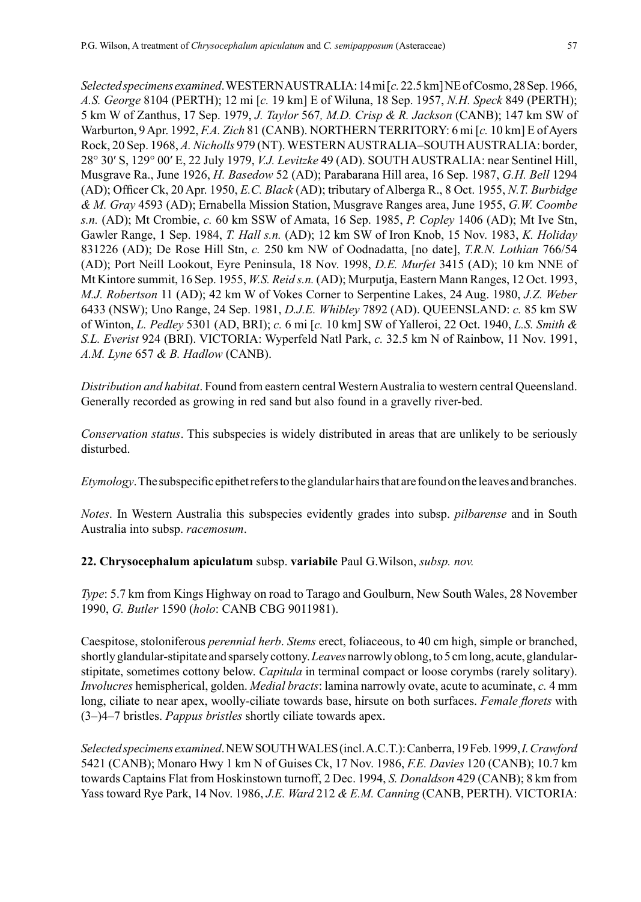*Selected specimens examined*. WESTERN AUSTRALIA: 14 mi [*c.* 22.5 km] NE of Cosmo, 28 Sep. 1966, *A.S. George* 8104 (PERTH); 12 mi [*c.* 19 km] E of Wiluna, 18 Sep. 1957, *N.H. Speck* 849 (PERTH); 5 km W of Zanthus, 17 Sep. 1979, *J. Taylor* 567*, M.D. Crisp & R. Jackson* (CANB); 147 km SW of Warburton, 9 Apr. 1992, *F.A. Zich* 81 (CANB). NORTHERN TERRITORY: 6 mi [*c.* 10 km] E of Ayers Rock, 20 Sep. 1968, *A. Nicholls* 979 (NT). WESTERN AUSTRALIA–SOUTH AUSTRALIA: border, 28° 30′ S, 129° 00′ E, 22 July 1979, *V.J. Levitzke* 49 (AD). SOUTH AUSTRALIA: near Sentinel Hill, Musgrave Ra., June 1926, *H. Basedow* 52 (AD); Parabarana Hill area, 16 Sep. 1987, *G.H. Bell* 1294 (AD); Officer Ck, 20 Apr. 1950, *E.C. Black* (AD); tributary of Alberga R., 8 Oct. 1955, *N.T. Burbidge & M. Gray* 4593 (AD); Ernabella Mission Station, Musgrave Ranges area, June 1955, *G.W. Coombe s.n.* (AD); Mt Crombie, *c.* 60 km SSW of Amata, 16 Sep. 1985, *P. Copley* 1406 (AD); Mt Ive Stn, Gawler Range, 1 Sep. 1984, *T. Hall s.n.* (AD); 12 km SW of Iron Knob, 15 Nov. 1983, *K. Holiday* 831226 (AD); De Rose Hill Stn, *c.* 250 km NW of Oodnadatta, [no date], *T.R.N. Lothian* 766/54 (AD); Port Neill Lookout, Eyre Peninsula, 18 Nov. 1998, *D.E. Murfet* 3415 (AD); 10 km NNE of Mt Kintore summit, 16 Sep. 1955, *W.S. Reid s.n.* (AD); Murputja, Eastern Mann Ranges, 12 Oct. 1993, *M.J. Robertson* 11 (AD); 42 km W of Vokes Corner to Serpentine Lakes, 24 Aug. 1980, *J.Z. Weber* 6433 (NSW); Uno Range, 24 Sep. 1981, *D.J.E. Whibley* 7892 (AD). QUEENSLAND: *c.* 85 km SW of Winton, *L. Pedley* 5301 (AD, BRI); *c.* 6 mi [*c.* 10 km] SW of Yalleroi, 22 Oct. 1940, *L.S. Smith & S.L. Everist* 924 (BRI). VICTORIA: Wyperfeld Natl Park, *c.* 32.5 km N of Rainbow, 11 Nov. 1991, *A.M. Lyne* 657 *& B. Hadlow* (CANB).

*Distribution and habitat*. Found from eastern central Western Australia to western central Queensland. Generally recorded as growing in red sand but also found in a gravelly river-bed.

*Conservation status*. This subspecies is widely distributed in areas that are unlikely to be seriously disturbed.

*Etymology*. The subspecific epithet refers to the glandular hairs that are found on the leaves and branches.

*Notes*. In Western Australia this subspecies evidently grades into subsp. *pilbarense* and in South Australia into subsp. *racemosum*.

**22. Chrysocephalum apiculatum** subsp. **variabile** Paul G.Wilson, *subsp. nov.*

*Type*: 5.7 km from Kings Highway on road to Tarago and Goulburn, New South Wales, 28 November 1990, *G. Butler* 1590 (*holo*: CANB CBG 9011981).

Caespitose, stoloniferous *perennial herb*. *Stems* erect, foliaceous, to 40 cm high, simple or branched, shortly glandular-stipitate and sparsely cottony. *Leaves* narrowly oblong, to 5 cm long, acute, glandular-stipitate, sometimes cottony below. *Capitula* in terminal compact or loose corymbs (rarely solitary). *Involucres* hemispherical, golden. *Medial bracts*: lamina narrowly ovate, acute to acuminate, *c.* 4 mm long, ciliate to near apex, woolly-ciliate towards base, hirsute on both surfaces. *Female florets* with (3–)4–7 bristles. *Pappus bristles* shortly ciliate towards apex.

*Selected specimens examined*. NEW SOUTH WALES (incl. A.C.T.): Canberra, 19 Feb. 1999, *I. Crawford* 5421 (CANB); Monaro Hwy 1 km N of Guises Ck, 17 Nov. 1986, *F.E. Davies* 120 (CANB); 10.7 km towards Captains Flat from Hoskinstown turnoff, 2 Dec. 1994, *S. Donaldson* 429 (CANB); 8 km from Yass toward Rye Park, 14 Nov. 1986, *J.E. Ward* 212 *& E.M. Canning* (CANB, PERTH). VICTORIA: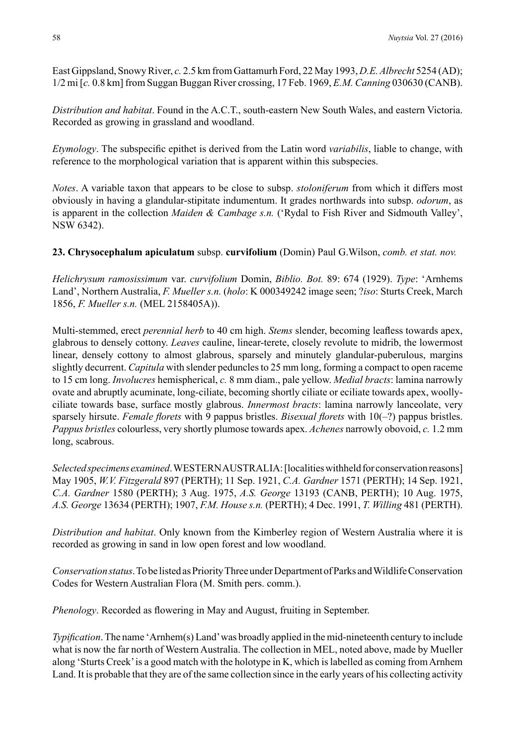East Gippsland, Snowy River, *c.* 2.5 km from Gattamurh Ford, 22 May 1993, *D.E. Albrecht* 5254 (AD); 1/2 mi [*c.* 0.8 km] from Suggan Buggan River crossing, 17 Feb. 1969, *E.M. Canning* 030630 (CANB).

*Distribution and habitat*. Found in the A.C.T., south-eastern New South Wales, and eastern Victoria. Recorded as growing in grassland and woodland.

*Etymology*. The subspecific epithet is derived from the Latin word *variabilis*, liable to change, with reference to the morphological variation that is apparent within this subspecies.

*Notes*. A variable taxon that appears to be close to subsp. *stoloniferum* from which it differs most obviously in having a glandular-stipitate indumentum. It grades northwards into subsp. *odorum*, as is apparent in the collection *Maiden & Cambage s.n.* ('Rydal to Fish River and Sidmouth Valley', NSW 6342).

**23. Chrysocephalum apiculatum** subsp. **curvifolium** (Domin) Paul G.Wilson, *comb. et stat. nov.*

*Helichrysum ramosissimum* var. *curvifolium* Domin, *Biblio. Bot.* 89: 674 (1929). *Type*: 'Arnhems Land', Northern Australia, *F. Mueller s.n.* (*holo*: K 000349242 image seen; ?*iso*: Sturts Creek, March 1856, *F. Mueller s.n.* (MEL 2158405A)).

Multi-stemmed, erect *perennial herb* to 40 cm high. *Stems* slender, becoming leafless towards apex, glabrous to densely cottony. *Leaves* cauline, linear-terete, closely revolute to midrib, the lowermost linear, densely cottony to almost glabrous, sparsely and minutely glandular-puberulous, margins slightly decurrent. *Capitula* with slender peduncles to 25 mm long, forming a compact to open raceme to 15 cm long. *Involucres* hemispherical, *c.* 8 mm diam., pale yellow. *Medial bracts*: lamina narrowly ovate and abruptly acuminate, long-ciliate, becoming shortly ciliate or eciliate towards apex, woolly-ciliate towards base, surface mostly glabrous. *Innermost bracts*: lamina narrowly lanceolate, very sparsely hirsute. *Female florets* with 9 pappus bristles. *Bisexual florets* with 10(–?) pappus bristles. *Pappus bristles* colourless, very shortly plumose towards apex. *Achenes* narrowly obovoid, *c.* 1.2 mm long, scabrous.

*Selected specimens examined*. WESTERN AUSTRALIA: [localities withheld for conservation reasons] May 1905, *W.V. Fitzgerald* 897 (PERTH); 11 Sep. 1921, *C.A. Gardner* 1571 (PERTH); 14 Sep. 1921, *C.A. Gardner* 1580 (PERTH); 3 Aug. 1975, *A.S. George* 13193 (CANB, PERTH); 10 Aug. 1975, *A.S. George* 13634 (PERTH); 1907, *F.M. House s.n.* (PERTH); 4 Dec. 1991, *T. Willing* 481 (PERTH).

*Distribution and habitat*. Only known from the Kimberley region of Western Australia where it is recorded as growing in sand in low open forest and low woodland.

*Conservation status*. To be listed as Priority Three under Department of Parks and Wildlife Conservation Codes for Western Australian Flora (M. Smith pers. comm.).

*Phenology*. Recorded as flowering in May and August, fruiting in September.

*Typification*. The name 'Arnhem(s) Land' was broadly applied in the mid-nineteenth century to include what is now the far north of Western Australia. The collection in MEL, noted above, made by Mueller along 'Sturts Creek' is a good match with the holotype in K, which is labelled as coming from Arnhem Land. It is probable that they are of the same collection since in the early years of his collecting activity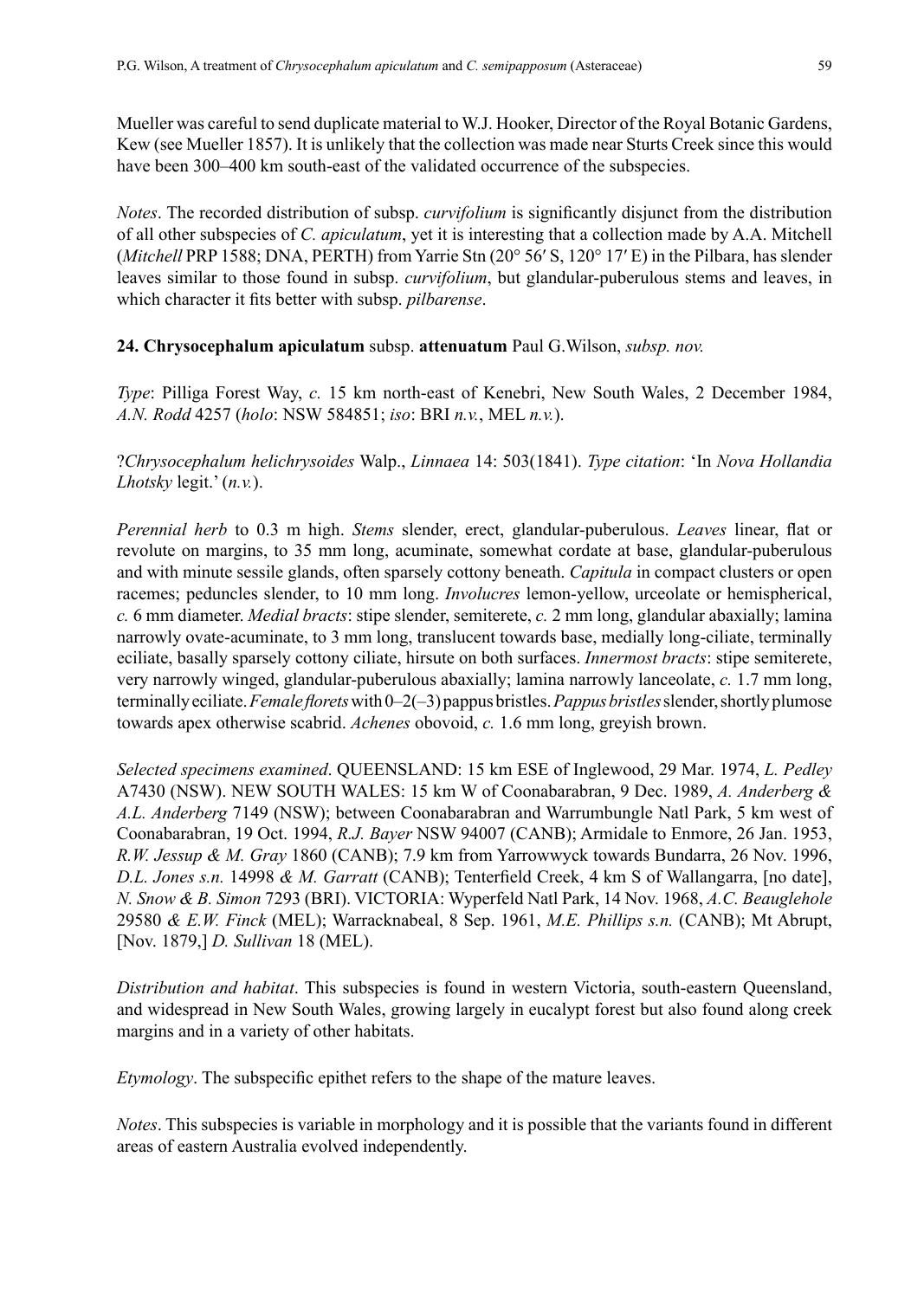Mueller was careful to send duplicate material to W.J. Hooker, Director of the Royal Botanic Gardens, Kew (see Mueller 1857). It is unlikely that the collection was made near Sturts Creek since this would have been 300–400 km south-east of the validated occurrence of the subspecies.

*Notes*. The recorded distribution of subsp. *curvifolium* is significantly disjunct from the distribution of all other subspecies of *C. apiculatum*, yet it is interesting that a collection made by A.A. Mitchell (*Mitchell* PRP 1588; DNA, PERTH) from Yarrie Stn (20° 56′ S, 120° 17′ E) in the Pilbara, has slender leaves similar to those found in subsp. *curvifolium*, but glandular-puberulous stems and leaves, in which character it fits better with subsp. *pilbarense*.

**24. Chrysocephalum apiculatum** subsp. **attenuatum** Paul G.Wilson, *subsp. nov.*

*Type*: Pilliga Forest Way, *c.* 15 km north-east of Kenebri, New South Wales, 2 December 1984, *A.N. Rodd* 4257 (*holo*: NSW 584851; *iso*: BRI *n.v.*, MEL *n.v.*).

?*Chrysocephalum helichrysoides* Walp., *Linnaea* 14: 503(1841). *Type citation*: 'In *Nova Hollandia Lhotsky* legit.' (*n.v.*).

*Perennial herb* to 0.3 m high. *Stems* slender, erect, glandular-puberulous. *Leaves* linear, flat or revolute on margins, to 35 mm long, acuminate, somewhat cordate at base, glandular-puberulous and with minute sessile glands, often sparsely cottony beneath. *Capitula* in compact clusters or open racemes; peduncles slender, to 10 mm long. *Involucres* lemon-yellow, urceolate or hemispherical, *c.* 6 mm diameter. *Medial bracts*: stipe slender, semiterete, *c.* 2 mm long, glandular abaxially; lamina narrowly ovate-acuminate, to 3 mm long, translucent towards base, medially long-ciliate, terminally eciliate, basally sparsely cottony ciliate, hirsute on both surfaces. *Innermost bracts*: stipe semiterete, very narrowly winged, glandular-puberulous abaxially; lamina narrowly lanceolate, *c.* 1.7 mm long, terminally eciliate. *Female florets* with 0–2(–3) pappus bristles. *Pappus bristles* slender, shortly plumose towards apex otherwise scabrid. *Achenes* obovoid, *c.* 1.6 mm long, greyish brown.

*Selected specimens examined*. QUEENSLAND: 15 km ESE of Inglewood, 29 Mar. 1974, *L. Pedley* A7430 (NSW). NEW SOUTH WALES: 15 km W of Coonabarabran, 9 Dec. 1989, *A. Anderberg & A.L. Anderberg* 7149 (NSW); between Coonabarabran and Warrumbungle Natl Park, 5 km west of Coonabarabran, 19 Oct. 1994, *R.J. Bayer* NSW 94007 (CANB); Armidale to Enmore, 26 Jan. 1953, *R.W. Jessup & M. Gray* 1860 (CANB); 7.9 km from Yarrowwyck towards Bundarra, 26 Nov. 1996, *D.L. Jones s.n.* 14998 *& M. Garratt* (CANB); Tenterfield Creek, 4 km S of Wallangarra, [no date], *N. Snow & B. Simon* 7293 (BRI). VICTORIA: Wyperfeld Natl Park, 14 Nov. 1968, *A.C. Beauglehole* 29580 *& E.W. Finck* (MEL); Warracknabeal, 8 Sep. 1961, *M.E. Phillips s.n.* (CANB); Mt Abrupt, [Nov. 1879,] *D. Sullivan* 18 (MEL).

*Distribution and habitat*. This subspecies is found in western Victoria, south-eastern Queensland, and widespread in New South Wales, growing largely in eucalypt forest but also found along creek margins and in a variety of other habitats.

*Etymology*. The subspecific epithet refers to the shape of the mature leaves.

*Notes*. This subspecies is variable in morphology and it is possible that the variants found in different areas of eastern Australia evolved independently.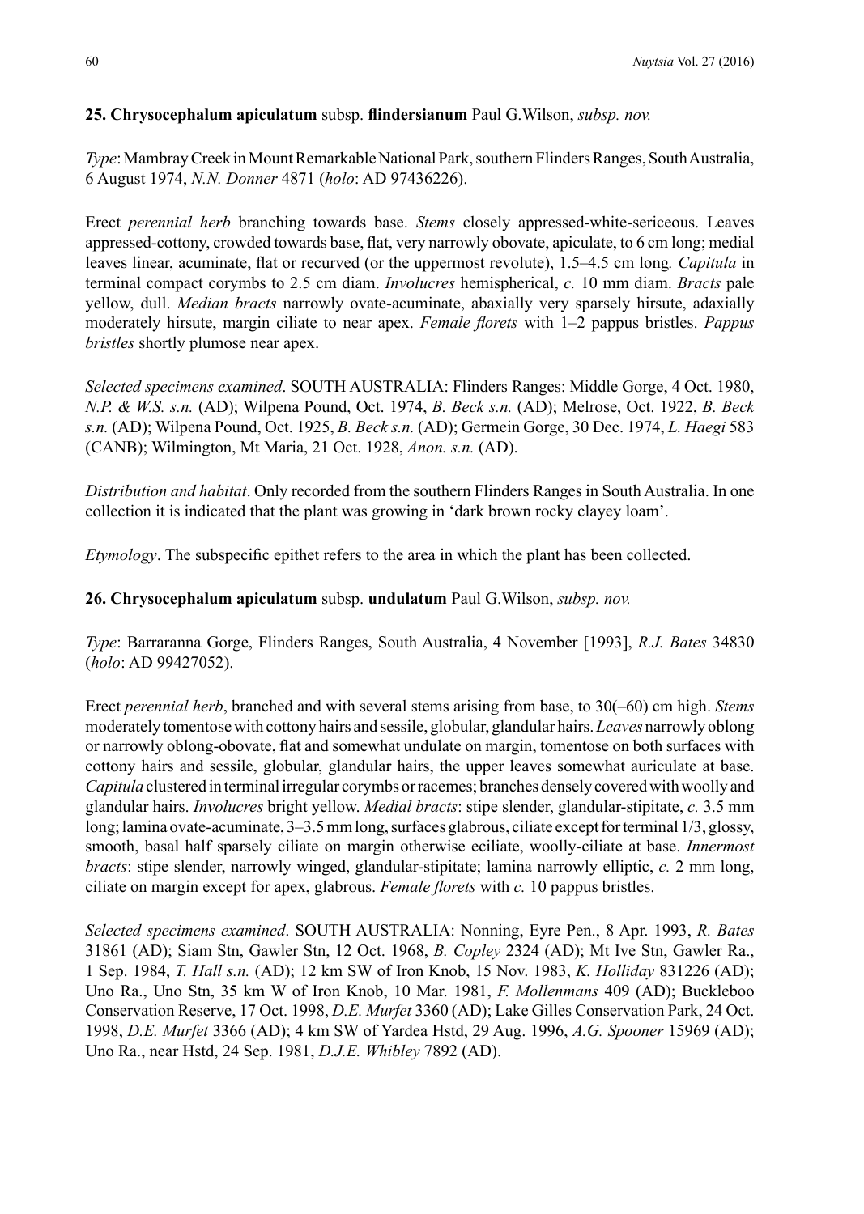**25. Chrysocephalum apiculatum** subsp. **flindersianum** Paul G.Wilson, *subsp. nov.*

*Type*: Mambray Creek in Mount Remarkable National Park, southern Flinders Ranges, South Australia, 6 August 1974, *N.N. Donner* 4871 (*holo*: AD 97436226).

Erect *perennial herb* branching towards base. *Stems* closely appressed-white-sericeous. Leaves appressed-cottony, crowded towards base, flat, very narrowly obovate, apiculate, to 6 cm long; medial leaves linear, acuminate, flat or recurved (or the uppermost revolute), 1.5–4.5 cm long. *Capitula* in terminal compact corymbs to 2.5 cm diam. *Involucres* hemispherical, *c.* 10 mm diam. *Bracts* pale yellow, dull. *Median bracts* narrowly ovate-acuminate, abaxially very sparsely hirsute, adaxially moderately hirsute, margin ciliate to near apex. *Female florets* with 1–2 pappus bristles. *Pappus bristles* shortly plumose near apex.

*Selected specimens examined*. SOUTH AUSTRALIA: Flinders Ranges: Middle Gorge, 4 Oct. 1980, *N.P. & W.S. s.n.* (AD); Wilpena Pound, Oct. 1974, *B. Beck s.n.* (AD); Melrose, Oct. 1922, *B. Beck s.n.* (AD); Wilpena Pound, Oct. 1925, *B. Beck s.n.* (AD); Germein Gorge, 30 Dec. 1974, *L. Haegi* 583 (CANB); Wilmington, Mt Maria, 21 Oct. 1928, *Anon. s.n.* (AD).

*Distribution and habitat*. Only recorded from the southern Flinders Ranges in South Australia. In one collection it is indicated that the plant was growing in 'dark brown rocky clayey loam'.

*Etymology*. The subspecific epithet refers to the area in which the plant has been collected.

**26. Chrysocephalum apiculatum** subsp. **undulatum** Paul G.Wilson, *subsp. nov.*

*Type*: Barraranna Gorge, Flinders Ranges, South Australia, 4 November [1993], *R.J. Bates* 34830 (*holo*: AD 99427052).

Erect *perennial herb*, branched and with several stems arising from base, to 30(–60) cm high. *Stems* moderately tomentose with cottony hairs and sessile, globular, glandular hairs. *Leaves* narrowly oblong or narrowly oblong-obovate, flat and somewhat undulate on margin, tomentose on both surfaces with cottony hairs and sessile, globular, glandular hairs, the upper leaves somewhat auriculate at base. *Capitula* clustered in terminal irregular corymbs or racemes; branches densely covered with woolly and glandular hairs. *Involucres* bright yellow. *Medial bracts*: stipe slender, glandular-stipitate, *c.* 3.5 mm long; lamina ovate-acuminate, 3–3.5 mm long, surfaces glabrous, ciliate except for terminal 1/3, glossy, smooth, basal half sparsely ciliate on margin otherwise eciliate, woolly-ciliate at base. *Innermost bracts*: stipe slender, narrowly winged, glandular-stipitate; lamina narrowly elliptic, *c.* 2 mm long, ciliate on margin except for apex, glabrous. *Female florets* with *c.* 10 pappus bristles.

*Selected specimens examined*. SOUTH AUSTRALIA: Nonning, Eyre Pen., 8 Apr. 1993, *R. Bates* 31861 (AD); Siam Stn, Gawler Stn, 12 Oct. 1968, *B. Copley* 2324 (AD); Mt Ive Stn, Gawler Ra., 1 Sep. 1984, *T. Hall s.n.* (AD); 12 km SW of Iron Knob, 15 Nov. 1983, *K. Holliday* 831226 (AD); Uno Ra., Uno Stn, 35 km W of Iron Knob, 10 Mar. 1981, *F. Mollenmans* 409 (AD); Buckleboo Conservation Reserve, 17 Oct. 1998, *D.E. Murfet* 3360 (AD); Lake Gilles Conservation Park, 24 Oct. 1998, *D.E. Murfet* 3366 (AD); 4 km SW of Yardea Hstd, 29 Aug. 1996, *A.G. Spooner* 15969 (AD); Uno Ra., near Hstd, 24 Sep. 1981, *D.J.E. Whibley* 7892 (AD).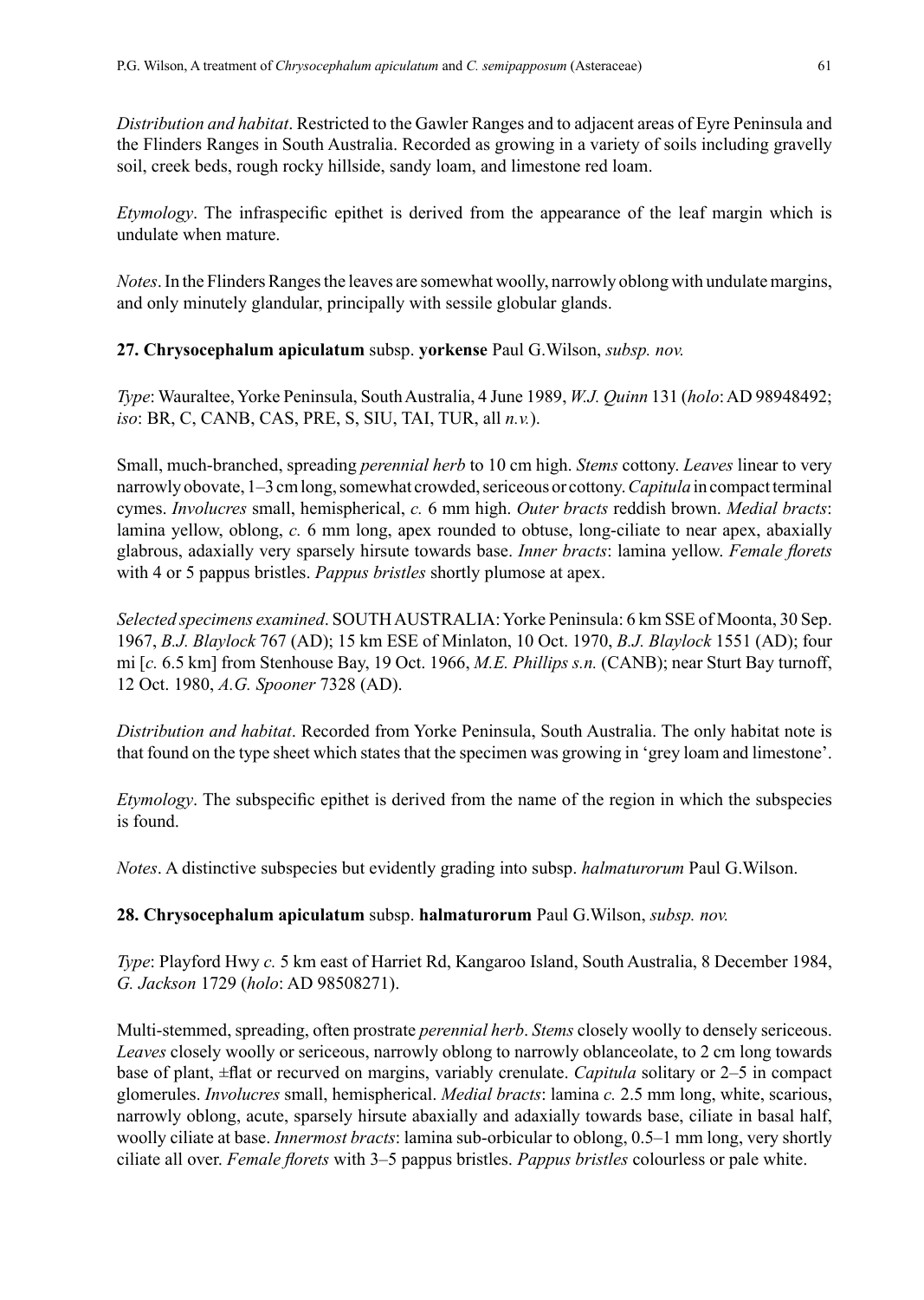*Distribution and habitat*. Restricted to the Gawler Ranges and to adjacent areas of Eyre Peninsula and the Flinders Ranges in South Australia. Recorded as growing in a variety of soils including gravelly soil, creek beds, rough rocky hillside, sandy loam, and limestone red loam.

*Etymology*. The infraspecific epithet is derived from the appearance of the leaf margin which is undulate when mature.

*Notes*. In the Flinders Ranges the leaves are somewhat woolly, narrowly oblong with undulate margins, and only minutely glandular, principally with sessile globular glands.

**27. Chrysocephalum apiculatum** subsp. **yorkense** Paul G.Wilson, *subsp. nov.*

*Type*: Wauraltee, Yorke Peninsula, South Australia, 4 June 1989, *W.J. Quinn* 131 (*holo*: AD 98948492; *iso*: BR, C, CANB, CAS, PRE, S, SIU, TAI, TUR, all *n.v.*).

Small, much-branched, spreading *perennial herb* to 10 cm high. *Stems* cottony. *Leaves* linear to very narrowly obovate, 1–3 cm long, somewhat crowded, sericeous or cottony. *Capitula* in compact terminal cymes. *Involucres* small, hemispherical, *c.* 6 mm high. *Outer bracts* reddish brown. *Medial bracts*: lamina yellow, oblong, *c.* 6 mm long, apex rounded to obtuse, long-ciliate to near apex, abaxially glabrous, adaxially very sparsely hirsute towards base. *Inner bracts*: lamina yellow. *Female florets* with 4 or 5 pappus bristles. *Pappus bristles* shortly plumose at apex.

*Selected specimens examined*. SOUTH AUSTRALIA: Yorke Peninsula: 6 km SSE of Moonta, 30 Sep. 1967, *B.J. Blaylock* 767 (AD); 15 km ESE of Minlaton, 10 Oct. 1970, *B.J. Blaylock* 1551 (AD); four mi [*c.* 6.5 km] from Stenhouse Bay, 19 Oct. 1966, *M.E. Phillips s.n.* (CANB); near Sturt Bay turnoff, 12 Oct. 1980, *A.G. Spooner* 7328 (AD).

*Distribution and habitat*. Recorded from Yorke Peninsula, South Australia. The only habitat note is that found on the type sheet which states that the specimen was growing in 'grey loam and limestone'.

*Etymology*. The subspecific epithet is derived from the name of the region in which the subspecies is found.

*Notes*. A distinctive subspecies but evidently grading into subsp. *halmaturorum* Paul G.Wilson.

**28. Chrysocephalum apiculatum** subsp. **halmaturorum** Paul G.Wilson, *subsp. nov.*

*Type*: Playford Hwy *c.* 5 km east of Harriet Rd, Kangaroo Island, South Australia, 8 December 1984, *G. Jackson* 1729 (*holo*: AD 98508271).

Multi-stemmed, spreading, often prostrate *perennial herb*. *Stems* closely woolly to densely sericeous. *Leaves* closely woolly or sericeous, narrowly oblong to narrowly oblanceolate, to 2 cm long towards base of plant, ±flat or recurved on margins, variably crenulate. *Capitula* solitary or 2–5 in compact glomerules. *Involucres* small, hemispherical. *Medial bracts*: lamina *c.* 2.5 mm long, white, scarious, narrowly oblong, acute, sparsely hirsute abaxially and adaxially towards base, ciliate in basal half, woolly ciliate at base. *Innermost bracts*: lamina sub-orbicular to oblong, 0.5–1 mm long, very shortly ciliate all over. *Female florets* with 3–5 pappus bristles. *Pappus bristles* colourless or pale white.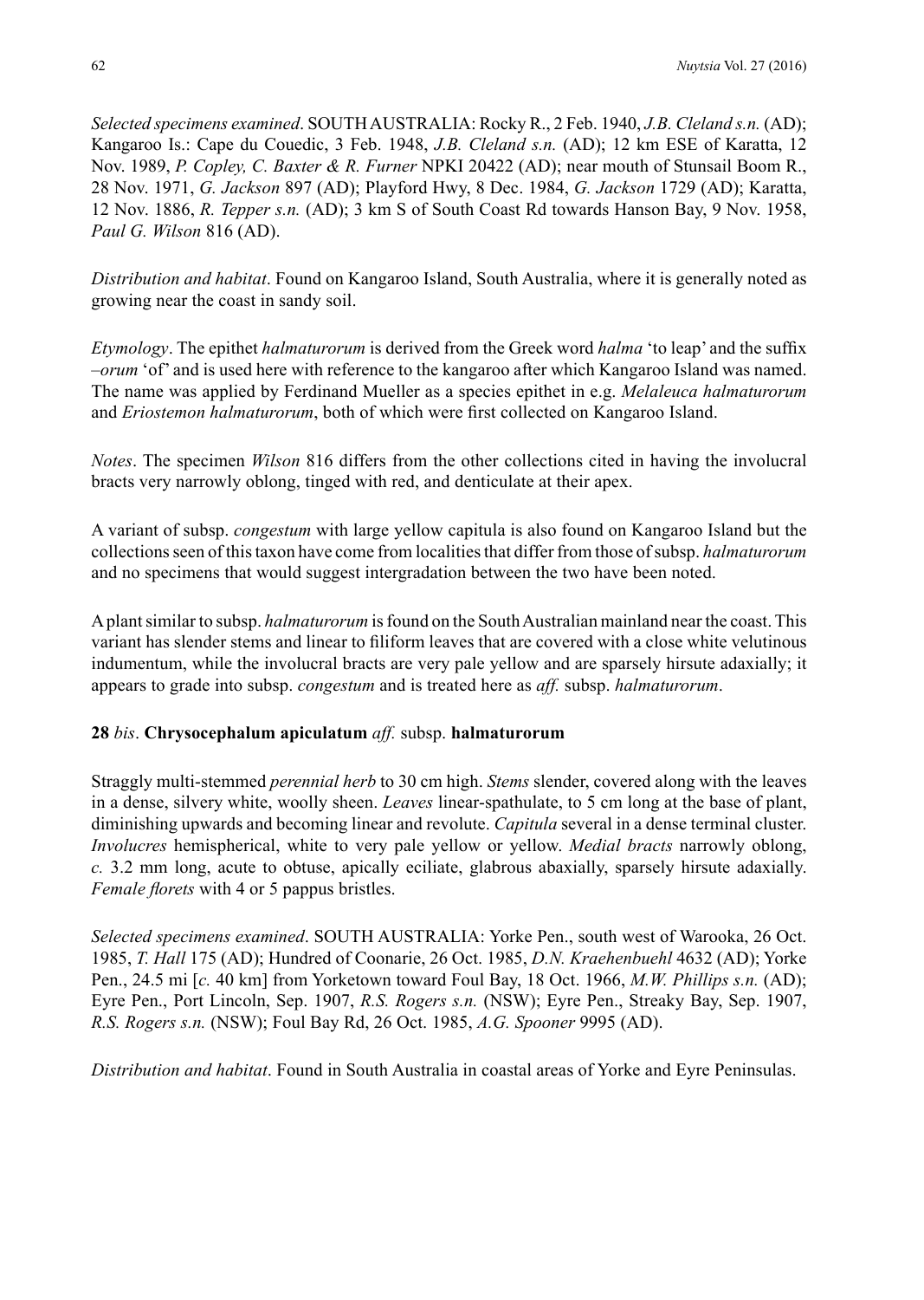*Selected specimens examined*. SOUTH AUSTRALIA: Rocky R., 2 Feb. 1940, *J.B. Cleland s.n.* (AD); Kangaroo Is.: Cape du Couedic, 3 Feb. 1948, *J.B. Cleland s.n.* (AD); 12 km ESE of Karatta, 12 Nov. 1989, *P. Copley, C. Baxter & R. Furner* NPKI 20422 (AD); near mouth of Stunsail Boom R., 28 Nov. 1971, *G. Jackson* 897 (AD); Playford Hwy, 8 Dec. 1984, *G. Jackson* 1729 (AD); Karatta, 12 Nov. 1886, *R. Tepper s.n.* (AD); 3 km S of South Coast Rd towards Hanson Bay, 9 Nov. 1958, *Paul G. Wilson* 816 (AD).

*Distribution and habitat*. Found on Kangaroo Island, South Australia, where it is generally noted as growing near the coast in sandy soil.

*Etymology*. The epithet *halmaturorum* is derived from the Greek word *halma* 'to leap' and the suffix *–orum* 'of' and is used here with reference to the kangaroo after which Kangaroo Island was named. The name was applied by Ferdinand Mueller as a species epithet in e.g. *Melaleuca halmaturorum* and *Eriostemon halmaturorum*, both of which were first collected on Kangaroo Island.

*Notes*. The specimen *Wilson* 816 differs from the other collections cited in having the involucral bracts very narrowly oblong, tinged with red, and denticulate at their apex.

A variant of subsp. *congestum* with large yellow capitula is also found on Kangaroo Island but the collections seen of this taxon have come from localities that differ from those of subsp. *halmaturorum* and no specimens that would suggest intergradation between the two have been noted.

A plant similar to subsp. *halmaturorum* is found on the South Australian mainland near the coast. This variant has slender stems and linear to filiform leaves that are covered with a close white velutinous indumentum, while the involucral bracts are very pale yellow and are sparsely hirsute adaxially; it appears to grade into subsp. *congestum* and is treated here as *aff.* subsp. *halmaturorum*.

**28** *bis*. **Chrysocephalum apiculatum** *aff.* subsp. **halmaturorum**

Straggly multi-stemmed *perennial herb* to 30 cm high. *Stems* slender, covered along with the leaves in a dense, silvery white, woolly sheen. *Leaves* linear-spathulate, to 5 cm long at the base of plant, diminishing upwards and becoming linear and revolute. *Capitula* several in a dense terminal cluster. *Involucres* hemispherical, white to very pale yellow or yellow. *Medial bracts* narrowly oblong, *c.* 3.2 mm long, acute to obtuse, apically eciliate, glabrous abaxially, sparsely hirsute adaxially. *Female florets* with 4 or 5 pappus bristles.

*Selected specimens examined*. SOUTH AUSTRALIA: Yorke Pen., south west of Warooka, 26 Oct. 1985, *T. Hall* 175 (AD); Hundred of Coonarie, 26 Oct. 1985, *D.N. Kraehenbuehl* 4632 (AD); Yorke Pen., 24.5 mi [*c.* 40 km] from Yorketown toward Foul Bay, 18 Oct. 1966, *M.W. Phillips s.n.* (AD); Eyre Pen., Port Lincoln, Sep. 1907, *R.S. Rogers s.n.* (NSW); Eyre Pen., Streaky Bay, Sep. 1907, *R.S. Rogers s.n.* (NSW); Foul Bay Rd, 26 Oct. 1985, *A.G. Spooner* 9995 (AD).

*Distribution and habitat*. Found in South Australia in coastal areas of Yorke and Eyre Peninsulas.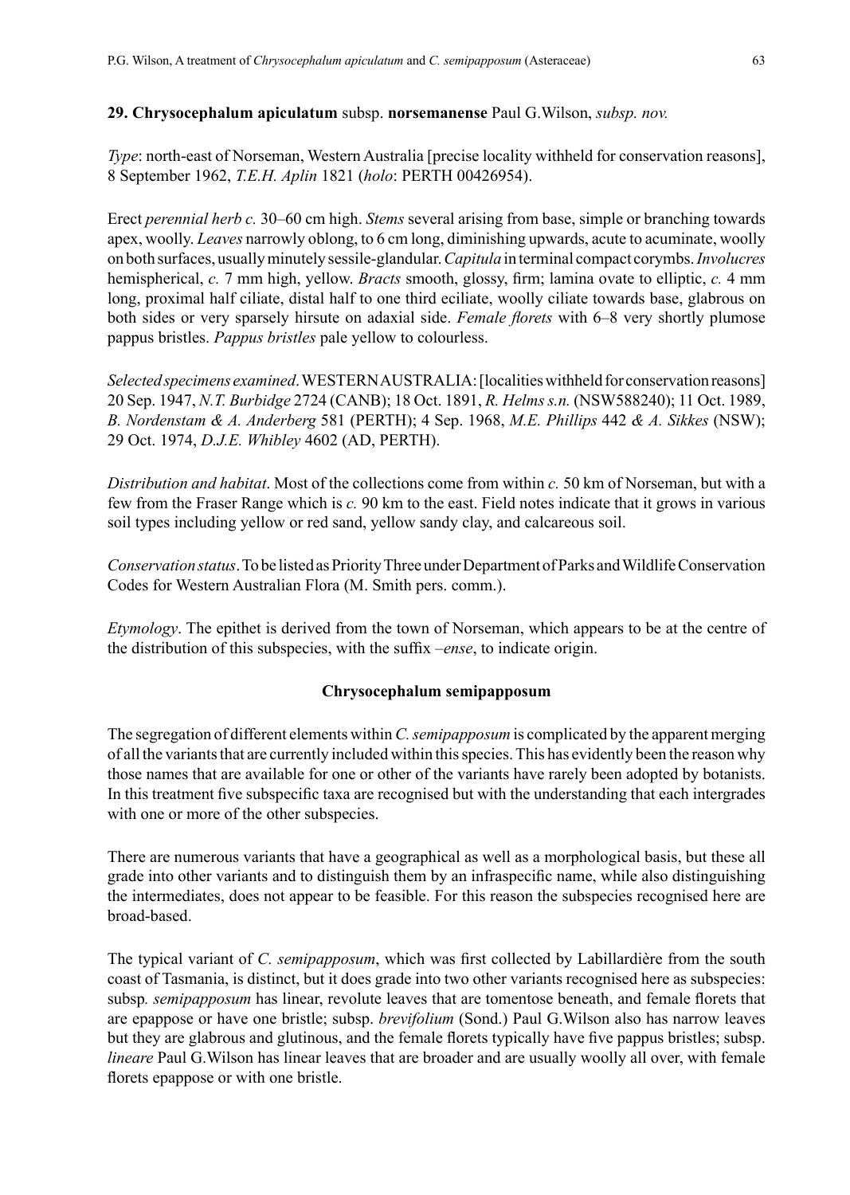**29. Chrysocephalum apiculatum** subsp. **norsemanense** Paul G.Wilson, *subsp. nov.*

*Type*: north-east of Norseman, Western Australia [precise locality withheld for conservation reasons], 8 September 1962, *T.E.H. Aplin* 1821 (*holo*: PERTH 00426954).

Erect *perennial herb c.* 30–60 cm high. *Stems* several arising from base, simple or branching towards apex, woolly. *Leaves* narrowly oblong, to 6 cm long, diminishing upwards, acute to acuminate, woolly on both surfaces, usually minutely sessile-glandular. *Capitula* in terminal compact corymbs. *Involucres* hemispherical, *c.* 7 mm high, yellow. *Bracts* smooth, glossy, firm; lamina ovate to elliptic, *c.* 4 mm long, proximal half ciliate, distal half to one third eciliate, woolly ciliate towards base, glabrous on both sides or very sparsely hirsute on adaxial side. *Female florets* with 6–8 very shortly plumose pappus bristles. *Pappus bristles* pale yellow to colourless.

*Selected specimens examined*. WESTERN AUSTRALIA: [localities withheld for conservation reasons] 20 Sep. 1947, *N.T. Burbidge* 2724 (CANB); 18 Oct. 1891, *R. Helms s.n.* (NSW588240); 11 Oct. 1989, *B. Nordenstam & A. Anderberg* 581 (PERTH); 4 Sep. 1968, *M.E. Phillips* 442 *& A. Sikkes* (NSW); 29 Oct. 1974, *D.J.E. Whibley* 4602 (AD, PERTH).

*Distribution and habitat*. Most of the collections come from within *c.* 50 km of Norseman, but with a few from the Fraser Range which is *c.* 90 km to the east. Field notes indicate that it grows in various soil types including yellow or red sand, yellow sandy clay, and calcareous soil.

*Conservation status*. To be listed as Priority Three under Department of Parks and Wildlife Conservation Codes for Western Australian Flora (M. Smith pers. comm.).

*Etymology*. The epithet is derived from the town of Norseman, which appears to be at the centre of the distribution of this subspecies, with the suffix *–ense*, to indicate origin.

## Chrysocephalum semipapposum

The segregation of different elements within *C. semipapposum* is complicated by the apparent merging of all the variants that are currently included within this species. This has evidently been the reason why those names that are available for one or other of the variants have rarely been adopted by botanists. In this treatment five subspecific taxa are recognised but with the understanding that each intergrades with one or more of the other subspecies.

There are numerous variants that have a geographical as well as a morphological basis, but these all grade into other variants and to distinguish them by an infraspecific name, while also distinguishing the intermediates, does not appear to be feasible. For this reason the subspecies recognised here are broad-based.

The typical variant of *C. semipapposum*, which was first collected by Labillardière from the south coast of Tasmania, is distinct, but it does grade into two other variants recognised here as subspecies: subsp*. semipapposum* has linear, revolute leaves that are tomentose beneath, and female florets that are epappose or have one bristle; subsp. *brevifolium* (Sond.) Paul G.Wilson also has narrow leaves but they are glabrous and glutinous, and the female florets typically have five pappus bristles; subsp. *lineare* Paul G.Wilson has linear leaves that are broader and are usually woolly all over, with female florets epappose or with one bristle.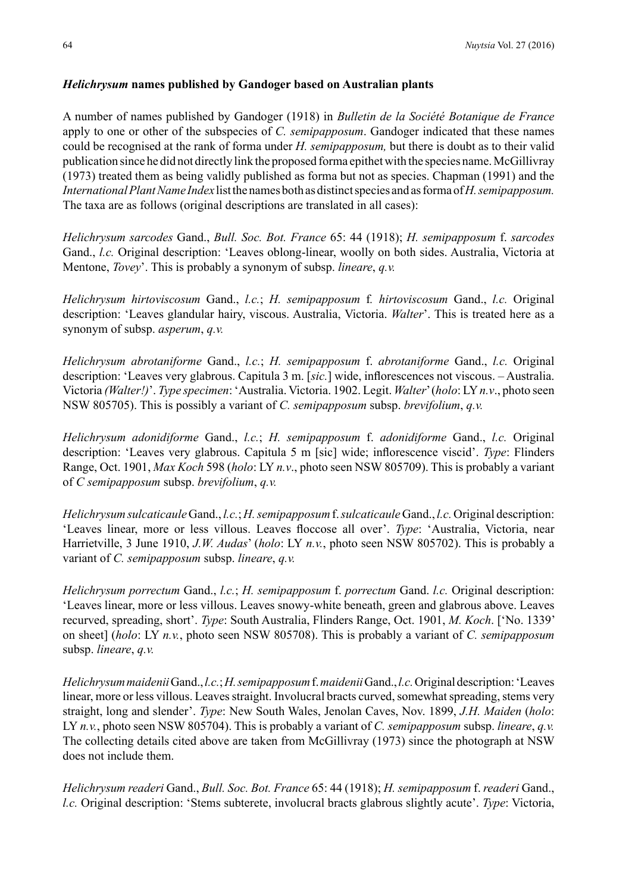### ***Helichrysum* names published by Gandoger based on Australian plants**

A number of names published by Gandoger (1918) in *Bulletin de la Société Botanique de France* apply to one or other of the subspecies of *C. semipapposum*. Gandoger indicated that these names could be recognised at the rank of forma under *H. semipapposum,* but there is doubt as to their valid publication since he did not directly link the proposed forma epithet with the species name. McGillivray (1973) treated them as being validly published as forma but not as species. Chapman (1991) and the *International Plant Name Index* list the names both as distinct species and as forma of *H. semipapposum.* The taxa are as follows (original descriptions are translated in all cases):

*Helichrysum sarcodes* Gand., *Bull. Soc. Bot. France* 65: 44 (1918); *H. semipapposum* f. *sarcodes* Gand., *l.c.* Original description: 'Leaves oblong-linear, woolly on both sides. Australia, Victoria at Mentone, *Tovey*'. This is probably a synonym of subsp. *lineare*, *q.v.*

*Helichrysum hirtoviscosum* Gand., *l.c.*; *H. semipapposum* f. *hirtoviscosum* Gand., *l.c.* Original description: 'Leaves glandular hairy, viscous. Australia, Victoria. *Walter*'. This is treated here as a synonym of subsp. *asperum*, *q.v.*

*Helichrysum abrotaniforme* Gand., *l.c.*; *H. semipapposum* f. *abrotaniforme* Gand., *l.c.* Original description: 'Leaves very glabrous. Capitula 3 m. [*sic.*] wide, inflorescences not viscous. – Australia. Victoria *(Walter!)*'. *Type specimen*: 'Australia. Victoria. 1902. Legit. *Walter*' (*holo*: LY *n.v*., photo seen NSW 805705). This is possibly a variant of *C. semipapposum* subsp. *brevifolium*, *q.v.*

*Helichrysum adonidiforme* Gand., *l.c.*; *H. semipapposum* f. *adonidiforme* Gand., *l.c.* Original description: 'Leaves very glabrous. Capitula 5 m [sic] wide; inflorescence viscid'. *Type*: Flinders Range, Oct. 1901, *Max Koch* 598 (*holo*: LY *n.v.*, photo seen NSW 805709). This is probably a variant of *C semipapposum* subsp. *brevifolium*, *q.v.*

*Helichrysum sulcaticaule* Gand., *l.c.*; *H. semipapposum* f. *sulcaticaule* Gand., *l.c.* Original description: 'Leaves linear, more or less villous. Leaves floccose all over'. *Type*: 'Australia, Victoria, near Harrietville, 3 June 1910, *J.W. Audas*' (*holo*: LY *n.v.*, photo seen NSW 805702). This is probably a variant of *C. semipapposum* subsp. *lineare*, *q.v.*

*Helichrysum porrectum* Gand., *l.c.*; *H. semipapposum* f. *porrectum* Gand. *l.c.* Original description: 'Leaves linear, more or less villous. Leaves snowy-white beneath, green and glabrous above. Leaves recurved, spreading, short'. *Type*: South Australia, Flinders Range, Oct. 1901, *M. Koch*. ['No. 1339' on sheet] (*holo*: LY *n.v.*, photo seen NSW 805708). This is probably a variant of *C. semipapposum* subsp. *lineare*, *q.v.*

*Helichrysum maidenii* Gand., *l.c.*; *H. semipapposum* f. *maidenii* Gand., *l.c.* Original description: 'Leaves linear, more or less villous. Leaves straight. Involucral bracts curved, somewhat spreading, stems very straight, long and slender'. *Type*: New South Wales, Jenolan Caves, Nov. 1899, *J.H. Maiden* (*holo*: LY *n.v.*, photo seen NSW 805704). This is probably a variant of *C. semipapposum* subsp. *lineare*, *q.v.* The collecting details cited above are taken from McGillivray (1973) since the photograph at NSW does not include them.

*Helichrysum readeri* Gand., *Bull. Soc. Bot. France* 65: 44 (1918); *H. semipapposum* f. *readeri* Gand., *l.c.* Original description: 'Stems subterete, involucral bracts glabrous slightly acute'. *Type*: Victoria,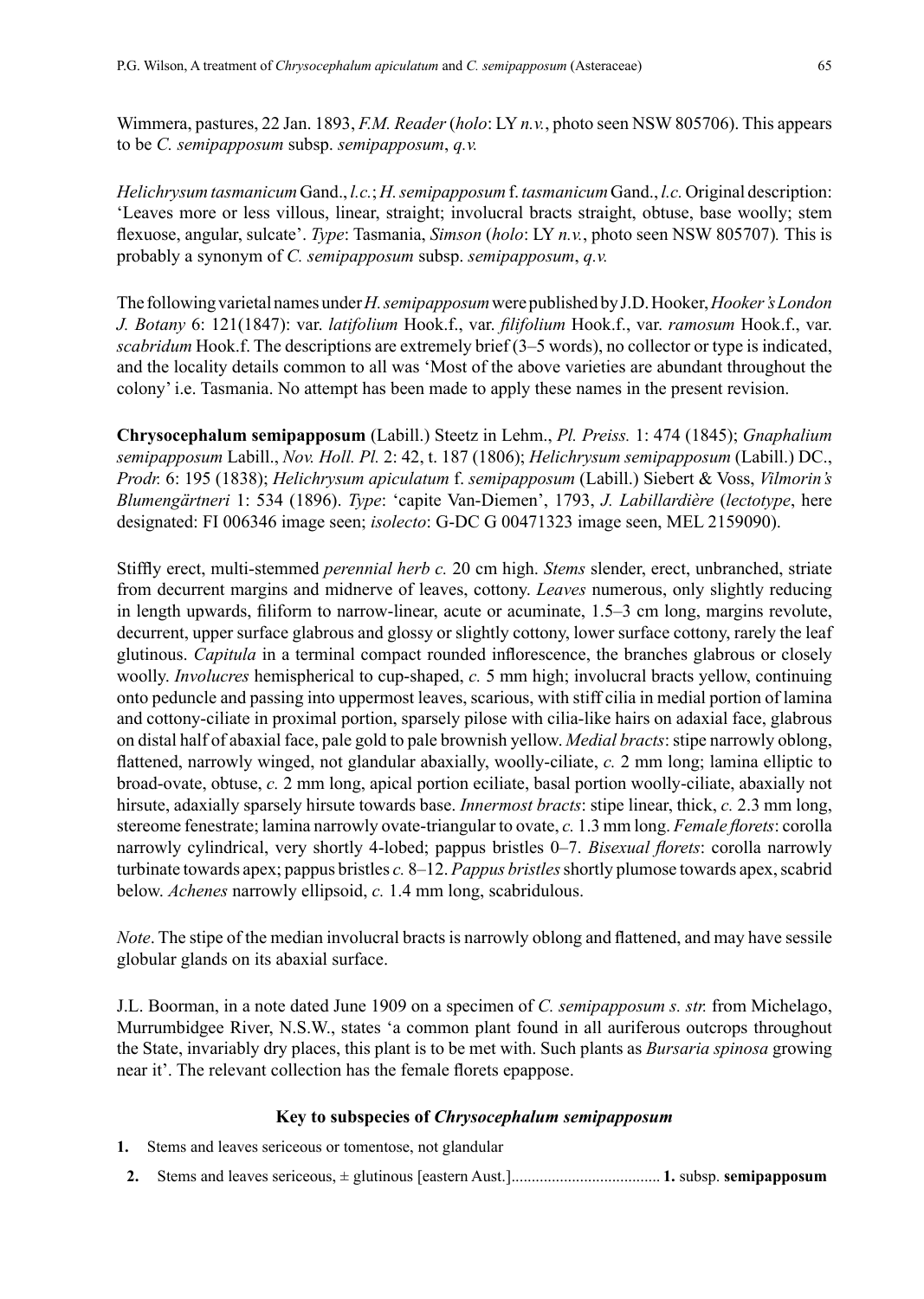Wimmera, pastures, 22 Jan. 1893, *F.M. Reader* (*holo*: LY *n.v.*, photo seen NSW 805706). This appears to be *C. semipapposum* subsp. *semipapposum*, *q.v.*

*Helichrysum tasmanicum* Gand., *l.c.*; *H. semipapposum* f. *tasmanicum* Gand., *l.c.* Original description: 'Leaves more or less villous, linear, straight; involucral bracts straight, obtuse, base woolly; stem flexuose, angular, sulcate'. *Type*: Tasmania, *Simson* (*holo*: LY *n.v.*, photo seen NSW 805707). This is probably a synonym of *C. semipapposum* subsp. *semipapposum*, *q.v.*

The following varietal names under *H. semipapposum* were published by J.D. Hooker, *Hooker's London J. Botany* 6: 121(1847): var. *latifolium* Hook.f., var. *filifolium* Hook.f., var. *ramosum* Hook.f., var. *scabridum* Hook.f. The descriptions are extremely brief (3–5 words), no collector or type is indicated, and the locality details common to all was 'Most of the above varieties are abundant throughout the colony' i.e. Tasmania. No attempt has been made to apply these names in the present revision.

**Chrysocephalum semipapposum** (Labill.) Steetz in Lehm., *Pl. Preiss.* 1: 474 (1845); *Gnaphalium semipapposum* Labill., *Nov. Holl. Pl.* 2: 42, t. 187 (1806); *Helichrysum semipapposum* (Labill.) DC., *Prodr.* 6: 195 (1838); *Helichrysum apiculatum* f. *semipapposum* (Labill.) Siebert & Voss, *Vilmorin's Blumengärtneri* 1: 534 (1896). *Type*: 'capite Van-Diemen', 1793, *J. Labillardière* (*lectotype*, here designated: FI 006346 image seen; *isolecto*: G-DC G 00471323 image seen, MEL 2159090).

Stiffly erect, multi-stemmed *perennial herb c.* 20 cm high. *Stems* slender, erect, unbranched, striate from decurrent margins and midnerve of leaves, cottony. *Leaves* numerous, only slightly reducing in length upwards, filiform to narrow-linear, acute or acuminate, 1.5–3 cm long, margins revolute, decurrent, upper surface glabrous and glossy or slightly cottony, lower surface cottony, rarely the leaf glutinous. *Capitula* in a terminal compact rounded inflorescence, the branches glabrous or closely woolly. *Involucres* hemispherical to cup-shaped, *c.* 5 mm high; involucral bracts yellow, continuing onto peduncle and passing into uppermost leaves, scarious, with stiff cilia in medial portion of lamina and cottony-ciliate in proximal portion, sparsely pilose with cilia-like hairs on adaxial face, glabrous on distal half of abaxial face, pale gold to pale brownish yellow. *Medial bracts*: stipe narrowly oblong, flattened, narrowly winged, not glandular abaxially, woolly-ciliate, *c.* 2 mm long; lamina elliptic to broad-ovate, obtuse, *c.* 2 mm long, apical portion eciliate, basal portion woolly-ciliate, abaxially not hirsute, adaxially sparsely hirsute towards base. *Innermost bracts*: stipe linear, thick, *c.* 2.3 mm long, stereome fenestrate; lamina narrowly ovate-triangular to ovate, *c.* 1.3 mm long. *Female florets*: corolla narrowly cylindrical, very shortly 4-lobed; pappus bristles 0–7. *Bisexual florets*: corolla narrowly turbinate towards apex; pappus bristles *c.* 8–12. *Pappus bristles* shortly plumose towards apex, scabrid below. *Achenes* narrowly ellipsoid, *c.* 1.4 mm long, scabridulous.

*Note*. The stipe of the median involucral bracts is narrowly oblong and flattened, and may have sessile globular glands on its abaxial surface.

J.L. Boorman, in a note dated June 1909 on a specimen of *C. semipapposum s. str.* from Michelago, Murrumbidgee River, N.S.W., states 'a common plant found in all auriferous outcrops throughout the State, invariably dry places, this plant is to be met with. Such plants as *Bursaria spinosa* growing near it'. The relevant collection has the female florets epappose.

### Key to subspecies of *Chrysocephalum semipapposum*

**1.** Stems and leaves sericeous or tomentose, not glandular

  **2.** Stems and leaves sericeous, ± glutinous [eastern Aust.].................................... **1.** subsp. **semipapposum**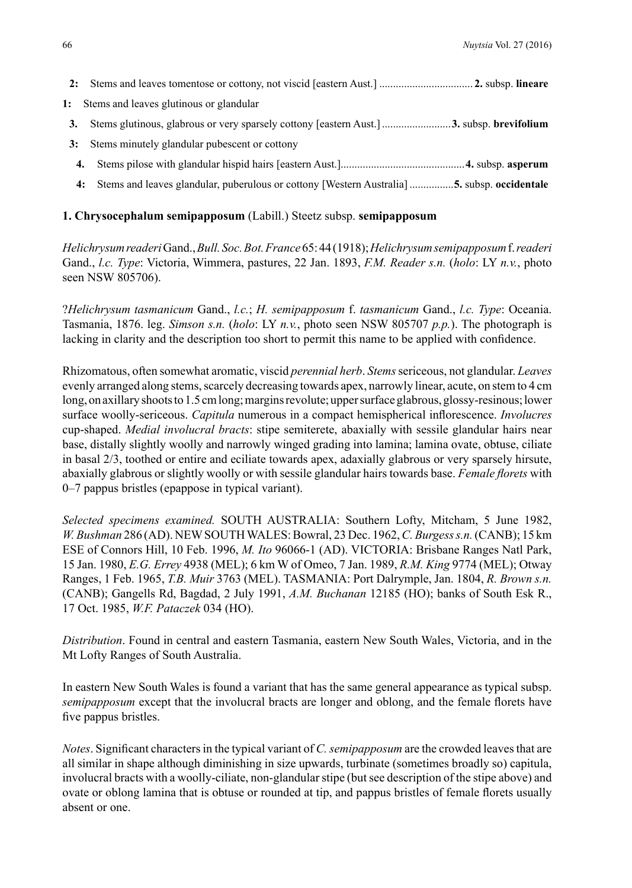2: Stems and leaves tomentose or cottony, not viscid [eastern Aust.] .................................. **2.** subsp. **lineare**

1: Stems and leaves glutinous or glandular

3. Stems glutinous, glabrous or very sparsely cottony [eastern Aust.] .........................**3.** subsp. **brevifolium**

3: Stems minutely glandular pubescent or cottony

4. Stems pilose with glandular hispid hairs [eastern Aust.]............................................**4.** subsp. **asperum**

4: Stems and leaves glandular, puberulous or cottony [Western Australia] ...............**5.** subsp. **occidentale**

**1. Chrysocephalum semipapposum** (Labill.) Steetz subsp. **semipapposum**

*Helichrysum readeri* Gand., *Bull. Soc. Bot. France* 65: 44 (1918); *Helichrysum semipapposum* f. *readeri* Gand., *l.c. Type*: Victoria, Wimmera, pastures, 22 Jan. 1893, *F.M. Reader s.n.* (*holo*: LY *n.v.*, photo seen NSW 805706).

?*Helichrysum tasmanicum* Gand., *l.c.*; *H. semipapposum* f. *tasmanicum* Gand., *l.c. Type*: Oceania. Tasmania, 1876. leg. *Simson s.n.* (*holo*: LY *n.v.*, photo seen NSW 805707 *p.p.*). The photograph is lacking in clarity and the description too short to permit this name to be applied with confidence.

Rhizomatous, often somewhat aromatic, viscid *perennial herb*. *Stems* sericeous, not glandular. *Leaves* evenly arranged along stems, scarcely decreasing towards apex, narrowly linear, acute, on stem to 4 cm long, on axillary shoots to 1.5 cm long; margins revolute; upper surface glabrous, glossy-resinous; lower surface woolly-sericeous. *Capitula* numerous in a compact hemispherical inflorescence. *Involucres* cup-shaped. *Medial involucral bracts*: stipe semiterete, abaxially with sessile glandular hairs near base, distally slightly woolly and narrowly winged grading into lamina; lamina ovate, obtuse, ciliate in basal 2/3, toothed or entire and eciliate towards apex, adaxially glabrous or very sparsely hirsute, abaxially glabrous or slightly woolly or with sessile glandular hairs towards base. *Female florets* with 0–7 pappus bristles (epappose in typical variant).

*Selected specimens examined.* SOUTH AUSTRALIA: Southern Lofty, Mitcham, 5 June 1982, *W. Bushman* 286 (AD). NEW SOUTH WALES: Bowral, 23 Dec. 1962, *C. Burgess s.n.* (CANB); 15 km ESE of Connors Hill, 10 Feb. 1996, *M. Ito* 96066-1 (AD). VICTORIA: Brisbane Ranges Natl Park, 15 Jan. 1980, *E.G. Errey* 4938 (MEL); 6 km W of Omeo, 7 Jan. 1989, *R.M. King* 9774 (MEL); Otway Ranges, 1 Feb. 1965, *T.B. Muir* 3763 (MEL). TASMANIA: Port Dalrymple, Jan. 1804, *R. Brown s.n.* (CANB); Gangells Rd, Bagdad, 2 July 1991, *A.M. Buchanan* 12185 (HO); banks of South Esk R., 17 Oct. 1985, *W.F. Pataczek* 034 (HO).

*Distribution*. Found in central and eastern Tasmania, eastern New South Wales, Victoria, and in the Mt Lofty Ranges of South Australia.

In eastern New South Wales is found a variant that has the same general appearance as typical subsp. *semipapposum* except that the involucral bracts are longer and oblong, and the female florets have five pappus bristles.

*Notes*. Significant characters in the typical variant of *C. semipapposum* are the crowded leaves that are all similar in shape although diminishing in size upwards, turbinate (sometimes broadly so) capitula, involucral bracts with a woolly-ciliate, non-glandular stipe (but see description of the stipe above) and ovate or oblong lamina that is obtuse or rounded at tip, and pappus bristles of female florets usually absent or one.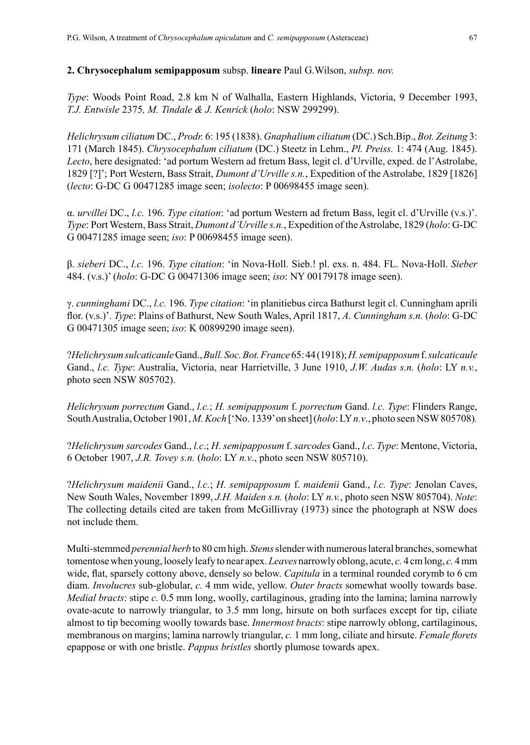**2. Chrysocephalum semipapposum** subsp. **lineare** Paul G.Wilson, *subsp. nov.*

*Type*: Woods Point Road, 2.8 km N of Walhalla, Eastern Highlands, Victoria, 9 December 1993, *T.J. Entwisle* 2375*, M. Tindale & J. Kenrick* (*holo*: NSW 299299).

*Helichrysum ciliatum* DC., *Prodr.* 6: 195 (1838). *Gnaphalium ciliatum* (DC.) Sch.Bip., *Bot. Zeitung* 3: 171 (March 1845). *Chrysocephalum ciliatum* (DC.) Steetz in Lehm., *Pl. Preiss.* 1: 474 (Aug. 1845). *Lecto*, here designated: 'ad portum Western ad fretum Bass, legit cl. d'Urville, exped. de l'Astrolabe, 1829 [?]'; Port Western, Bass Strait, *Dumont d'Urville s.n.*, Expedition of the Astrolabe, 1829 [1826] (*lecto*: G-DC G 00471285 image seen; *isolecto*: P 00698455 image seen).

α. *urvillei* DC., *l.c.* 196. *Type citation*: 'ad portum Western ad fretum Bass, legit cl. d'Urville (v.s.)'. *Type*: Port Western, Bass Strait, *Dumont d'Urville s.n.*, Expedition of the Astrolabe, 1829 (*holo*: G-DC G 00471285 image seen; *iso*: P 00698455 image seen).

β. *sieberi* DC., *l.c.* 196. *Type citation*: 'in Nova-Holl. Sieb.! pl. exs. n. 484. FL. Nova-Holl. *Sieber* 484. (v.s.)' (*holo*: G-DC G 00471306 image seen; *iso*: NY 00179178 image seen).

γ. *cunninghami* DC., *l.c.* 196. *Type citation*: 'in planitiebus circa Bathurst legit cl. Cunningham aprili flor. (v.s.)'. *Type*: Plains of Bathurst, New South Wales, April 1817, *A. Cunningham s.n.* (*holo*: G-DC G 00471305 image seen; *iso*: K 00899290 image seen).

?*Helichrysum sulcaticaule* Gand., *Bull. Soc. Bot. France* 65: 44 (1918); *H. semipapposum* f. *sulcaticaule* Gand., *l.c. Type*: Australia, Victoria, near Harrietville, 3 June 1910, *J.W. Audas s.n.* (*holo*: LY *n.v.*, photo seen NSW 805702).

*Helichrysum porrectum* Gand., *l.c.*; *H. semipapposum* f. *porrectum* Gand. *l.c. Type*: Flinders Range, South Australia, October 1901, *M. Koch* ['No. 1339' on sheet] (*holo*: LY *n.v*., photo seen NSW 805708)*.*

?*Helichrysum sarcodes* Gand., *l.c.*; *H. semipapposum* f. *sarcodes* Gand., *l.c*. *Type*: Mentone, Victoria, 6 October 1907, *J.R. Tovey s.n.* (*holo*: LY *n.v*., photo seen NSW 805710).

?*Helichrysum maidenii* Gand., *l.c.*; *H. semipapposum* f. *maidenii* Gand., *l.c. Type*: Jenolan Caves, New South Wales, November 1899, *J.H. Maiden s.n.* (*holo*: LY *n.v.*, photo seen NSW 805704). *Note*: The collecting details cited are taken from McGillivray (1973) since the photograph at NSW does not include them.

Multi-stemmed *perennial herb* to 80 cm high. *Stems* slender with numerous lateral branches, somewhat tomentose when young, loosely leafy to near apex. *Leaves* narrowly oblong, acute, *c.* 4 cm long, *c.* 4 mm wide, flat, sparsely cottony above, densely so below. *Capitula* in a terminal rounded corymb to 6 cm diam. *Involucres* sub-globular, *c.* 4 mm wide, yellow. *Outer bracts* somewhat woolly towards base. *Medial bracts*: stipe *c.* 0.5 mm long, woolly, cartilaginous, grading into the lamina; lamina narrowly ovate-acute to narrowly triangular, to 3.5 mm long, hirsute on both surfaces except for tip, ciliate almost to tip becoming woolly towards base. *Innermost bracts*: stipe narrowly oblong, cartilaginous, membranous on margins; lamina narrowly triangular, *c.* 1 mm long, ciliate and hirsute. *Female florets* epappose or with one bristle. *Pappus bristles* shortly plumose towards apex.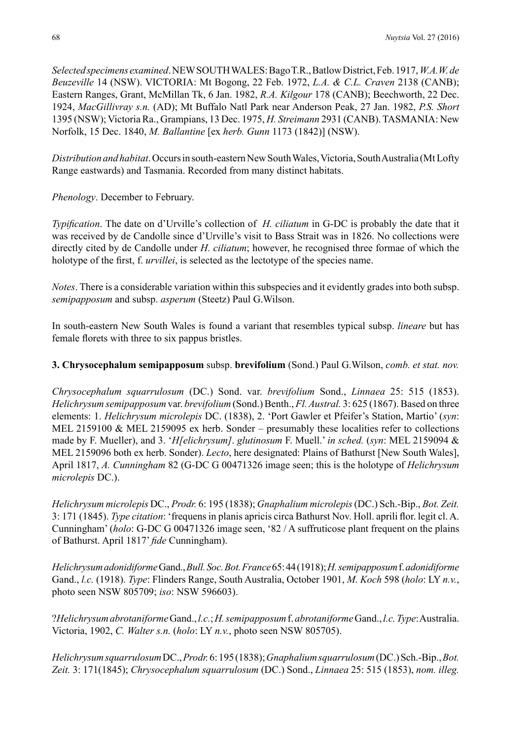*Selected specimens examined*. NEW SOUTH WALES: Bago T.R., Batlow District, Feb. 1917, *W.A.W. de Beuzeville* 14 (NSW). VICTORIA: Mt Bogong, 22 Feb. 1972, *L.A. & C.L. Craven* 2138 (CANB); Eastern Ranges, Grant, McMillan Tk, 6 Jan. 1982, *R.A. Kilgour* 178 (CANB); Beechworth, 22 Dec. 1924, *MacGillivray s.n.* (AD); Mt Buffalo Natl Park near Anderson Peak, 27 Jan. 1982, *P.S. Short* 1395 (NSW); Victoria Ra., Grampians, 13 Dec. 1975, *H. Streimann* 2931 (CANB). TASMANIA: New Norfolk, 15 Dec. 1840, *M. Ballantine* [ex *herb. Gunn* 1173 (1842)] (NSW).

*Distribution and habitat*. Occurs in south-eastern New South Wales, Victoria, South Australia (Mt Lofty Range eastwards) and Tasmania. Recorded from many distinct habitats.

*Phenology*. December to February.

*Typification*. The date on d'Urville's collection of *H. ciliatum* in G-DC is probably the date that it was received by de Candolle since d'Urville's visit to Bass Strait was in 1826. No collections were directly cited by de Candolle under *H. ciliatum*; however, he recognised three formae of which the holotype of the first, f. *urvillei*, is selected as the lectotype of the species name.

*Notes*. There is a considerable variation within this subspecies and it evidently grades into both subsp. *semipapposum* and subsp. *asperum* (Steetz) Paul G.Wilson.

In south-eastern New South Wales is found a variant that resembles typical subsp. *lineare* but has female florets with three to six pappus bristles.

**3. Chrysocephalum semipapposum** subsp. **brevifolium** (Sond.) Paul G.Wilson, *comb. et stat. nov.*

*Chrysocephalum squarrulosum* (DC.) Sond. var. *brevifolium* Sond., *Linnaea* 25: 515 (1853). *Helichrysum semipapposum* var. *brevifolium* (Sond.) Benth., *Fl. Austral.* 3: 625 (1867). Based on three elements: 1. *Helichrysum microlepis* DC. (1838), 2. 'Port Gawler et Pfeifer's Station, Martio' (*syn*: MEL 2159100 & MEL 2159095 ex herb. Sonder – presumably these localities refer to collections made by F. Mueller), and 3. '*H[elichrysum]*. *glutinosum* F. Muell.' *in sched.* (*syn*: MEL 2159094 & MEL 2159096 both ex herb. Sonder). *Lecto*, here designated: Plains of Bathurst [New South Wales], April 1817, *A. Cunningham* 82 (G-DC G 00471326 image seen; this is the holotype of *Helichrysum microlepis* DC.).

*Helichrysum microlepis* DC., *Prodr.* 6: 195 (1838); *Gnaphalium microlepis* (DC.) Sch.-Bip., *Bot. Zeit.* 3: 171 (1845). *Type citation*: 'frequens in planis apricis circa Bathurst Nov. Holl. aprili flor. legit cl. A. Cunningham' (*holo*: G-DC G 00471326 image seen, '82 / A suffruticose plant frequent on the plains of Bathurst. April 1817' *fide* Cunningham).

*Helichrysum adonidiforme* Gand., *Bull. Soc. Bot. France* 65: 44 (1918); *H. semipapposum* f. *adonidiforme* Gand., *l.c.* (1918). *Type*: Flinders Range, South Australia, October 1901, *M. Koch* 598 (*holo*: LY *n.v.*, photo seen NSW 805709; *iso*: NSW 596603).

?*Helichrysum abrotaniforme* Gand., *l.c.*; *H. semipapposum* f. *abrotaniforme* Gand., *l.c. Type*: Australia. Victoria, 1902, *C. Walter s.n.* (*holo*: LY *n.v.*, photo seen NSW 805705).

*Helichrysum squarrulosum* DC., *Prodr.* 6: 195 (1838); *Gnaphalium squarrulosum* (DC.) Sch.-Bip., *Bot. Zeit.* 3: 171(1845); *Chrysocephalum squarrulosum* (DC.) Sond., *Linnaea* 25: 515 (1853), *nom. illeg.*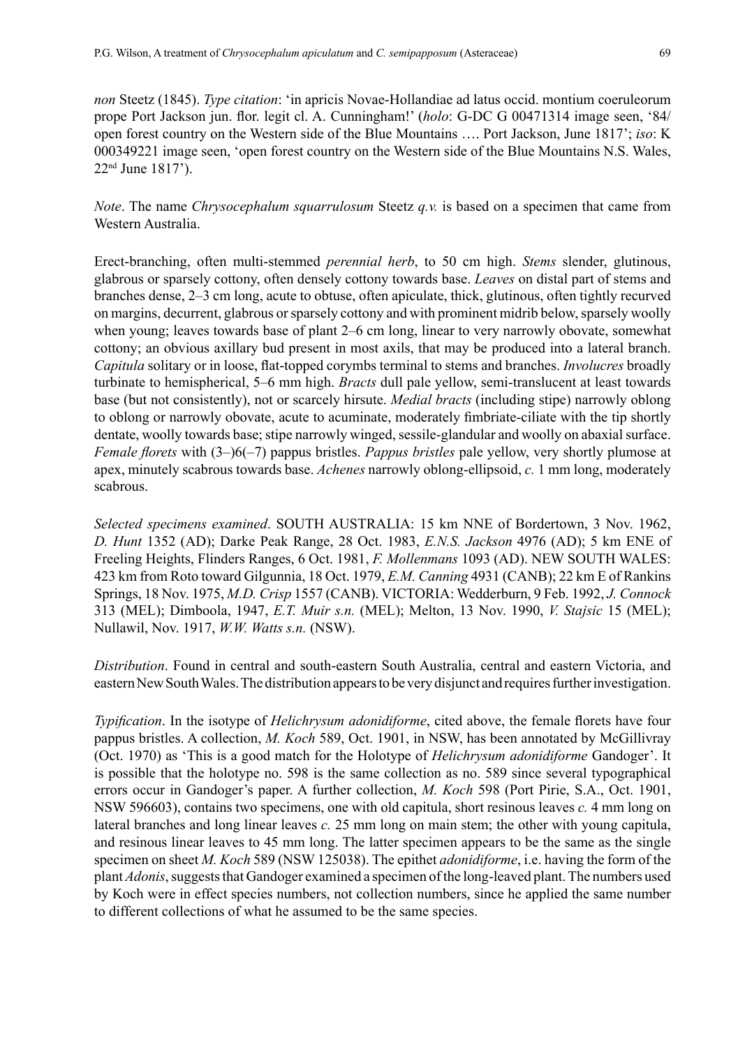*non* Steetz (1845). *Type citation*: 'in apricis Novae-Hollandiae ad latus occid. montium coeruleorum prope Port Jackson jun. flor. legit cl. A. Cunningham!' (*holo*: G-DC G 00471314 image seen, '84/ open forest country on the Western side of the Blue Mountains …. Port Jackson, June 1817'; *iso*: K 000349221 image seen, 'open forest country on the Western side of the Blue Mountains N.S. Wales, 22nd June 1817').

*Note*. The name *Chrysocephalum squarrulosum* Steetz *q.v.* is based on a specimen that came from Western Australia.

Erect-branching, often multi-stemmed *perennial herb*, to 50 cm high. *Stems* slender, glutinous, glabrous or sparsely cottony, often densely cottony towards base. *Leaves* on distal part of stems and branches dense, 2–3 cm long, acute to obtuse, often apiculate, thick, glutinous, often tightly recurved on margins, decurrent, glabrous or sparsely cottony and with prominent midrib below, sparsely woolly when young; leaves towards base of plant 2–6 cm long, linear to very narrowly obovate, somewhat cottony; an obvious axillary bud present in most axils, that may be produced into a lateral branch. *Capitula* solitary or in loose, flat-topped corymbs terminal to stems and branches. *Involucres* broadly turbinate to hemispherical, 5–6 mm high. *Bracts* dull pale yellow, semi-translucent at least towards base (but not consistently), not or scarcely hirsute. *Medial bracts* (including stipe) narrowly oblong to oblong or narrowly obovate, acute to acuminate, moderately fimbriate-ciliate with the tip shortly dentate, woolly towards base; stipe narrowly winged, sessile-glandular and woolly on abaxial surface. *Female florets* with (3–)6(–7) pappus bristles. *Pappus bristles* pale yellow, very shortly plumose at apex, minutely scabrous towards base. *Achenes* narrowly oblong-ellipsoid, *c.* 1 mm long, moderately scabrous.

*Selected specimens examined*. SOUTH AUSTRALIA: 15 km NNE of Bordertown, 3 Nov. 1962, *D. Hunt* 1352 (AD); Darke Peak Range, 28 Oct. 1983, *E.N.S. Jackson* 4976 (AD); 5 km ENE of Freeling Heights, Flinders Ranges, 6 Oct. 1981, *F. Mollenmans* 1093 (AD). NEW SOUTH WALES: 423 km from Roto toward Gilgunnia, 18 Oct. 1979, *E.M. Canning* 4931 (CANB); 22 km E of Rankins Springs, 18 Nov. 1975, *M.D. Crisp* 1557 (CANB). VICTORIA: Wedderburn, 9 Feb. 1992, *J. Connock* 313 (MEL); Dimboola, 1947, *E.T. Muir s.n.* (MEL); Melton, 13 Nov. 1990, *V. Stajsic* 15 (MEL); Nullawil, Nov. 1917, *W.W. Watts s.n.* (NSW).

*Distribution*. Found in central and south-eastern South Australia, central and eastern Victoria, and eastern New South Wales. The distribution appears to be very disjunct and requires further investigation.

*Typification*. In the isotype of *Helichrysum adonidiforme*, cited above, the female florets have four pappus bristles. A collection, *M. Koch* 589, Oct. 1901, in NSW, has been annotated by McGillivray (Oct. 1970) as 'This is a good match for the Holotype of *Helichrysum adonidiforme* Gandoger'. It is possible that the holotype no. 598 is the same collection as no. 589 since several typographical errors occur in Gandoger's paper. A further collection, *M. Koch* 598 (Port Pirie, S.A., Oct. 1901, NSW 596603), contains two specimens, one with old capitula, short resinous leaves *c.* 4 mm long on lateral branches and long linear leaves *c.* 25 mm long on main stem; the other with young capitula, and resinous linear leaves to 45 mm long. The latter specimen appears to be the same as the single specimen on sheet *M. Koch* 589 (NSW 125038). The epithet *adonidiforme*, i.e. having the form of the plant *Adonis*, suggests that Gandoger examined a specimen of the long-leaved plant. The numbers used by Koch were in effect species numbers, not collection numbers, since he applied the same number to different collections of what he assumed to be the same species.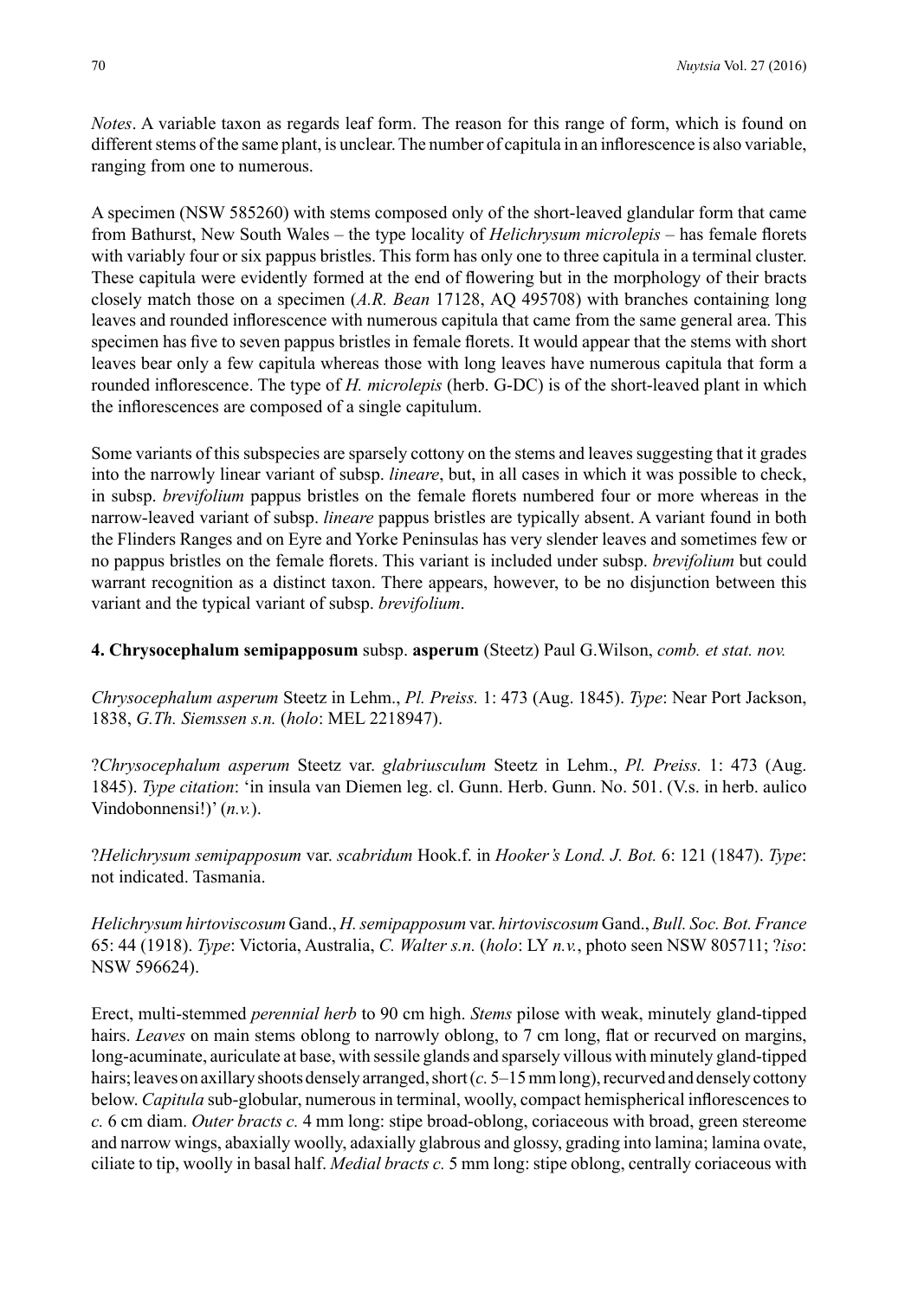*Notes*. A variable taxon as regards leaf form. The reason for this range of form, which is found on different stems of the same plant, is unclear. The number of capitula in an inflorescence is also variable, ranging from one to numerous.

A specimen (NSW 585260) with stems composed only of the short-leaved glandular form that came from Bathurst, New South Wales – the type locality of *Helichrysum microlepis* – has female florets with variably four or six pappus bristles. This form has only one to three capitula in a terminal cluster. These capitula were evidently formed at the end of flowering but in the morphology of their bracts closely match those on a specimen (*A.R. Bean* 17128, AQ 495708) with branches containing long leaves and rounded inflorescence with numerous capitula that came from the same general area. This specimen has five to seven pappus bristles in female florets. It would appear that the stems with short leaves bear only a few capitula whereas those with long leaves have numerous capitula that form a rounded inflorescence. The type of *H. microlepis* (herb. G-DC) is of the short-leaved plant in which the inflorescences are composed of a single capitulum.

Some variants of this subspecies are sparsely cottony on the stems and leaves suggesting that it grades into the narrowly linear variant of subsp. *lineare*, but, in all cases in which it was possible to check, in subsp. *brevifolium* pappus bristles on the female florets numbered four or more whereas in the narrow-leaved variant of subsp. *lineare* pappus bristles are typically absent. A variant found in both the Flinders Ranges and on Eyre and Yorke Peninsulas has very slender leaves and sometimes few or no pappus bristles on the female florets. This variant is included under subsp. *brevifolium* but could warrant recognition as a distinct taxon. There appears, however, to be no disjunction between this variant and the typical variant of subsp. *brevifolium*.

**4. Chrysocephalum semipapposum** subsp. **asperum** (Steetz) Paul G.Wilson, *comb. et stat. nov.*

*Chrysocephalum asperum* Steetz in Lehm., *Pl. Preiss.* 1: 473 (Aug. 1845). *Type*: Near Port Jackson, 1838, *G.Th. Siemssen s.n.* (*holo*: MEL 2218947).

?*Chrysocephalum asperum* Steetz var. *glabriusculum* Steetz in Lehm., *Pl. Preiss.* 1: 473 (Aug. 1845). *Type citation*: 'in insula van Diemen leg. cl. Gunn. Herb. Gunn. No. 501. (V.s. in herb. aulico Vindobonnensi!)' (*n.v.*).

?*Helichrysum semipapposum* var. *scabridum* Hook.f. in *Hooker's Lond. J. Bot.* 6: 121 (1847). *Type*: not indicated. Tasmania.

*Helichrysum hirtoviscosum* Gand., *H. semipapposum* var. *hirtoviscosum* Gand., *Bull. Soc. Bot. France* 65: 44 (1918). *Type*: Victoria, Australia, *C. Walter s.n.* (*holo*: LY *n.v.*, photo seen NSW 805711; ?*iso*: NSW 596624).

Erect, multi-stemmed *perennial herb* to 90 cm high. *Stems* pilose with weak, minutely gland-tipped hairs. *Leaves* on main stems oblong to narrowly oblong, to 7 cm long, flat or recurved on margins, long-acuminate, auriculate at base, with sessile glands and sparsely villous with minutely gland-tipped hairs; leaves on axillary shoots densely arranged, short (*c.* 5–15 mm long), recurved and densely cottony below. *Capitula* sub-globular, numerous in terminal, woolly, compact hemispherical inflorescences to *c.* 6 cm diam. *Outer bracts c.* 4 mm long: stipe broad-oblong, coriaceous with broad, green stereome and narrow wings, abaxially woolly, adaxially glabrous and glossy, grading into lamina; lamina ovate, ciliate to tip, woolly in basal half. *Medial bracts c.* 5 mm long: stipe oblong, centrally coriaceous with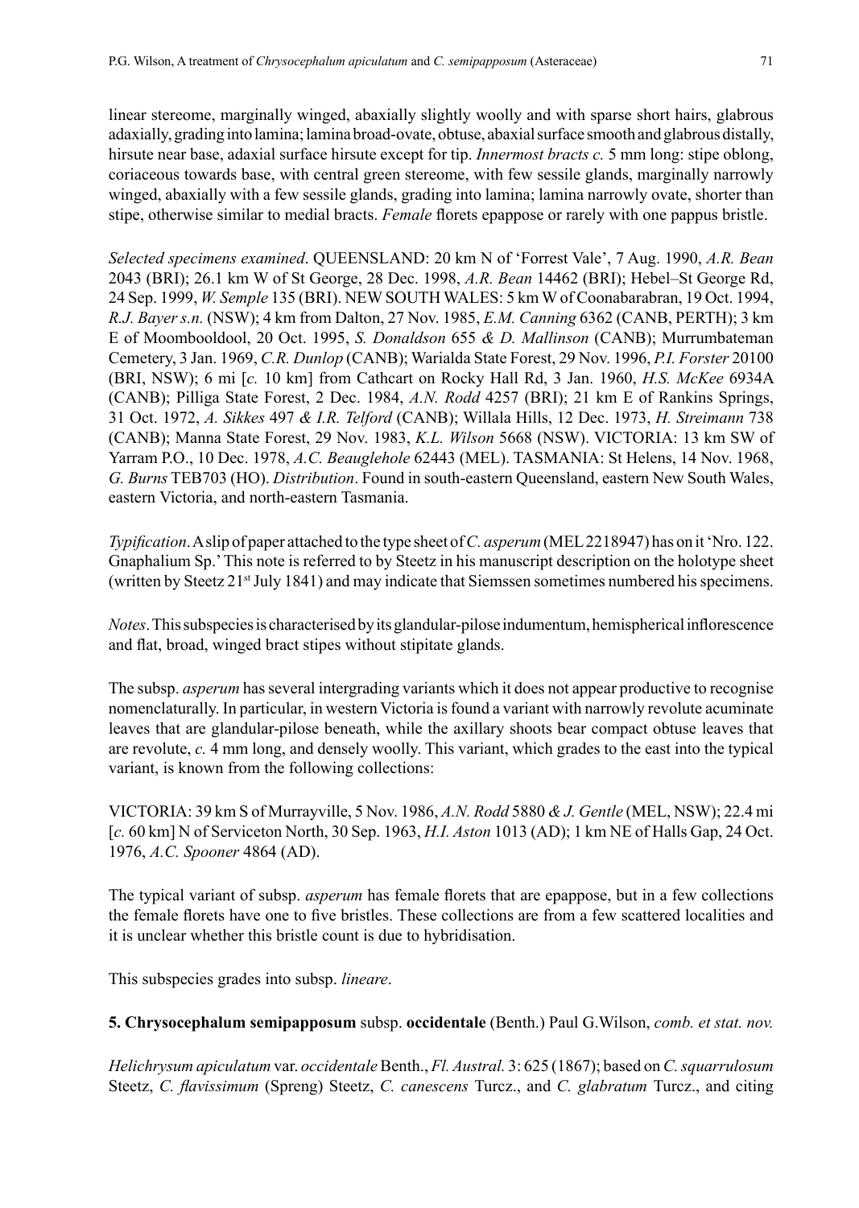linear stereome, marginally winged, abaxially slightly woolly and with sparse short hairs, glabrous adaxially, grading into lamina; lamina broad-ovate, obtuse, abaxial surface smooth and glabrous distally, hirsute near base, adaxial surface hirsute except for tip. *Innermost bracts c.* 5 mm long: stipe oblong, coriaceous towards base, with central green stereome, with few sessile glands, marginally narrowly winged, abaxially with a few sessile glands, grading into lamina; lamina narrowly ovate, shorter than stipe, otherwise similar to medial bracts. *Female* florets epappose or rarely with one pappus bristle.

*Selected specimens examined*. QUEENSLAND: 20 km N of 'Forrest Vale', 7 Aug. 1990, *A.R. Bean* 2043 (BRI); 26.1 km W of St George, 28 Dec. 1998, *A.R. Bean* 14462 (BRI); Hebel–St George Rd, 24 Sep. 1999, *W. Semple* 135 (BRI). NEW SOUTH WALES: 5 km W of Coonabarabran, 19 Oct. 1994, *R.J. Bayer s.n.* (NSW); 4 km from Dalton, 27 Nov. 1985, *E.M. Canning* 6362 (CANB, PERTH); 3 km E of Moombooldool, 20 Oct. 1995, *S. Donaldson* 655 *& D. Mallinson* (CANB); Murrumbateman Cemetery, 3 Jan. 1969, *C.R. Dunlop* (CANB); Warialda State Forest, 29 Nov. 1996, *P.I. Forster* 20100 (BRI, NSW); 6 mi [*c.* 10 km] from Cathcart on Rocky Hall Rd, 3 Jan. 1960, *H.S. McKee* 6934A (CANB); Pilliga State Forest, 2 Dec. 1984, *A.N. Rodd* 4257 (BRI); 21 km E of Rankins Springs, 31 Oct. 1972, *A. Sikkes* 497 *& I.R. Telford* (CANB); Willala Hills, 12 Dec. 1973, *H. Streimann* 738 (CANB); Manna State Forest, 29 Nov. 1983, *K.L. Wilson* 5668 (NSW). VICTORIA: 13 km SW of Yarram P.O., 10 Dec. 1978, *A.C. Beauglehole* 62443 (MEL). TASMANIA: St Helens, 14 Nov. 1968, *G. Burns* TEB703 (HO). *Distribution*. Found in south-eastern Queensland, eastern New South Wales, eastern Victoria, and north-eastern Tasmania.

*Typification*. A slip of paper attached to the type sheet of *C. asperum* (MEL 2218947) has on it 'Nro. 122. Gnaphalium Sp.' This note is referred to by Steetz in his manuscript description on the holotype sheet (written by Steetz 21st July 1841) and may indicate that Siemssen sometimes numbered his specimens.

*Notes*. This subspecies is characterised by its glandular-pilose indumentum, hemispherical inflorescence and flat, broad, winged bract stipes without stipitate glands.

The subsp. *asperum* has several intergrading variants which it does not appear productive to recognise nomenclaturally. In particular, in western Victoria is found a variant with narrowly revolute acuminate leaves that are glandular-pilose beneath, while the axillary shoots bear compact obtuse leaves that are revolute, *c.* 4 mm long, and densely woolly. This variant, which grades to the east into the typical variant, is known from the following collections:

VICTORIA: 39 km S of Murrayville, 5 Nov. 1986, *A.N. Rodd* 5880 *& J. Gentle* (MEL, NSW); 22.4 mi [*c.* 60 km] N of Serviceton North, 30 Sep. 1963, *H.I. Aston* 1013 (AD); 1 km NE of Halls Gap, 24 Oct. 1976, *A.C. Spooner* 4864 (AD).

The typical variant of subsp. *asperum* has female florets that are epappose, but in a few collections the female florets have one to five bristles. These collections are from a few scattered localities and it is unclear whether this bristle count is due to hybridisation.

This subspecies grades into subsp. *lineare*.

**5. Chrysocephalum semipapposum** subsp. **occidentale** (Benth.) Paul G.Wilson, *comb. et stat. nov.*

*Helichrysum apiculatum* var. *occidentale* Benth., *Fl. Austral.* 3: 625 (1867); based on *C. squarrulosum* Steetz, *C. flavissimum* (Spreng) Steetz, *C. canescens* Turcz., and *C. glabratum* Turcz., and citing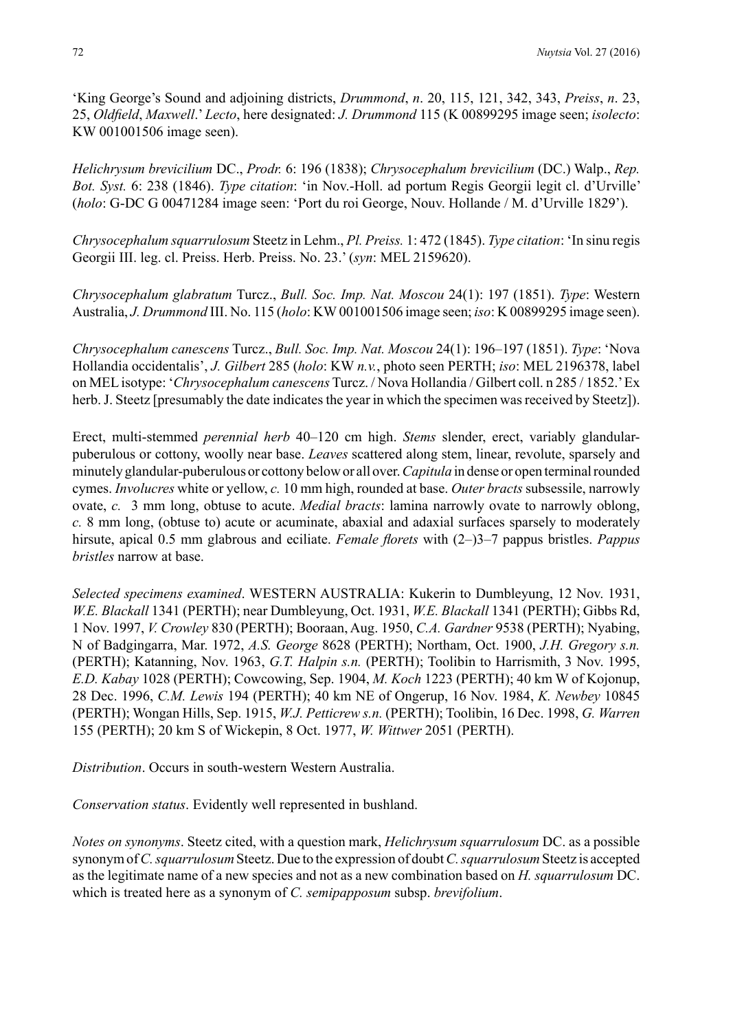'King George's Sound and adjoining districts, *Drummond*, *n*. 20, 115, 121, 342, 343, *Preiss*, *n*. 23, 25, *Oldfield*, *Maxwell*.' *Lecto*, here designated: *J. Drummond* 115 (K 00899295 image seen; *isolecto*: KW 001001506 image seen).

*Helichrysum brevicilium* DC., *Prodr.* 6: 196 (1838); *Chrysocephalum brevicilium* (DC.) Walp., *Rep. Bot. Syst.* 6: 238 (1846). *Type citation*: 'in Nov.-Holl. ad portum Regis Georgii legit cl. d'Urville' (*holo*: G-DC G 00471284 image seen: 'Port du roi George, Nouv. Hollande / M. d'Urville 1829').

*Chrysocephalum squarrulosum* Steetz in Lehm., *Pl. Preiss.* 1: 472 (1845). *Type citation*: 'In sinu regis Georgii III. leg. cl. Preiss. Herb. Preiss. No. 23.' (*syn*: MEL 2159620).

*Chrysocephalum glabratum* Turcz., *Bull. Soc. Imp. Nat. Moscou* 24(1): 197 (1851). *Type*: Western Australia, *J. Drummond* III. No. 115 (*holo*: KW 001001506 image seen; *iso*: K 00899295 image seen).

*Chrysocephalum canescens* Turcz., *Bull. Soc. Imp. Nat. Moscou* 24(1): 196–197 (1851). *Type*: 'Nova Hollandia occidentalis', *J. Gilbert* 285 (*holo*: KW *n.v.*, photo seen PERTH; *iso*: MEL 2196378, label on MEL isotype: '*Chrysocephalum canescens* Turcz. / Nova Hollandia / Gilbert coll. n 285 / 1852.' Ex herb. J. Steetz [presumably the date indicates the year in which the specimen was received by Steetz]).

Erect, multi-stemmed *perennial herb* 40–120 cm high. *Stems* slender, erect, variably glandular-puberulous or cottony, woolly near base. *Leaves* scattered along stem, linear, revolute, sparsely and minutely glandular-puberulous or cottony below or all over. *Capitula* in dense or open terminal rounded cymes. *Involucres* white or yellow, *c.* 10 mm high, rounded at base. *Outer bracts* subsessile, narrowly ovate, *c.* 3 mm long, obtuse to acute. *Medial bracts*: lamina narrowly ovate to narrowly oblong, *c.* 8 mm long, (obtuse to) acute or acuminate, abaxial and adaxial surfaces sparsely to moderately hirsute, apical 0.5 mm glabrous and eciliate. *Female florets* with (2–)3–7 pappus bristles. *Pappus bristles* narrow at base.

*Selected specimens examined*. WESTERN AUSTRALIA: Kukerin to Dumbleyung, 12 Nov. 1931, *W.E. Blackall* 1341 (PERTH); near Dumbleyung, Oct. 1931, *W.E. Blackall* 1341 (PERTH); Gibbs Rd, 1 Nov. 1997, *V. Crowley* 830 (PERTH); Booraan, Aug. 1950, *C.A. Gardner* 9538 (PERTH); Nyabing, N of Badgingarra, Mar. 1972, *A.S. George* 8628 (PERTH); Northam, Oct. 1900, *J.H. Gregory s.n.* (PERTH); Katanning, Nov. 1963, *G.T. Halpin s.n.* (PERTH); Toolibin to Harrismith, 3 Nov. 1995, *E.D. Kabay* 1028 (PERTH); Cowcowing, Sep. 1904, *M. Koch* 1223 (PERTH); 40 km W of Kojonup, 28 Dec. 1996, *C.M. Lewis* 194 (PERTH); 40 km NE of Ongerup, 16 Nov. 1984, *K. Newbey* 10845 (PERTH); Wongan Hills, Sep. 1915, *W.J. Petticrew s.n.* (PERTH); Toolibin, 16 Dec. 1998, *G. Warren* 155 (PERTH); 20 km S of Wickepin, 8 Oct. 1977, *W. Wittwer* 2051 (PERTH).

*Distribution*. Occurs in south-western Western Australia.

*Conservation status*. Evidently well represented in bushland.

*Notes on synonyms*. Steetz cited, with a question mark, *Helichrysum squarrulosum* DC. as a possible synonym of *C. squarrulosum* Steetz. Due to the expression of doubt *C. squarrulosum* Steetz is accepted as the legitimate name of a new species and not as a new combination based on *H. squarrulosum* DC. which is treated here as a synonym of *C. semipapposum* subsp. *brevifolium*.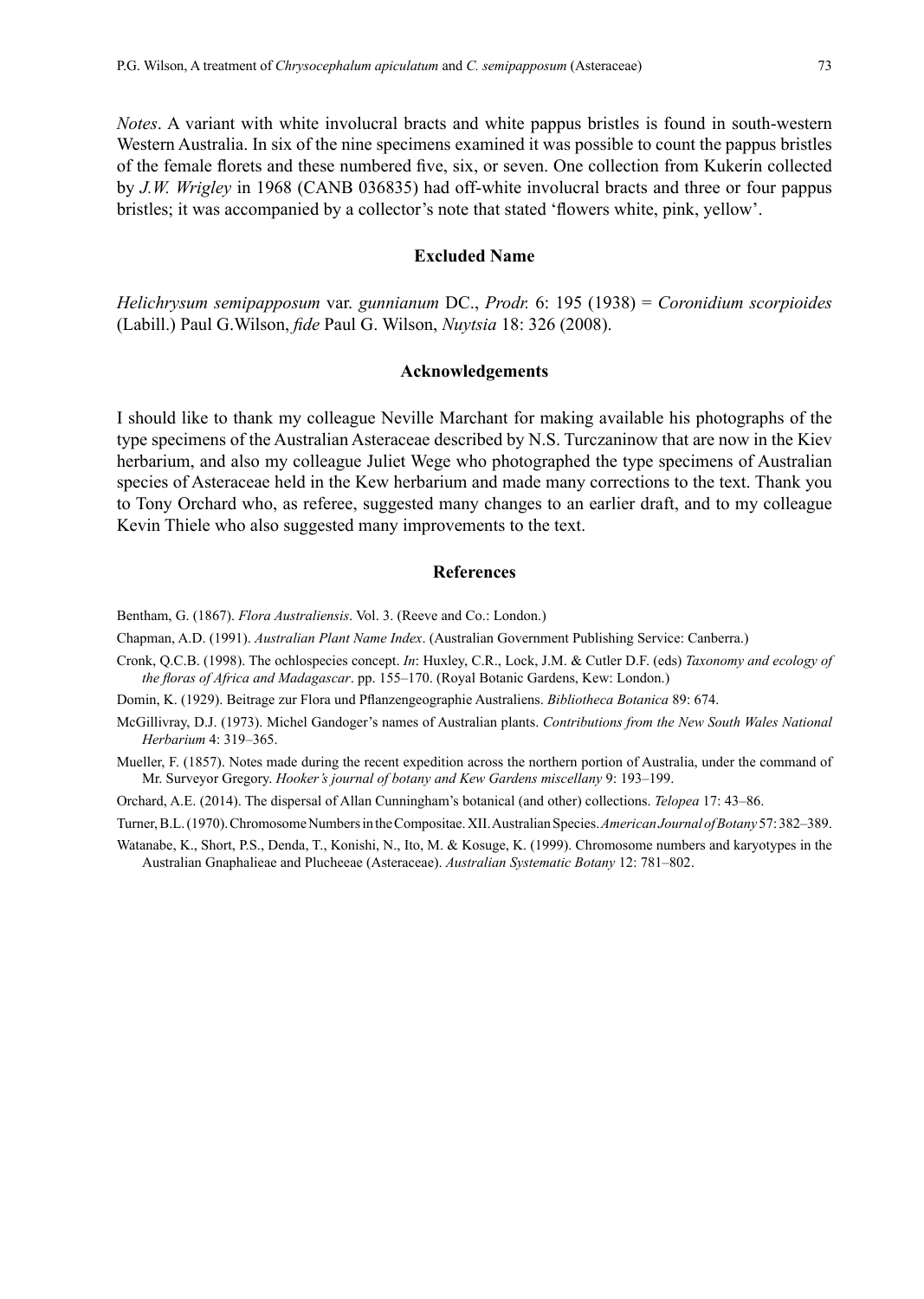*Notes*. A variant with white involucral bracts and white pappus bristles is found in south-western Western Australia. In six of the nine specimens examined it was possible to count the pappus bristles of the female florets and these numbered five, six, or seven. One collection from Kukerin collected by *J.W. Wrigley* in 1968 (CANB 036835) had off-white involucral bracts and three or four pappus bristles; it was accompanied by a collector's note that stated 'flowers white, pink, yellow'.

## Excluded Name

*Helichrysum semipapposum* var. *gunnianum* DC., *Prodr.* 6: 195 (1938) = *Coronidium scorpioides* (Labill.) Paul G.Wilson, *fide* Paul G. Wilson, *Nuytsia* 18: 326 (2008).

## Acknowledgements

I should like to thank my colleague Neville Marchant for making available his photographs of the type specimens of the Australian Asteraceae described by N.S. Turczaninow that are now in the Kiev herbarium, and also my colleague Juliet Wege who photographed the type specimens of Australian species of Asteraceae held in the Kew herbarium and made many corrections to the text. Thank you to Tony Orchard who, as referee, suggested many changes to an earlier draft, and to my colleague Kevin Thiele who also suggested many improvements to the text.

## References

Bentham, G. (1867). *Flora Australiensis*. Vol. 3. (Reeve and Co.: London.)

Chapman, A.D. (1991). *Australian Plant Name Index*. (Australian Government Publishing Service: Canberra.)

Cronk, Q.C.B. (1998). The ochlospecies concept. *In*: Huxley, C.R., Lock, J.M. & Cutler D.F. (eds) *Taxonomy and ecology of the floras of Africa and Madagascar*. pp. 155–170. (Royal Botanic Gardens, Kew: London.)

Domin, K. (1929). Beitrage zur Flora und Pflanzengeographie Australiens. *Bibliotheca Botanica* 89: 674.

McGillivray, D.J. (1973). Michel Gandoger's names of Australian plants. *Contributions from the New South Wales National Herbarium* 4: 319–365.

Mueller, F. (1857). Notes made during the recent expedition across the northern portion of Australia, under the command of Mr. Surveyor Gregory. *Hooker's journal of botany and Kew Gardens miscellany* 9: 193–199.

Orchard, A.E. (2014). The dispersal of Allan Cunningham's botanical (and other) collections. *Telopea* 17: 43–86.

Turner, B.L. (1970). Chromosome Numbers in the Compositae. XII. Australian Species. *American Journal of Botany* 57: 382–389.

Watanabe, K., Short, P.S., Denda, T., Konishi, N., Ito, M. & Kosuge, K. (1999). Chromosome numbers and karyotypes in the Australian Gnaphalieae and Plucheeae (Asteraceae). *Australian Systematic Botany* 12: 781–802.